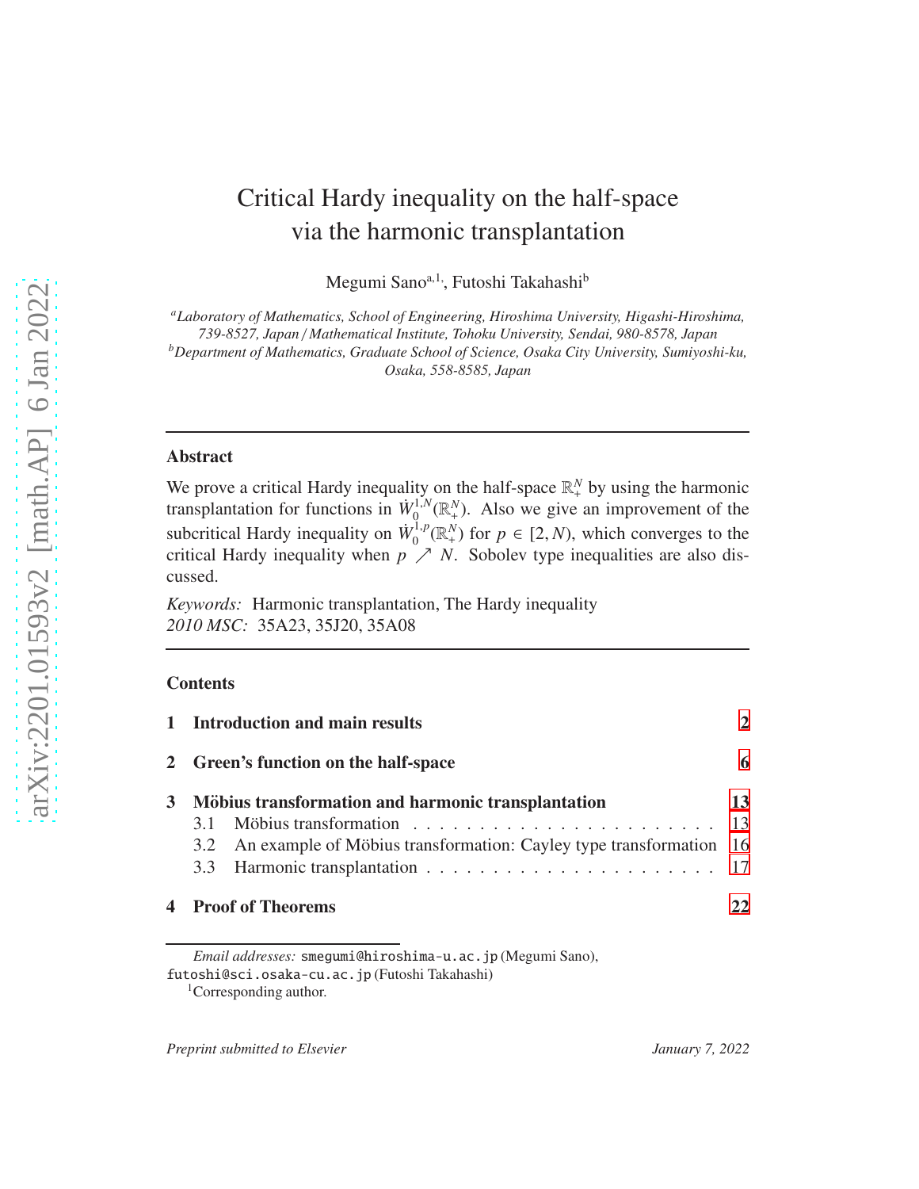# Critical Hardy inequality on the half-space via the harmonic transplantation

Megumi Sano[a,1], Futoshi Takahashi[b]

[a]*Laboratory of Mathematics, School of Engineering, Hiroshima University, Higashi-Hiroshima, 739-8527, Japan / Mathematical Institute, Tohoku University, Sendai, 980-8578, Japan*

[b]*Department of Mathematics, Graduate School of Science, Osaka City University, Sumiyoshi-ku, Osaka, 558-8585, Japan*

---

## Abstract

We prove a critical Hardy inequality on the half-space $\mathbb{R}^N_+$ by using the harmonic transplantation for functions in $\dot{W}^{1,N}_0(\mathbb{R}^N_+)$. Also we give an improvement of the subcritical Hardy inequality on $\dot{W}^{1,p}_0(\mathbb{R}^N_+)$ for $p \in [2, N)$, which converges to the critical Hardy inequality when $p \nearrow N$. Sobolev type inequalities are also discussed.

*Keywords:* Harmonic transplantation, The Hardy inequality
*2010 MSC:* 35A23, 35J20, 35A08

---

## Contents

1 Introduction and main results — 2

2 Green's function on the half-space — 6

3 Möbius transformation and harmonic transplantation — 13
- 3.1 Möbius transformation — 13
- 3.2 An example of Möbius transformation: Cayley type transformation — 16
- 3.3 Harmonic transplantation — 17

4 Proof of Theorems — 22

---

*Email addresses:* smegumi@hiroshima-u.ac.jp (Megumi Sano), futoshi@sci.osaka-cu.ac.jp (Futoshi Takahashi)

[1]Corresponding author.

*Preprint submitted to Elsevier* — *January 7, 2022*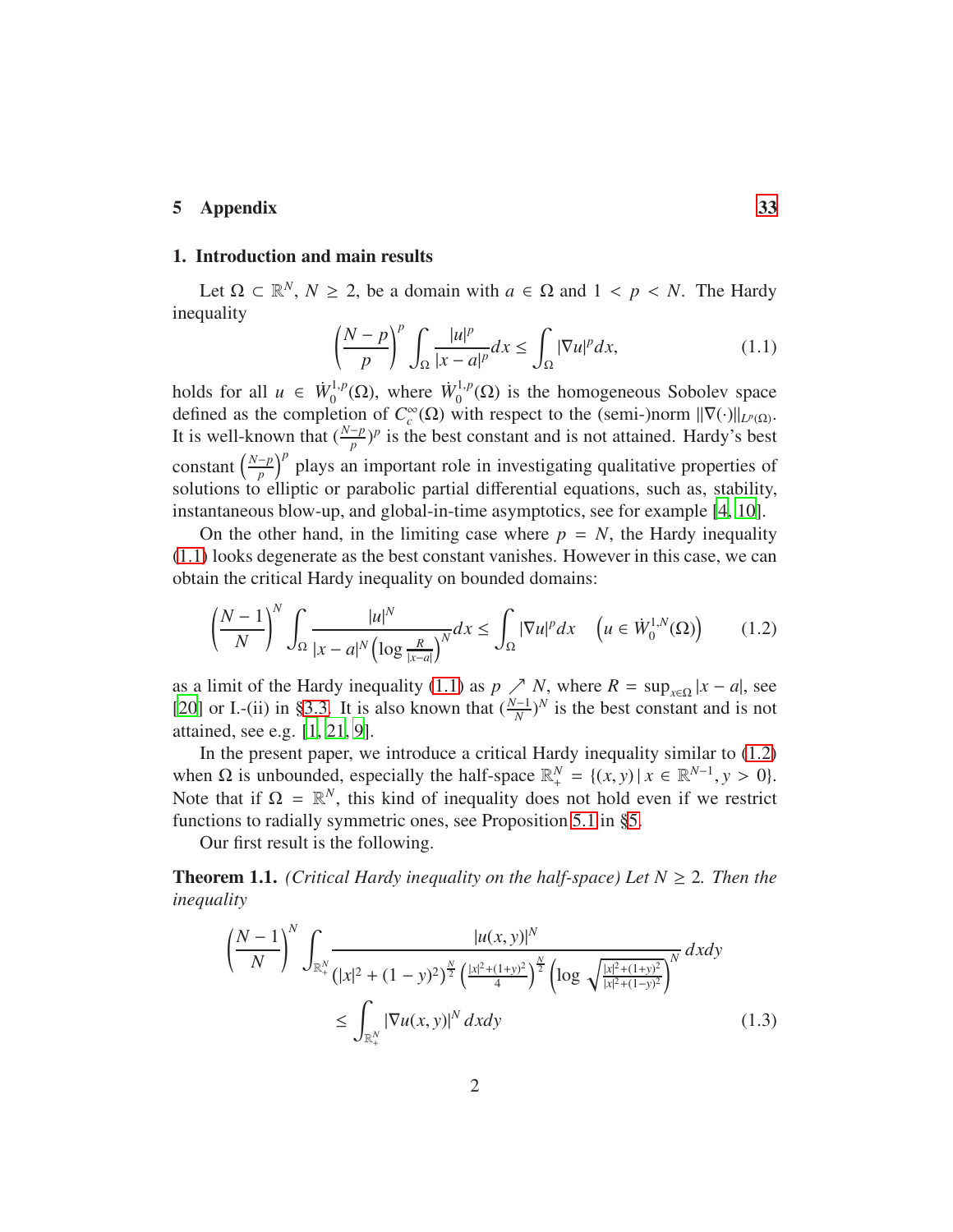5 Appendix 33

## 1. Introduction and main results

Let $\Omega \subset \mathbb{R}^N$, $N \geq 2$, be a domain with $a \in \Omega$ and $1 < p < N$. The Hardy inequality

$$\left(\frac{N-p}{p}\right)^p \int_\Omega \frac{|u|^p}{|x-a|^p} dx \leq \int_\Omega |\nabla u|^p dx, \tag{1.1}$$

holds for all $u \in \dot{W}_0^{1,p}(\Omega)$, where $\dot{W}_0^{1,p}(\Omega)$ is the homogeneous Sobolev space defined as the completion of $C_c^\infty(\Omega)$ with respect to the (semi-)norm $\|\nabla(\cdot)\|_{L^p(\Omega)}$. It is well-known that $(\frac{N-p}{p})^p$ is the best constant and is not attained. Hardy's best constant $\left(\frac{N-p}{p}\right)^p$ plays an important role in investigating qualitative properties of solutions to elliptic or parabolic partial differential equations, such as, stability, instantaneous blow-up, and global-in-time asymptotics, see for example [4, 10].

On the other hand, in the limiting case where $p = N$, the Hardy inequality (1.1) looks degenerate as the best constant vanishes. However in this case, we can obtain the critical Hardy inequality on bounded domains:

$$\left(\frac{N-1}{N}\right)^N \int_\Omega \frac{|u|^N}{|x-a|^N \left(\log \frac{R}{|x-a|}\right)^N} dx \leq \int_\Omega |\nabla u|^p dx \quad \left(u \in \dot{W}_0^{1,N}(\Omega)\right) \tag{1.2}$$

as a limit of the Hardy inequality (1.1) as $p \nearrow N$, where $R = \sup_{x \in \Omega} |x-a|$, see [20] or I.-(ii) in §3.3. It is also known that $(\frac{N-1}{N})^N$ is the best constant and is not attained, see e.g. [1, 21, 9].

In the present paper, we introduce a critical Hardy inequality similar to (1.2) when $\Omega$ is unbounded, especially the half-space $\mathbb{R}^N_+ = \{(x, y) \,|\, x \in \mathbb{R}^{N-1}, y > 0\}$. Note that if $\Omega = \mathbb{R}^N$, this kind of inequality does not hold even if we restrict functions to radially symmetric ones, see Proposition 5.1 in §5.

Our first result is the following.

**Theorem 1.1.** *(Critical Hardy inequality on the half-space) Let $N \geq 2$. Then the inequality*

$$\begin{aligned}\left(\frac{N-1}{N}\right)^N \int_{\mathbb{R}^N_+} &\frac{|u(x,y)|^N}{(|x|^2 + (1-y)^2)^{\frac{N}{2}} \left(\frac{|x|^2+(1+y)^2}{4}\right)^{\frac{N}{2}} \left(\log \sqrt{\frac{|x|^2+(1+y)^2}{|x|^2+(1-y)^2}}\right)^N} dxdy \\ &\leq \int_{\mathbb{R}^N_+} |\nabla u(x,y)|^N \, dxdy \end{aligned} \tag{1.3}$$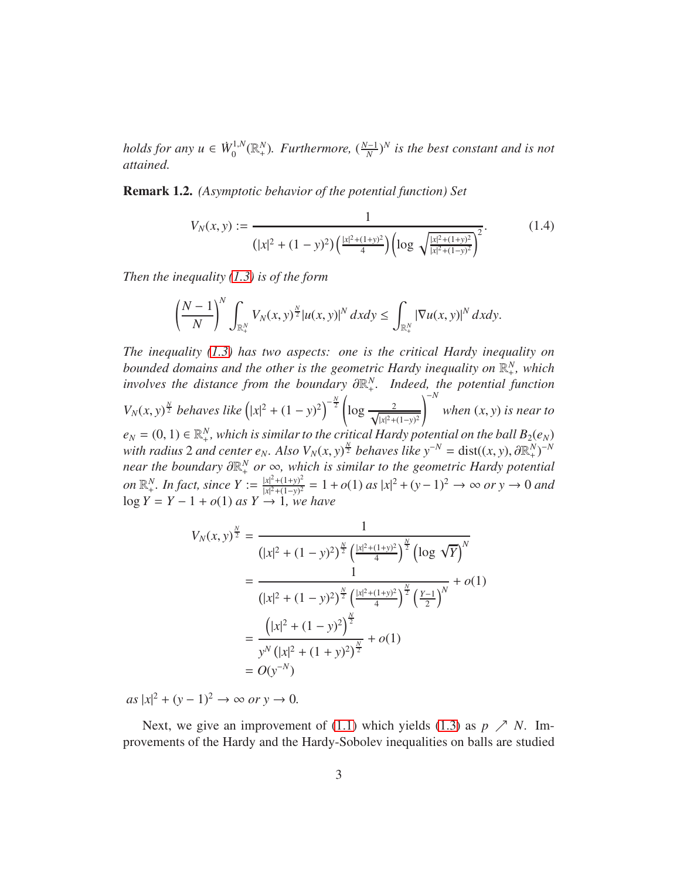*holds for any $u \in \dot{W}_0^{1,N}(\mathbb{R}^N_+)$. Furthermore, $(\frac{N-1}{N})^N$ is the best constant and is not attained.*

**Remark 1.2.** *(Asymptotic behavior of the potential function) Set*

$$V_N(x,y) := \frac{1}{(|x|^2 + (1-y)^2)\left(\frac{|x|^2+(1+y)^2}{4}\right)\left(\log \sqrt{\frac{|x|^2+(1+y)^2}{|x|^2+(1-y)^2}}\right)^2}. \tag{1.4}$$

*Then the inequality (1.3) is of the form*

$$\left(\frac{N-1}{N}\right)^N \int_{\mathbb{R}^N_+} V_N(x,y)^{\frac{N}{2}} |u(x,y)|^N \, dxdy \le \int_{\mathbb{R}^N_+} |\nabla u(x,y)|^N \, dxdy.$$

*The inequality (1.3) has two aspects: one is the critical Hardy inequality on bounded domains and the other is the geometric Hardy inequality on $\mathbb{R}^N_+$, which involves the distance from the boundary $\partial\mathbb{R}^N_+$. Indeed, the potential function $V_N(x,y)^{\frac{N}{2}}$ behaves like $\left(|x|^2 + (1-y)^2\right)^{-\frac{N}{2}} \left(\log \frac{2}{\sqrt{|x|^2+(1-y)^2}}\right)^{-N}$ when $(x,y)$ is near to $e_N = (0,1) \in \mathbb{R}^N_+$, which is similar to the critical Hardy potential on the ball $B_2(e_N)$ with radius 2 and center $e_N$. Also $V_N(x,y)^{\frac{N}{2}}$ behaves like $y^{-N} = \mathrm{dist}((x,y), \partial\mathbb{R}^N_+)^{-N}$ near the boundary $\partial\mathbb{R}^N_+$ or $\infty$, which is similar to the geometric Hardy potential on $\mathbb{R}^N_+$. In fact, since $Y := \frac{|x|^2+(1+y)^2}{|x|^2+(1-y)^2} = 1 + o(1)$ as $|x|^2 + (y-1)^2 \to \infty$ or $y \to 0$ and $\log Y = Y - 1 + o(1)$ as $Y \to 1$, we have*

$$\begin{aligned}
V_N(x,y)^{\frac{N}{2}} &= \frac{1}{(|x|^2 + (1-y)^2)^{\frac{N}{2}} \left(\frac{|x|^2+(1+y)^2}{4}\right)^{\frac{N}{2}} \left(\log \sqrt{Y}\right)^N} \\
&= \frac{1}{(|x|^2 + (1-y)^2)^{\frac{N}{2}} \left(\frac{|x|^2+(1+y)^2}{4}\right)^{\frac{N}{2}} \left(\frac{Y-1}{2}\right)^N} + o(1) \\
&= \frac{\left(|x|^2 + (1-y)^2\right)^{\frac{N}{2}}}{y^N \left(|x|^2 + (1+y)^2\right)^{\frac{N}{2}}} + o(1) \\
&= O(y^{-N})
\end{aligned}$$

*as $|x|^2 + (y-1)^2 \to \infty$ or $y \to 0$.*

Next, we give an improvement of (1.1) which yields (1.3) as $p \nearrow N$. Improvements of the Hardy and the Hardy-Sobolev inequalities on balls are studied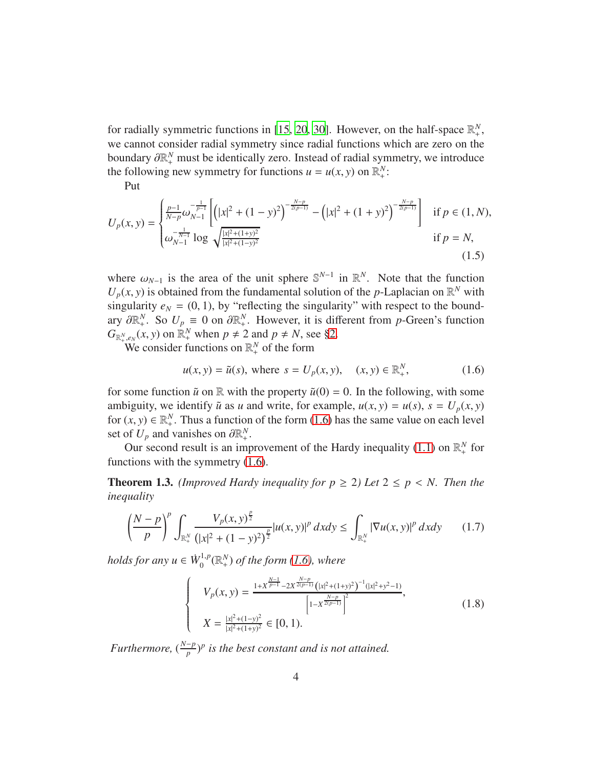for radially symmetric functions in [15, 20, 30]. However, on the half-space $\mathbb{R}^N_+$, we cannot consider radial symmetry since radial functions which are zero on the boundary $\partial\mathbb{R}^N_+$ must be identically zero. Instead of radial symmetry, we introduce the following new symmetry for functions $u = u(x, y)$ on $\mathbb{R}^N_+$:

Put

$$
U_p(x,y) = \begin{cases} \frac{p-1}{N-p}\omega_{N-1}^{-\frac{1}{p-1}}\left[\left(|x|^2 + (1-y)^2\right)^{-\frac{N-p}{2(p-1)}} - \left(|x|^2 + (1+y)^2\right)^{-\frac{N-p}{2(p-1)}}\right] & \text{if } p \in (1, N), \\ \omega_{N-1}^{-\frac{1}{N-1}} \log \sqrt{\frac{|x|^2+(1+y)^2}{|x|^2+(1-y)^2}} & \text{if } p = N, \end{cases} \tag{1.5}
$$

where $\omega_{N-1}$ is the area of the unit sphere $\mathbb{S}^{N-1}$ in $\mathbb{R}^N$. Note that the function $U_p(x, y)$ is obtained from the fundamental solution of the $p$-Laplacian on $\mathbb{R}^N$ with singularity $e_N = (0, 1)$, by "reflecting the singularity" with respect to the boundary $\partial\mathbb{R}^N_+$. So $U_p \equiv 0$ on $\partial\mathbb{R}^N_+$. However, it is different from $p$-Green's function $G_{\mathbb{R}^N_+, e_N}(x, y)$ on $\mathbb{R}^N_+$ when $p \neq 2$ and $p \neq N$, see §2.

We consider functions on $\mathbb{R}^N_+$ of the form

$$
u(x,y) = \tilde{u}(s), \text{ where } s = U_p(x,y), \quad (x,y) \in \mathbb{R}^N_+, \tag{1.6}
$$

for some function $\tilde{u}$ on $\mathbb{R}$ with the property $\tilde{u}(0) = 0$. In the following, with some ambiguity, we identify $\tilde{u}$ as $u$ and write, for example, $u(x, y) = u(s)$, $s = U_p(x, y)$ for $(x, y) \in \mathbb{R}^N_+$. Thus a function of the form (1.6) has the same value on each level set of $U_p$ and vanishes on $\partial\mathbb{R}^N_+$.

Our second result is an improvement of the Hardy inequality (1.1) on $\mathbb{R}^N_+$ for functions with the symmetry (1.6).

**Theorem 1.3.** *(Improved Hardy inequality for $p \geq 2$) Let $2 \leq p < N$. Then the inequality*

$$
\left(\frac{N-p}{p}\right)^p \int_{\mathbb{R}^N_+} \frac{V_p(x,y)^{\frac{p}{2}}}{\left(|x|^2 + (1-y)^2\right)^{\frac{p}{2}}} |u(x,y)|^p \, dxdy \leq \int_{\mathbb{R}^N_+} |\nabla u(x,y)|^p \, dxdy \tag{1.7}
$$

*holds for any $u \in \dot{W}^{1,p}_0(\mathbb{R}^N_+)$ of the form (1.6), where*

$$
\begin{cases} V_p(x,y) = \dfrac{1 + X^{\frac{N-1}{p-1}} - 2X^{\frac{N-p}{2(p-1)}}\left(|x|^2+(1+y)^2\right)^{-1}(|x|^2+y^2-1)}{\left[1 - X^{\frac{N-p}{2(p-1)}}\right]^2}, \\ X = \frac{|x|^2+(1-y)^2}{|x|^2+(1+y)^2} \in [0,1). \end{cases} \tag{1.8}
$$

*Furthermore, $(\frac{N-p}{p})^p$ is the best constant and is not attained.*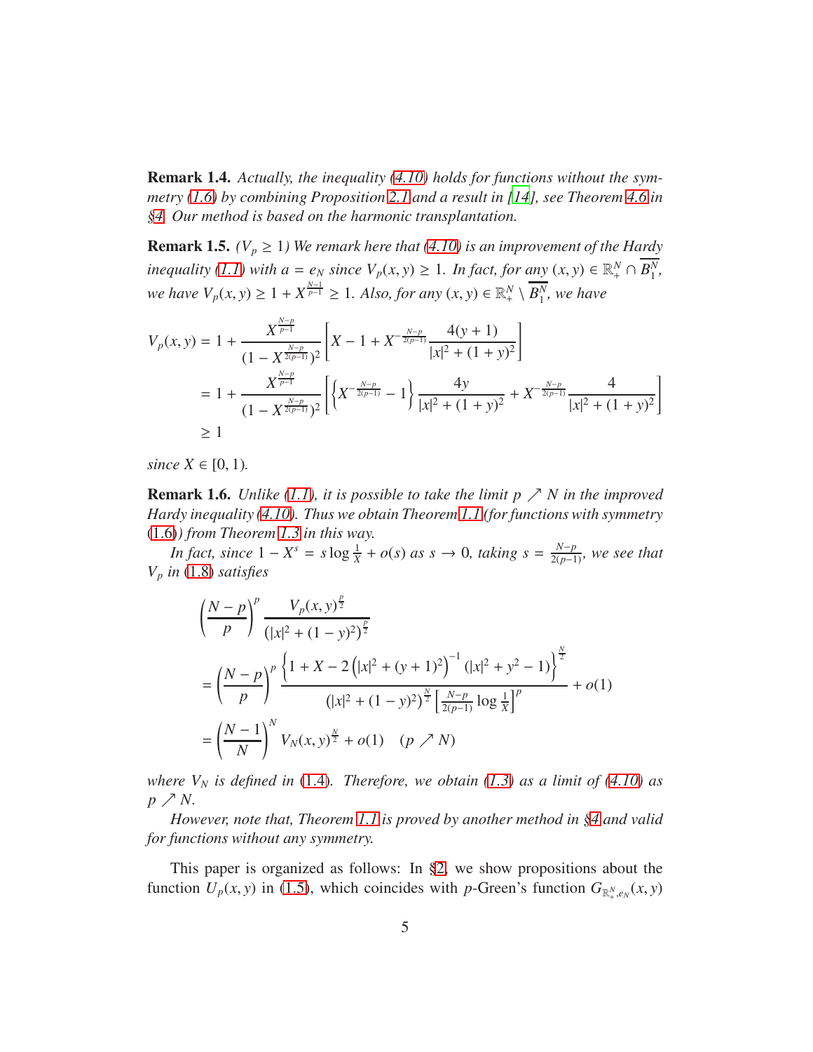**Remark 1.4.** *Actually, the inequality (4.10) holds for functions without the symmetry (1.6) by combining Proposition 2.1 and a result in [14], see Theorem 4.6 in §4. Our method is based on the harmonic transplantation.*

**Remark 1.5.** *($V_p \geq 1$) We remark here that (4.10) is an improvement of the Hardy inequality (1.1) with $a = e_N$ since $V_p(x, y) \geq 1$. In fact, for any $(x, y) \in \mathbb{R}^N_+ \cap \overline{B^N_1}$, we have $V_p(x, y) \geq 1 + X^{\frac{N-1}{p-1}} \geq 1$. Also, for any $(x, y) \in \mathbb{R}^N_+ \setminus \overline{B^N_1}$, we have*

$$
\begin{aligned}
V_p(x, y) &= 1 + \frac{X^{\frac{N-p}{p-1}}}{(1 - X^{\frac{N-p}{2(p-1)}})^2} \left[ X - 1 + X^{-\frac{N-p}{2(p-1)}} \frac{4(y+1)}{|x|^2 + (1+y)^2} \right] \\
&= 1 + \frac{X^{\frac{N-p}{p-1}}}{(1 - X^{\frac{N-p}{2(p-1)}})^2} \left[ \left\{ X^{-\frac{N-p}{2(p-1)}} - 1 \right\} \frac{4y}{|x|^2 + (1+y)^2} + X^{-\frac{N-p}{2(p-1)}} \frac{4}{|x|^2 + (1+y)^2} \right] \\
&\geq 1
\end{aligned}
$$

*since $X \in [0, 1)$.*

**Remark 1.6.** *Unlike (1.1), it is possible to take the limit $p \nearrow N$ in the improved Hardy inequality (4.10). Thus we obtain Theorem 1.1 (for functions with symmetry (1.6)) from Theorem 1.3 in this way.*

*In fact, since $1 - X^s = s \log \frac{1}{X} + o(s)$ as $s \to 0$, taking $s = \frac{N-p}{2(p-1)}$, we see that $V_p$ in (1.8) satisfies*

$$
\begin{aligned}
&\left( \frac{N-p}{p} \right)^p \frac{V_p(x, y)^{\frac{p}{2}}}{(|x|^2 + (1-y)^2)^{\frac{p}{2}}} \\
&= \left( \frac{N-p}{p} \right)^p \frac{\left\{ 1 + X - 2 \left( |x|^2 + (y+1)^2 \right)^{-1} (|x|^2 + y^2 - 1) \right\}^{\frac{N}{2}}}{(|x|^2 + (1-y)^2)^{\frac{N}{2}} \left[ \frac{N-p}{2(p-1)} \log \frac{1}{X} \right]^p} + o(1) \\
&= \left( \frac{N-1}{N} \right)^N V_N(x, y)^{\frac{N}{2}} + o(1) \quad (p \nearrow N)
\end{aligned}
$$

*where $V_N$ is defined in (1.4). Therefore, we obtain (1.3) as a limit of (4.10) as $p \nearrow N$.*

*However, note that, Theorem 1.1 is proved by another method in §4 and valid for functions without any symmetry.*

This paper is organized as follows: In §2, we show propositions about the function $U_p(x, y)$ in (1.5), which coincides with $p$-Green's function $G_{\mathbb{R}^N_+, e_N}(x, y)$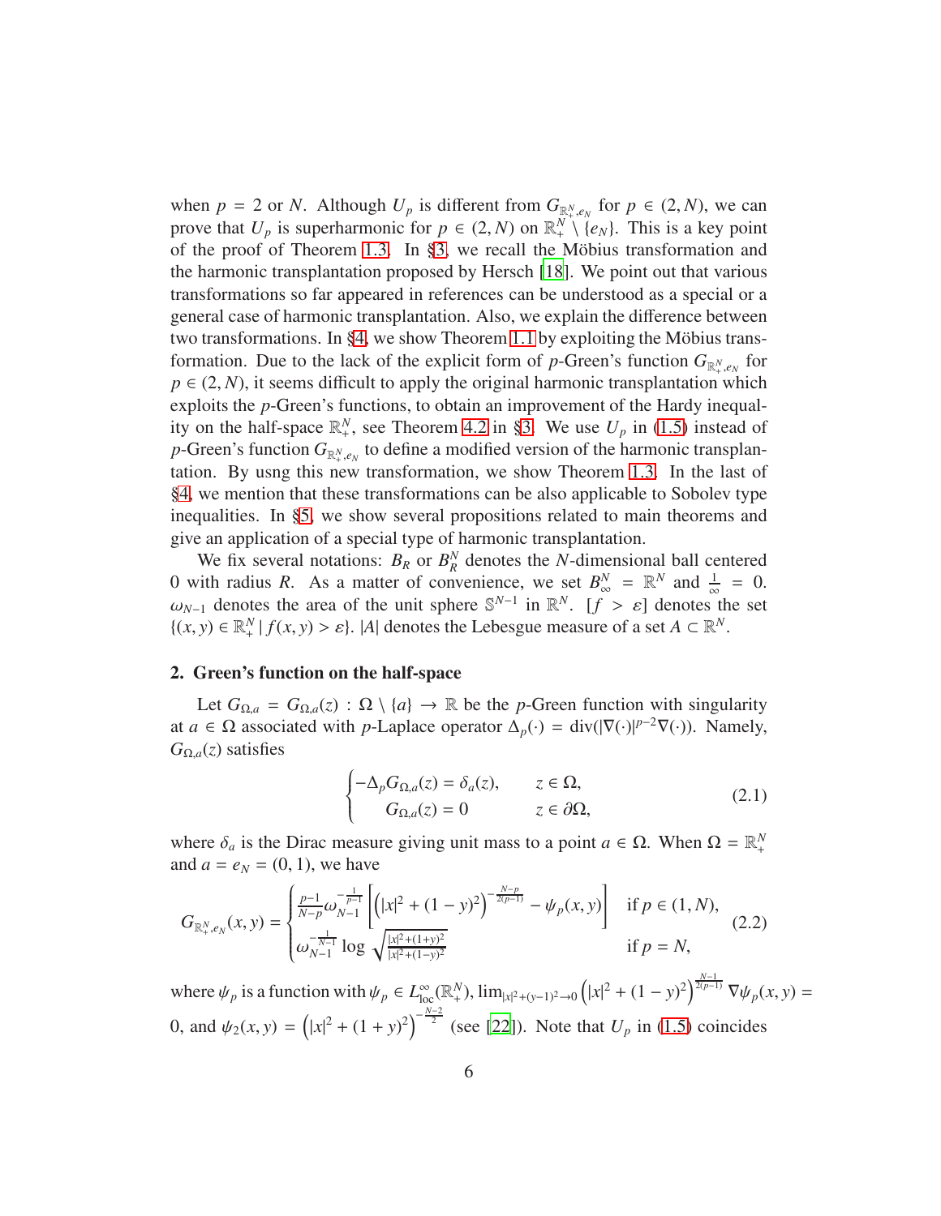when $p = 2$ or $N$. Although $U_p$ is different from $G_{\mathbb{R}^N_+, e_N}$ for $p \in (2, N)$, we can prove that $U_p$ is superharmonic for $p \in (2, N)$ on $\mathbb{R}^N_+ \setminus \{e_N\}$. This is a key point of the proof of Theorem 1.3. In §3, we recall the Möbius transformation and the harmonic transplantation proposed by Hersch [18]. We point out that various transformations so far appeared in references can be understood as a special or a general case of harmonic transplantation. Also, we explain the difference between two transformations. In §4, we show Theorem 1.1 by exploiting the Möbius transformation. Due to the lack of the explicit form of $p$-Green's function $G_{\mathbb{R}^N_+, e_N}$ for $p \in (2, N)$, it seems difficult to apply the original harmonic transplantation which exploits the $p$-Green's functions, to obtain an improvement of the Hardy inequality on the half-space $\mathbb{R}^N_+$, see Theorem 4.2 in §3. We use $U_p$ in (1.5) instead of $p$-Green's function $G_{\mathbb{R}^N_+, e_N}$ to define a modified version of the harmonic transplantation. By usng this new transformation, we show Theorem 1.3. In the last of §4, we mention that these transformations can be also applicable to Sobolev type inequalities. In §5, we show several propositions related to main theorems and give an application of a special type of harmonic transplantation.

We fix several notations: $B_R$ or $B_R^N$ denotes the $N$-dimensional ball centered 0 with radius $R$. As a matter of convenience, we set $B_\infty^N = \mathbb{R}^N$ and $\frac{1}{\infty} = 0$. $\omega_{N-1}$ denotes the area of the unit sphere $\mathbb{S}^{N-1}$ in $\mathbb{R}^N$. $[f > \varepsilon]$ denotes the set $\{(x, y) \in \mathbb{R}^N_+ \mid f(x, y) > \varepsilon\}$. $|A|$ denotes the Lebesgue measure of a set $A \subset \mathbb{R}^N$.

## 2. Green's function on the half-space

Let $G_{\Omega,a} = G_{\Omega,a}(z) : \Omega \setminus \{a\} \to \mathbb{R}$ be the $p$-Green function with singularity at $a \in \Omega$ associated with $p$-Laplace operator $\Delta_p(\cdot) = \mathrm{div}(|\nabla(\cdot)|^{p-2}\nabla(\cdot))$. Namely, $G_{\Omega,a}(z)$ satisfies

$$
\begin{cases} -\Delta_p G_{\Omega,a}(z) = \delta_a(z), & z \in \Omega, \\ \quad\; G_{\Omega,a}(z) = 0 & z \in \partial\Omega, \end{cases} \tag{2.1}
$$

where $\delta_a$ is the Dirac measure giving unit mass to a point $a \in \Omega$. When $\Omega = \mathbb{R}^N_+$ and $a = e_N = (0, 1)$, we have

$$
G_{\mathbb{R}^N_+, e_N}(x, y) = \begin{cases} \frac{p-1}{N-p}\omega_{N-1}^{-\frac{1}{p-1}}\left[\left(|x|^2 + (1-y)^2\right)^{-\frac{N-p}{2(p-1)}} - \psi_p(x, y)\right] & \text{if } p \in (1, N), \\ \omega_{N-1}^{-\frac{1}{N-1}} \log \sqrt{\frac{|x|^2 + (1+y)^2}{|x|^2 + (1-y)^2}} & \text{if } p = N, \end{cases} \tag{2.2}
$$

where $\psi_p$ is a function with $\psi_p \in L^\infty_{\mathrm{loc}}(\mathbb{R}^N_+)$, $\lim_{|x|^2 + (y-1)^2 \to 0} \left(|x|^2 + (1-y)^2\right)^{\frac{N-1}{2(p-1)}} \nabla\psi_p(x, y) = 0$, and $\psi_2(x, y) = \left(|x|^2 + (1+y)^2\right)^{-\frac{N-2}{2}}$ (see [22]). Note that $U_p$ in (1.5) coincides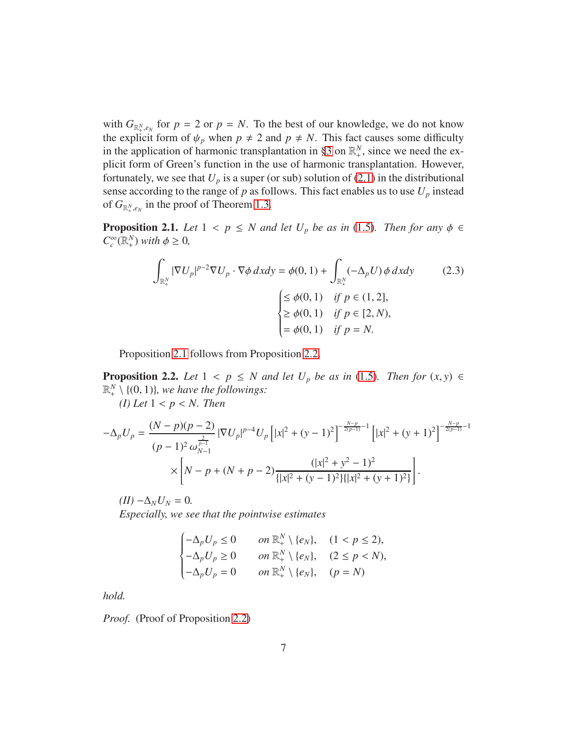with $G_{\mathbb{R}^N_+, e_N}$ for $p = 2$ or $p = N$. To the best of our knowledge, we do not know the explicit form of $\psi_p$ when $p \neq 2$ and $p \neq N$. This fact causes some difficulty in the application of harmonic transplantation in §3 on $\mathbb{R}^N_+$, since we need the explicit form of Green's function in the use of harmonic transplantation. However, fortunately, we see that $U_p$ is a super (or sub) solution of (2.1) in the distributional sense according to the range of $p$ as follows. This fact enables us to use $U_p$ instead of $G_{\mathbb{R}^N_+, e_N}$ in the proof of Theorem 1.3.

**Proposition 2.1.** *Let $1 < p \leq N$ and let $U_p$ be as in (1.5). Then for any $\phi \in C_c^\infty(\mathbb{R}^N_+)$ with $\phi \geq 0$,*

$$
\int_{\mathbb{R}^N_+} |\nabla U_p|^{p-2} \nabla U_p \cdot \nabla \phi \, dxdy = \phi(0,1) + \int_{\mathbb{R}^N_+} (-\Delta_p U) \, \phi \, dxdy \tag{2.3}
$$
$$
\begin{cases} \leq \phi(0,1) & \text{if } p \in (1,2], \\ \geq \phi(0,1) & \text{if } p \in [2,N), \\ = \phi(0,1) & \text{if } p = N. \end{cases}
$$

Proposition 2.1 follows from Proposition 2.2.

**Proposition 2.2.** *Let $1 < p \leq N$ and let $U_p$ be as in (1.5). Then for $(x,y) \in \mathbb{R}^N_+ \setminus \{(0,1)\}$, we have the followings:*

*(I) Let $1 < p < N$. Then*

$$
\begin{aligned}
-\Delta_p U_p = \frac{(N-p)(p-2)}{(p-1)^2 \, \omega_{N-1}^{\frac{2}{p-1}}} |\nabla U_p|^{p-4} U_p \left[ |x|^2 + (y-1)^2 \right]^{-\frac{N-p}{2(p-1)} - 1} \left[ |x|^2 + (y+1)^2 \right]^{-\frac{N-p}{2(p-1)} - 1} \\
\times \left[ N - p + (N + p - 2) \frac{(|x|^2 + y^2 - 1)^2}{\{|x|^2 + (y-1)^2\}\{|x|^2 + (y+1)^2\}} \right].
\end{aligned}
$$

*(II) $-\Delta_N U_N = 0$.*

*Especially, we see that the pointwise estimates*

$$
\begin{cases} -\Delta_p U_p \leq 0 & \text{on } \mathbb{R}^N_+ \setminus \{e_N\}, \quad (1 < p \leq 2), \\ -\Delta_p U_p \geq 0 & \text{on } \mathbb{R}^N_+ \setminus \{e_N\}, \quad (2 \leq p < N), \\ -\Delta_p U_p = 0 & \text{on } \mathbb{R}^N_+ \setminus \{e_N\}, \quad (p = N) \end{cases}
$$

*hold.*

*Proof.* (Proof of Proposition 2.2)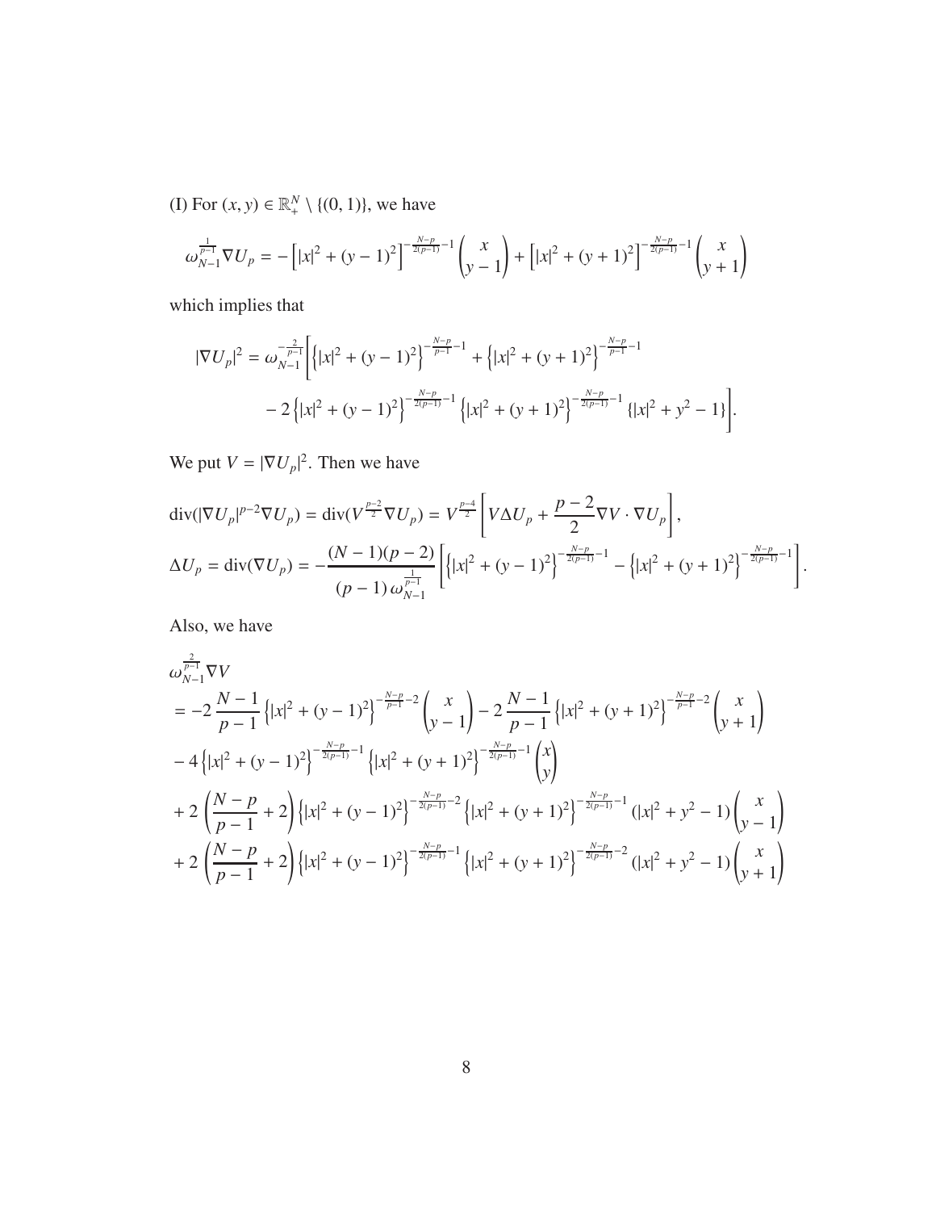(I) For $(x, y) \in \mathbb{R}^N_+ \setminus \{(0, 1)\}$, we have

$$\omega_{N-1}^{\frac{1}{p-1}} \nabla U_p = -\left[|x|^2 + (y-1)^2\right]^{-\frac{N-p}{2(p-1)}-1} \begin{pmatrix} x \\ y-1 \end{pmatrix} + \left[|x|^2 + (y+1)^2\right]^{-\frac{N-p}{2(p-1)}-1} \begin{pmatrix} x \\ y+1 \end{pmatrix}$$

which implies that

$$\begin{aligned}
|\nabla U_p|^2 = \omega_{N-1}^{-\frac{2}{p-1}} \Bigg[ &\left\{|x|^2 + (y-1)^2\right\}^{-\frac{N-p}{p-1}-1} + \left\{|x|^2 + (y+1)^2\right\}^{-\frac{N-p}{p-1}-1} \\
&- 2\left\{|x|^2 + (y-1)^2\right\}^{-\frac{N-p}{2(p-1)}-1} \left\{|x|^2 + (y+1)^2\right\}^{-\frac{N-p}{2(p-1)}-1} \{|x|^2 + y^2 - 1\} \Bigg].
\end{aligned}$$

We put $V = |\nabla U_p|^2$. Then we have

$$\begin{aligned}
&\operatorname{div}(|\nabla U_p|^{p-2} \nabla U_p) = \operatorname{div}(V^{\frac{p-2}{2}} \nabla U_p) = V^{\frac{p-4}{2}} \left[ V \Delta U_p + \frac{p-2}{2} \nabla V \cdot \nabla U_p \right], \\
&\Delta U_p = \operatorname{div}(\nabla U_p) = -\frac{(N-1)(p-2)}{(p-1)\, \omega_{N-1}^{\frac{1}{p-1}}} \left[ \left\{|x|^2 + (y-1)^2\right\}^{-\frac{N-p}{2(p-1)}-1} - \left\{|x|^2 + (y+1)^2\right\}^{-\frac{N-p}{2(p-1)}-1} \right].
\end{aligned}$$

Also, we have

$$\begin{aligned}
&\omega_{N-1}^{\frac{2}{p-1}} \nabla V \\
&= -2\,\frac{N-1}{p-1} \left\{|x|^2 + (y-1)^2\right\}^{-\frac{N-p}{p-1}-2} \begin{pmatrix} x \\ y-1 \end{pmatrix} - 2\,\frac{N-1}{p-1} \left\{|x|^2 + (y+1)^2\right\}^{-\frac{N-p}{p-1}-2} \begin{pmatrix} x \\ y+1 \end{pmatrix} \\
&- 4 \left\{|x|^2 + (y-1)^2\right\}^{-\frac{N-p}{2(p-1)}-1} \left\{|x|^2 + (y+1)^2\right\}^{-\frac{N-p}{2(p-1)}-1} \begin{pmatrix} x \\ y \end{pmatrix} \\
&+ 2\left(\frac{N-p}{p-1} + 2\right) \left\{|x|^2 + (y-1)^2\right\}^{-\frac{N-p}{2(p-1)}-2} \left\{|x|^2 + (y+1)^2\right\}^{-\frac{N-p}{2(p-1)}-1} (|x|^2 + y^2 - 1) \begin{pmatrix} x \\ y-1 \end{pmatrix} \\
&+ 2\left(\frac{N-p}{p-1} + 2\right) \left\{|x|^2 + (y-1)^2\right\}^{-\frac{N-p}{2(p-1)}-1} \left\{|x|^2 + (y+1)^2\right\}^{-\frac{N-p}{2(p-1)}-2} (|x|^2 + y^2 - 1) \begin{pmatrix} x \\ y+1 \end{pmatrix}
\end{aligned}$$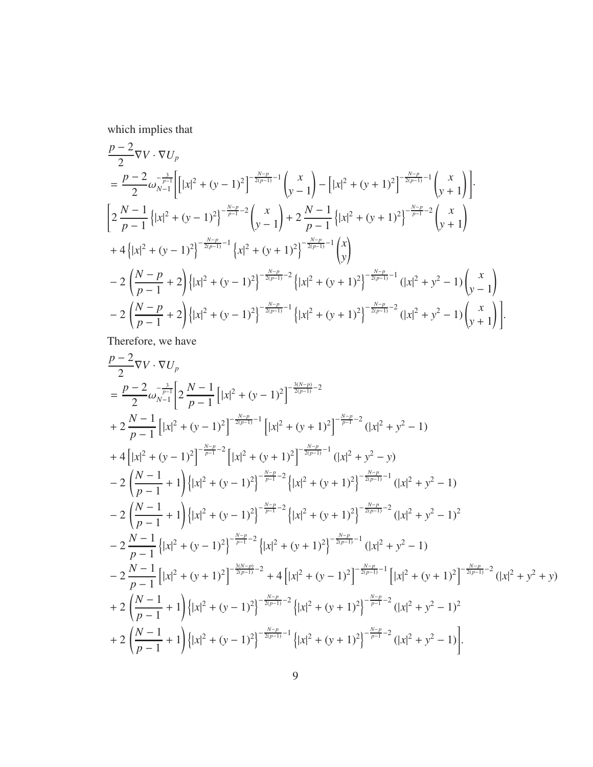which implies that

$$
\begin{aligned}
&\frac{p-2}{2}\nabla V\cdot\nabla U_p\\
&=\frac{p-2}{2}\omega_{N-1}^{-\frac{3}{p-1}}\Bigg[\left[|x|^2+(y-1)^2\right]^{-\frac{N-p}{2(p-1)}-1}\begin{pmatrix}x\\y-1\end{pmatrix}-\left[|x|^2+(y+1)^2\right]^{-\frac{N-p}{2(p-1)}-1}\begin{pmatrix}x\\y+1\end{pmatrix}\Bigg]\cdot\\
&\Bigg[2\,\frac{N-1}{p-1}\left\{|x|^2+(y-1)^2\right\}^{-\frac{N-p}{p-1}-2}\begin{pmatrix}x\\y-1\end{pmatrix}+2\,\frac{N-1}{p-1}\left\{|x|^2+(y+1)^2\right\}^{-\frac{N-p}{p-1}-2}\begin{pmatrix}x\\y+1\end{pmatrix}\\
&+4\left\{|x|^2+(y-1)^2\right\}^{-\frac{N-p}{2(p-1)}-1}\left\{x|^2+(y+1)^2\right\}^{-\frac{N-p}{2(p-1)}-1}\begin{pmatrix}x\\y\end{pmatrix}\\
&-2\left(\frac{N-p}{p-1}+2\right)\left\{|x|^2+(y-1)^2\right\}^{-\frac{N-p}{2(p-1)}-2}\left\{|x|^2+(y+1)^2\right\}^{-\frac{N-p}{2(p-1)}-1}(|x|^2+y^2-1)\begin{pmatrix}x\\y-1\end{pmatrix}\\
&-2\left(\frac{N-p}{p-1}+2\right)\left\{|x|^2+(y-1)^2\right\}^{-\frac{N-p}{2(p-1)}-1}\left\{|x|^2+(y+1)^2\right\}^{-\frac{N-p}{2(p-1)}-2}(|x|^2+y^2-1)\begin{pmatrix}x\\y+1\end{pmatrix}\Bigg].
\end{aligned}
$$

Therefore, we have

$$
\begin{aligned}
&\frac{p-2}{2}\nabla V\cdot\nabla U_p\\
&=\frac{p-2}{2}\omega_{N-1}^{-\frac{3}{p-1}}\Bigg[2\,\frac{N-1}{p-1}\left[|x|^2+(y-1)^2\right]^{-\frac{3(N-p)}{2(p-1)}-2}\\
&+2\,\frac{N-1}{p-1}\left[|x|^2+(y-1)^2\right]^{-\frac{N-p}{2(p-1)}-1}\left[|x|^2+(y+1)^2\right]^{-\frac{N-p}{p-1}-2}(|x|^2+y^2-1)\\
&+4\left[|x|^2+(y-1)^2\right]^{-\frac{N-p}{p-1}-2}\left[|x|^2+(y+1)^2\right]^{-\frac{N-p}{2(p-1)}-1}(|x|^2+y^2-y)\\
&-2\left(\frac{N-1}{p-1}+1\right)\left\{|x|^2+(y-1)^2\right\}^{-\frac{N-p}{p-1}-2}\left\{|x|^2+(y+1)^2\right\}^{-\frac{N-p}{2(p-1)}-1}(|x|^2+y^2-1)\\
&-2\left(\frac{N-1}{p-1}+1\right)\left\{|x|^2+(y-1)^2\right\}^{-\frac{N-p}{p-1}-2}\left\{|x|^2+(y+1)^2\right\}^{-\frac{N-p}{2(p-1)}-2}(|x|^2+y^2-1)^2\\
&-2\,\frac{N-1}{p-1}\left\{|x|^2+(y-1)^2\right\}^{-\frac{N-p}{p-1}-2}\left\{|x|^2+(y+1)^2\right\}^{-\frac{N-p}{2(p-1)}-1}(|x|^2+y^2-1)\\
&-2\,\frac{N-1}{p-1}\left[|x|^2+(y+1)^2\right]^{-\frac{3(N-p)}{2(p-1)}-2}+4\left[|x|^2+(y-1)^2\right]^{-\frac{N-p}{2(p-1)}-1}\left[|x|^2+(y+1)^2\right]^{-\frac{N-p}{2(p-1)}-2}(|x|^2+y^2+y)\\
&+2\left(\frac{N-1}{p-1}+1\right)\left\{|x|^2+(y-1)^2\right\}^{-\frac{N-p}{2(p-1)}-2}\left\{|x|^2+(y+1)^2\right\}^{-\frac{N-p}{p-1}-2}(|x|^2+y^2-1)^2\\
&+2\left(\frac{N-1}{p-1}+1\right)\left\{|x|^2+(y-1)^2\right\}^{-\frac{N-p}{2(p-1)}-1}\left\{|x|^2+(y+1)^2\right\}^{-\frac{N-p}{p-1}-2}(|x|^2+y^2-1)\Bigg].
\end{aligned}
$$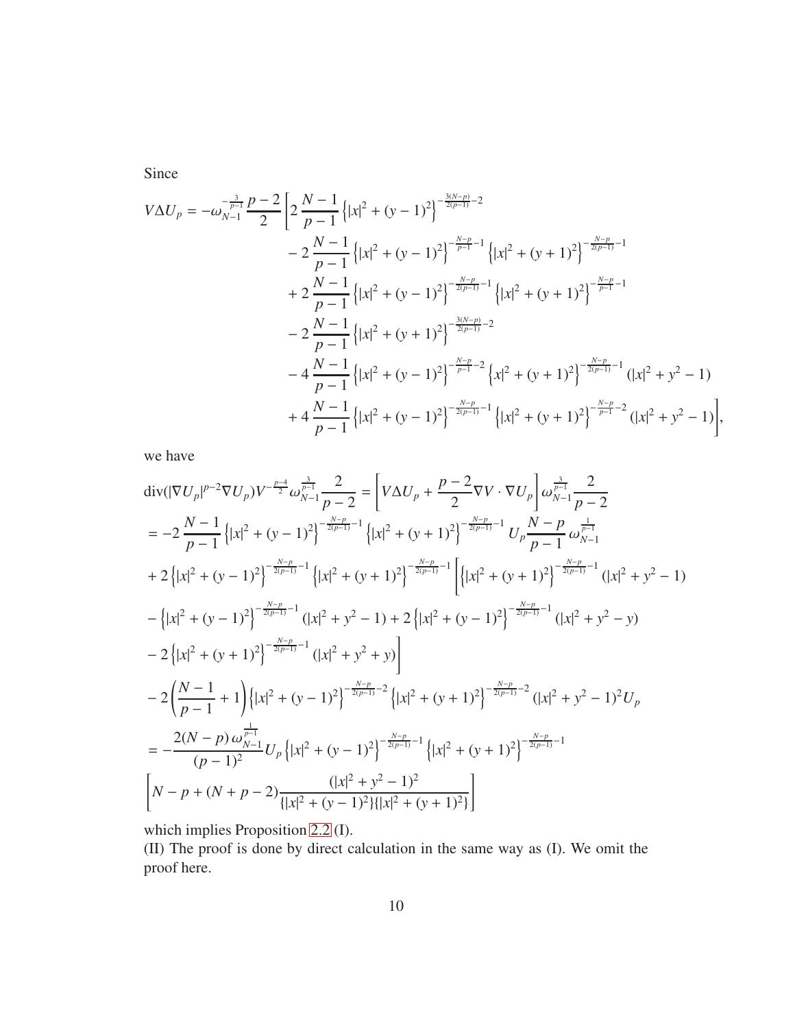Since

$$
\begin{aligned}
V\Delta U_p = -\omega_{N-1}^{-\frac{3}{p-1}} \frac{p-2}{2} \Bigg[ & 2\,\frac{N-1}{p-1} \left\{|x|^2 + (y-1)^2\right\}^{-\frac{3(N-p)}{2(p-1)}-2} \\
& - 2\,\frac{N-1}{p-1} \left\{|x|^2 + (y-1)^2\right\}^{-\frac{N-p}{p-1}-1} \left\{|x|^2 + (y+1)^2\right\}^{-\frac{N-p}{2(p-1)}-1} \\
& + 2\,\frac{N-1}{p-1} \left\{|x|^2 + (y-1)^2\right\}^{-\frac{N-p}{2(p-1)}-1} \left\{|x|^2 + (y+1)^2\right\}^{-\frac{N-p}{p-1}-1} \\
& - 2\,\frac{N-1}{p-1} \left\{|x|^2 + (y+1)^2\right\}^{-\frac{3(N-p)}{2(p-1)}-2} \\
& - 4\,\frac{N-1}{p-1} \left\{|x|^2 + (y-1)^2\right\}^{-\frac{N-p}{p-1}-2} \left\{x|^2 + (y+1)^2\right\}^{-\frac{N-p}{2(p-1)}-1} (|x|^2 + y^2 - 1) \\
& + 4\,\frac{N-1}{p-1} \left\{|x|^2 + (y-1)^2\right\}^{-\frac{N-p}{2(p-1)}-1} \left\{|x|^2 + (y+1)^2\right\}^{-\frac{N-p}{p-1}-2} (|x|^2 + y^2 - 1) \Bigg],
\end{aligned}
$$

we have

$$
\begin{aligned}
& \mathrm{div}(|\nabla U_p|^{p-2}\nabla U_p) V^{-\frac{p-4}{2}} \omega_{N-1}^{\frac{3}{p-1}} \frac{2}{p-2} = \left[ V\Delta U_p + \frac{p-2}{2} \nabla V \cdot \nabla U_p \right] \omega_{N-1}^{\frac{3}{p-1}} \frac{2}{p-2} \\
&= -2\,\frac{N-1}{p-1} \left\{|x|^2 + (y-1)^2\right\}^{-\frac{N-p}{2(p-1)}-1} \left\{|x|^2 + (y+1)^2\right\}^{-\frac{N-p}{2(p-1)}-1} U_p \frac{N-p}{p-1}\, \omega_{N-1}^{\frac{1}{p-1}} \\
&+ 2 \left\{|x|^2 + (y-1)^2\right\}^{-\frac{N-p}{2(p-1)}-1} \left\{|x|^2 + (y+1)^2\right\}^{-\frac{N-p}{2(p-1)}-1} \Bigg[ \left\{|x|^2 + (y+1)^2\right\}^{-\frac{N-p}{2(p-1)}-1} (|x|^2 + y^2 - 1) \\
&- \left\{|x|^2 + (y-1)^2\right\}^{-\frac{N-p}{2(p-1)}-1} (|x|^2 + y^2 - 1) + 2 \left\{|x|^2 + (y-1)^2\right\}^{-\frac{N-p}{2(p-1)}-1} (|x|^2 + y^2 - y) \\
&- 2 \left\{|x|^2 + (y+1)^2\right\}^{-\frac{N-p}{2(p-1)}-1} (|x|^2 + y^2 + y) \Bigg] \\
&- 2 \left( \frac{N-1}{p-1} + 1 \right) \left\{|x|^2 + (y-1)^2\right\}^{-\frac{N-p}{2(p-1)}-2} \left\{|x|^2 + (y+1)^2\right\}^{-\frac{N-p}{2(p-1)}-2} (|x|^2 + y^2 - 1)^2 U_p \\
&= -\frac{2(N-p)\,\omega_{N-1}^{\frac{1}{p-1}}}{(p-1)^2} U_p \left\{|x|^2 + (y-1)^2\right\}^{-\frac{N-p}{2(p-1)}-1} \left\{|x|^2 + (y+1)^2\right\}^{-\frac{N-p}{2(p-1)}-1} \\
&\left[ N - p + (N+p-2) \frac{(|x|^2 + y^2 - 1)^2}{\{|x|^2 + (y-1)^2\}\{|x|^2 + (y+1)^2\}} \right]
\end{aligned}
$$

which implies Proposition 2.2 (I).

(II) The proof is done by direct calculation in the same way as (I). We omit the proof here.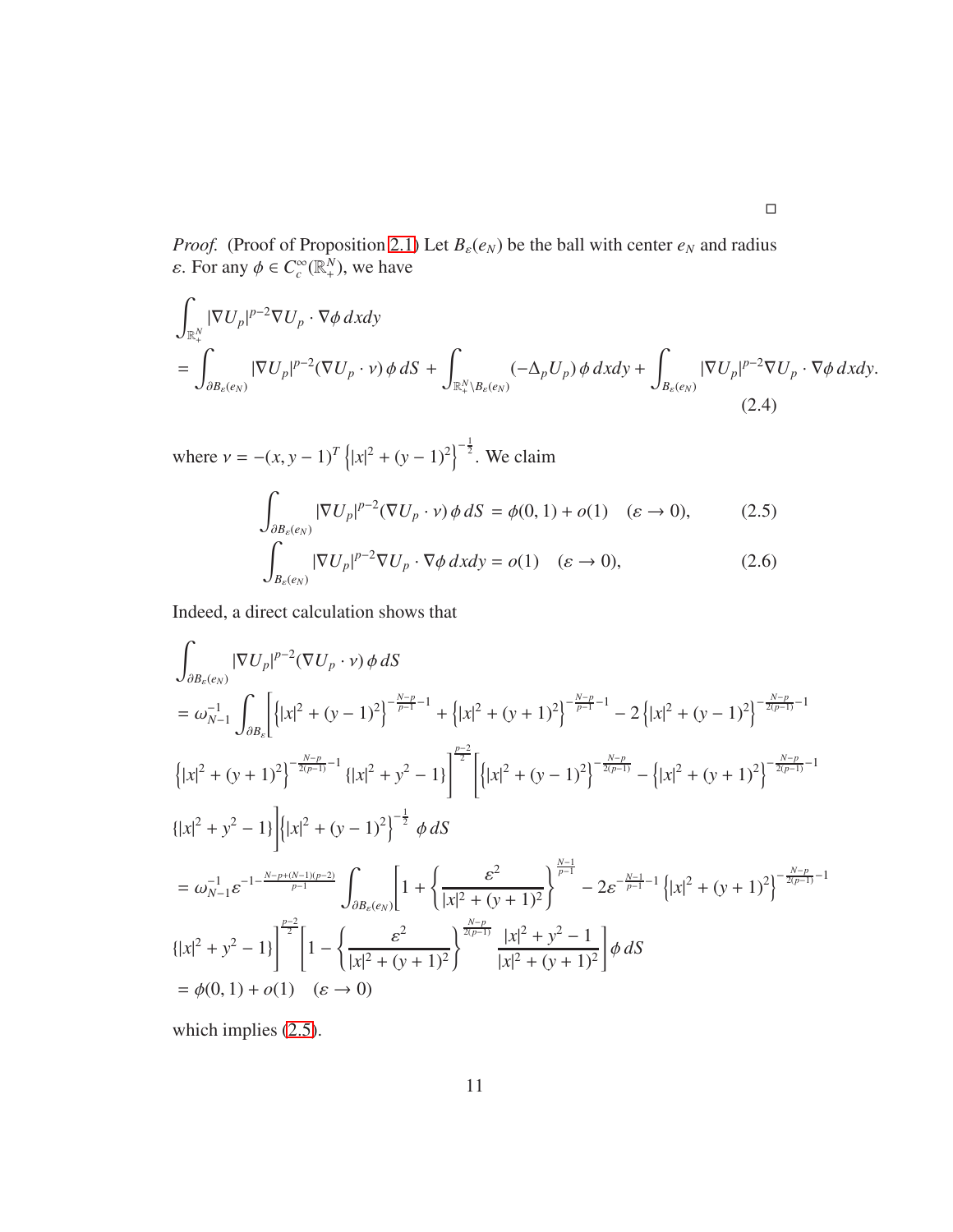$\square$

*Proof.* (Proof of Proposition 2.1) Let $B_\varepsilon(e_N)$ be the ball with center $e_N$ and radius $\varepsilon$. For any $\phi \in C_c^\infty(\mathbb{R}^N_+)$, we have

$$
\begin{aligned}
&\int_{\mathbb{R}^N_+} |\nabla U_p|^{p-2}\nabla U_p \cdot \nabla\phi \, dxdy \\
&= \int_{\partial B_\varepsilon(e_N)} |\nabla U_p|^{p-2}(\nabla U_p \cdot \nu)\,\phi\, dS + \int_{\mathbb{R}^N_+\setminus B_\varepsilon(e_N)} (-\Delta_p U_p)\,\phi\, dxdy + \int_{B_\varepsilon(e_N)} |\nabla U_p|^{p-2}\nabla U_p \cdot \nabla\phi \, dxdy.
\end{aligned}
\tag{2.4}
$$

where $\nu = -(x, y-1)^T \left\{|x|^2 + (y-1)^2\right\}^{-\frac{1}{2}}$. We claim

$$
\int_{\partial B_\varepsilon(e_N)} |\nabla U_p|^{p-2}(\nabla U_p \cdot \nu)\,\phi\, dS = \phi(0,1) + o(1) \quad (\varepsilon \to 0), \tag{2.5}
$$

$$
\int_{B_\varepsilon(e_N)} |\nabla U_p|^{p-2}\nabla U_p \cdot \nabla\phi \, dxdy = o(1) \quad (\varepsilon \to 0), \tag{2.6}
$$

Indeed, a direct calculation shows that

$$
\begin{aligned}
&\int_{\partial B_\varepsilon(e_N)} |\nabla U_p|^{p-2}(\nabla U_p \cdot \nu)\,\phi\, dS \\
&= \omega_{N-1}^{-1} \int_{\partial B_\varepsilon} \Bigg[ \left\{|x|^2 + (y-1)^2\right\}^{-\frac{N-p}{p-1}-1} + \left\{|x|^2 + (y+1)^2\right\}^{-\frac{N-p}{p-1}-1} - 2\left\{|x|^2 + (y-1)^2\right\}^{-\frac{N-p}{2(p-1)}-1} \\
&\left\{|x|^2 + (y+1)^2\right\}^{-\frac{N-p}{2(p-1)}-1} \{|x|^2 + y^2 - 1\} \Bigg]^{\frac{p-2}{2}} \Bigg[ \left\{|x|^2 + (y-1)^2\right\}^{-\frac{N-p}{2(p-1)}} - \left\{|x|^2 + (y+1)^2\right\}^{-\frac{N-p}{2(p-1)}-1} \\
&\{|x|^2 + y^2 - 1\} \Bigg] \left\{|x|^2 + (y-1)^2\right\}^{-\frac{1}{2}} \ \phi\, dS \\
&= \omega_{N-1}^{-1} \varepsilon^{-1-\frac{N-p+(N-1)(p-2)}{p-1}} \int_{\partial B_\varepsilon(e_N)} \Bigg[ 1 + \left\{ \frac{\varepsilon^2}{|x|^2 + (y+1)^2} \right\}^{\frac{N-1}{p-1}} - 2\varepsilon^{-\frac{N-1}{p-1}-1} \left\{|x|^2 + (y+1)^2\right\}^{-\frac{N-p}{2(p-1)}-1} \\
&\{|x|^2 + y^2 - 1\} \Bigg]^{\frac{p-2}{2}} \Bigg[ 1 - \left\{ \frac{\varepsilon^2}{|x|^2 + (y+1)^2} \right\}^{\frac{N-p}{2(p-1)}} \frac{|x|^2 + y^2 - 1}{|x|^2 + (y+1)^2} \Bigg] \phi\, dS \\
&= \phi(0,1) + o(1) \quad (\varepsilon \to 0)
\end{aligned}
$$

which implies (2.5).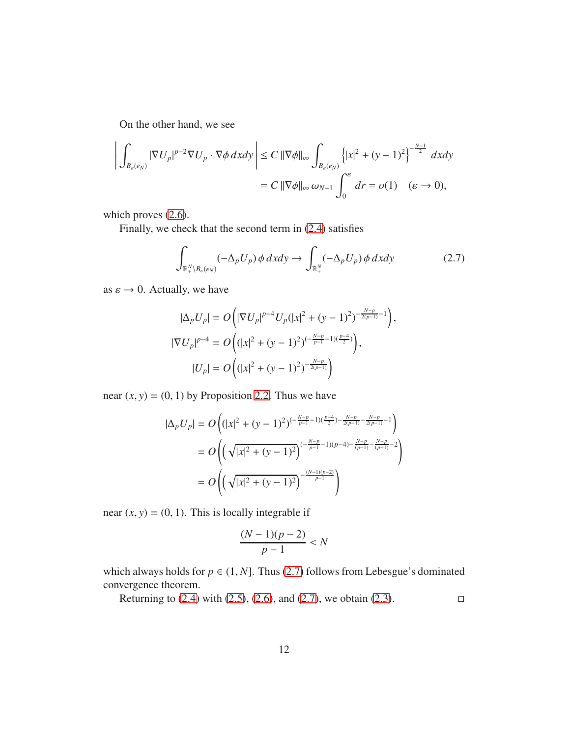On the other hand, we see

$$
\left| \int_{B_\varepsilon(e_N)} |\nabla U_p|^{p-2} \nabla U_p \cdot \nabla \phi \, dxdy \right| \le C \, \|\nabla \phi\|_\infty \int_{B_\varepsilon(e_N)} \left\{ |x|^2 + (y-1)^2 \right\}^{-\frac{N-1}{2}} \, dxdy
$$

$$
= C \, \|\nabla \phi\|_\infty \, \omega_{N-1} \int_0^\varepsilon dr = o(1) \quad (\varepsilon \to 0),
$$

which proves (2.6).

Finally, we check that the second term in (2.4) satisfies

$$
\int_{\mathbb{R}^N_+ \setminus B_\varepsilon(e_N)} (-\Delta_p U_p) \, \phi \, dxdy \to \int_{\mathbb{R}^N_+} (-\Delta_p U_p) \, \phi \, dxdy \tag{2.7}
$$

as $\varepsilon \to 0$. Actually, we have

$$
|\Delta_p U_p| = O\Big( |\nabla U_p|^{p-4} U_p (|x|^2 + (y-1)^2)^{-\frac{N-p}{2(p-1)}-1} \Big),
$$

$$
|\nabla U_p|^{p-4} = O\Big( (|x|^2 + (y-1)^2)^{(-\frac{N-p}{p-1}-1)(\frac{p-4}{2})} \Big),
$$

$$
|U_p| = O\Big( (|x|^2 + (y-1)^2)^{-\frac{N-p}{2(p-1)}} \Big)
$$

near $(x, y) = (0, 1)$ by Proposition 2.2. Thus we have

$$
|\Delta_p U_p| = O\Big( (|x|^2 + (y-1)^2)^{(-\frac{N-p}{p-1}-1)(\frac{p-4}{2}) - \frac{N-p}{2(p-1)} - \frac{N-p}{2(p-1)} - 1} \Big)
$$

$$
= O\Big( \Big( \sqrt{|x|^2 + (y-1)^2} \Big)^{(-\frac{N-p}{p-1}-1)(p-4) - \frac{N-p}{(p-1)} - \frac{N-p}{(p-1)} - 2} \Big)
$$

$$
= O\Big( \Big( \sqrt{|x|^2 + (y-1)^2} \Big)^{-\frac{(N-1)(p-2)}{p-1}} \Big)
$$

near $(x, y) = (0, 1)$. This is locally integrable if

$$
\frac{(N-1)(p-2)}{p-1} < N
$$

which always holds for $p \in (1, N]$. Thus (2.7) follows from Lebesgue's dominated convergence theorem.

Returning to (2.4) with (2.5), (2.6), and (2.7), we obtain (2.3). □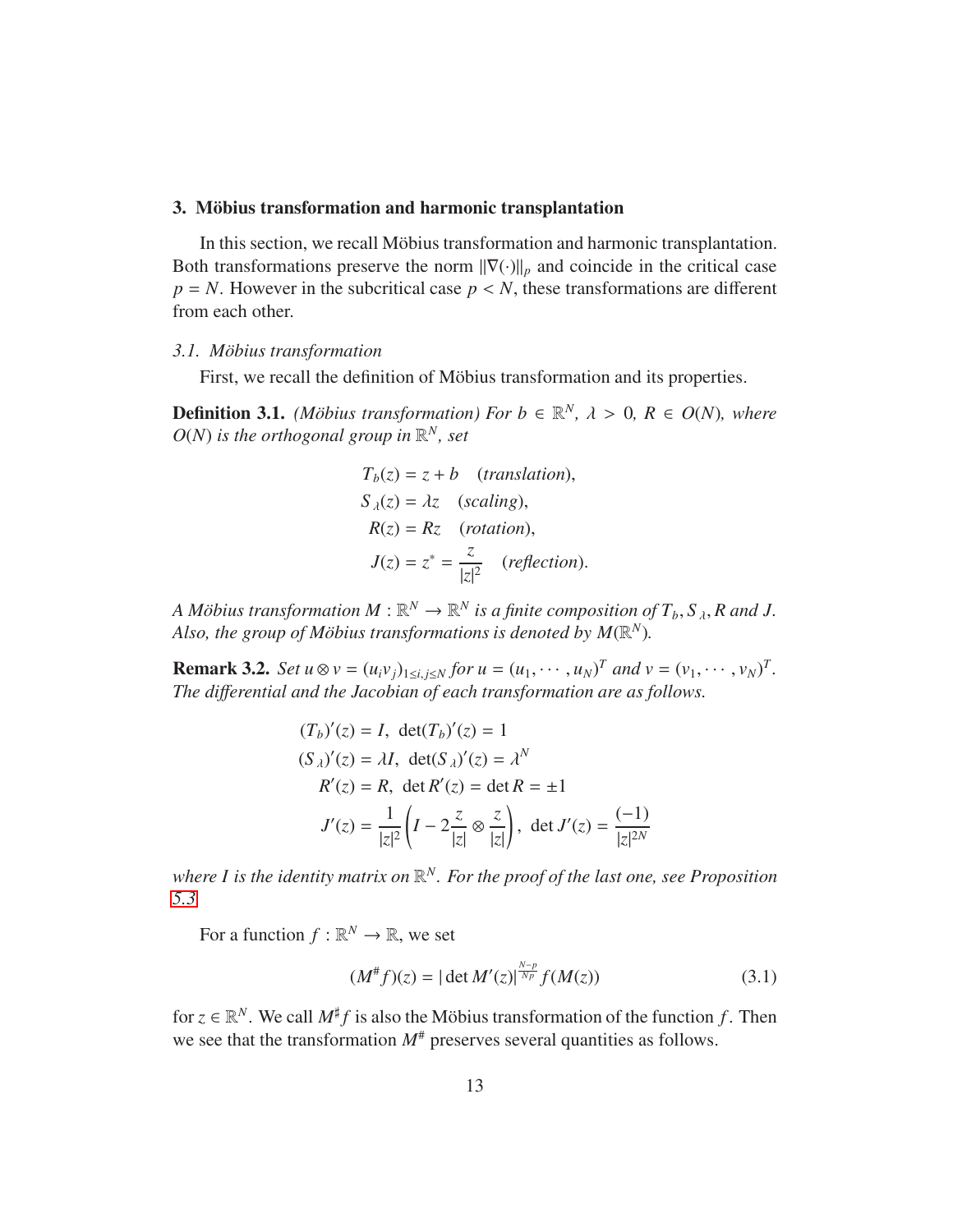## 3. Möbius transformation and harmonic transplantation

In this section, we recall Möbius transformation and harmonic transplantation. Both transformations preserve the norm $\|\nabla(\cdot)\|_p$ and coincide in the critical case $p = N$. However in the subcritical case $p < N$, these transformations are different from each other.

### 3.1. Möbius transformation

First, we recall the definition of Möbius transformation and its properties.

**Definition 3.1.** *(Möbius transformation) For $b \in \mathbb{R}^N$, $\lambda > 0$, $R \in O(N)$, where $O(N)$ is the orthogonal group in $\mathbb{R}^N$, set*

$$
\begin{aligned}
T_b(z) &= z + b \quad (\textit{translation}),\\
S_\lambda(z) &= \lambda z \quad (\textit{scaling}),\\
R(z) &= Rz \quad (\textit{rotation}),\\
J(z) &= z^* = \frac{z}{|z|^2} \quad (\textit{reflection}).
\end{aligned}
$$

*A Möbius transformation $M : \mathbb{R}^N \to \mathbb{R}^N$ is a finite composition of $T_b, S_\lambda, R$ and $J$. Also, the group of Möbius transformations is denoted by $M(\mathbb{R}^N)$.*

**Remark 3.2.** *Set $u \otimes v = (u_i v_j)_{1 \le i,j \le N}$ for $u = (u_1, \cdots, u_N)^T$ and $v = (v_1, \cdots, v_N)^T$. The differential and the Jacobian of each transformation are as follows.*

$$
\begin{aligned}
(T_b)'(z) &= I,\ \det(T_b)'(z) = 1\\
(S_\lambda)'(z) &= \lambda I,\ \det(S_\lambda)'(z) = \lambda^N\\
R'(z) &= R,\ \det R'(z) = \det R = \pm 1\\
J'(z) &= \frac{1}{|z|^2}\left(I - 2\frac{z}{|z|} \otimes \frac{z}{|z|}\right),\ \det J'(z) = \frac{(-1)}{|z|^{2N}}
\end{aligned}
$$

*where $I$ is the identity matrix on $\mathbb{R}^N$. For the proof of the last one, see Proposition 5.3.*

For a function $f : \mathbb{R}^N \to \mathbb{R}$, we set

$$
(M^\# f)(z) = |\det M'(z)|^{\frac{N-p}{Np}} f(M(z)) \tag{3.1}
$$

for $z \in \mathbb{R}^N$. We call $M^\sharp f$ is also the Möbius transformation of the function $f$. Then we see that the transformation $M^\#$ preserves several quantities as follows.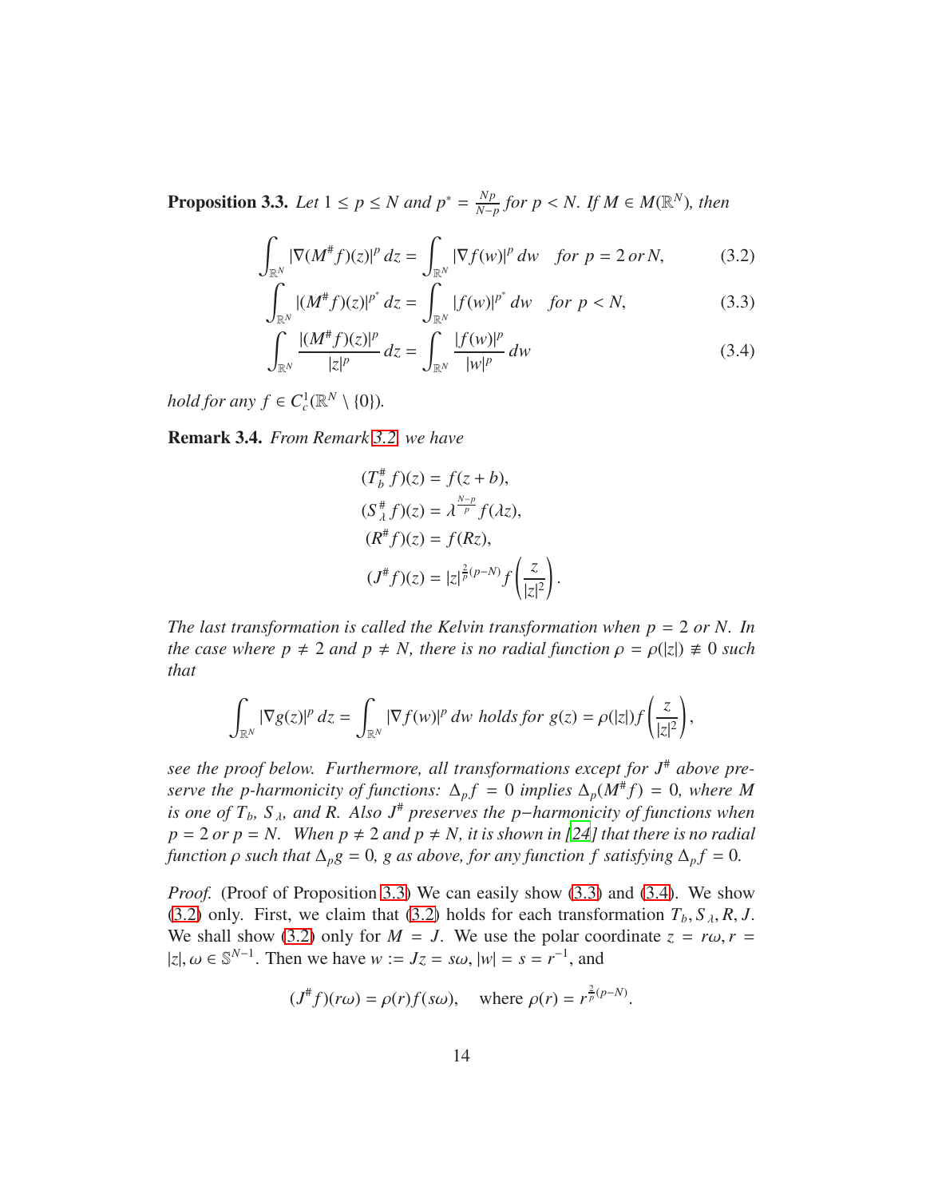**Proposition 3.3.** *Let $1 \le p \le N$ and $p^* = \frac{Np}{N-p}$ for $p < N$. If $M \in M(\mathbb{R}^N)$, then*

$$\int_{\mathbb{R}^N} |\nabla(M^\# f)(z)|^p \, dz = \int_{\mathbb{R}^N} |\nabla f(w)|^p \, dw \quad \text{for } p = 2 \text{ or } N, \tag{3.2}$$

$$\int_{\mathbb{R}^N} |(M^\# f)(z)|^{p^*} \, dz = \int_{\mathbb{R}^N} |f(w)|^{p^*} \, dw \quad \text{for } p < N, \tag{3.3}$$

$$\int_{\mathbb{R}^N} \frac{|(M^\# f)(z)|^p}{|z|^p} \, dz = \int_{\mathbb{R}^N} \frac{|f(w)|^p}{|w|^p} \, dw \tag{3.4}$$

*hold for any $f \in C_c^1(\mathbb{R}^N \setminus \{0\})$.*

**Remark 3.4.** *From Remark 3.2, we have*

$$\begin{aligned}
(T_b^\# f)(z) &= f(z+b), \\
(S_\lambda^\# f)(z) &= \lambda^{\frac{N-p}{p}} f(\lambda z), \\
(R^\# f)(z) &= f(Rz), \\
(J^\# f)(z) &= |z|^{\frac{2}{p}(p-N)} f\left(\frac{z}{|z|^2}\right).
\end{aligned}$$

*The last transformation is called the Kelvin transformation when $p = 2$ or $N$. In the case where $p \neq 2$ and $p \neq N$, there is no radial function $\rho = \rho(|z|) \not\equiv 0$ such that*

$$\int_{\mathbb{R}^N} |\nabla g(z)|^p \, dz = \int_{\mathbb{R}^N} |\nabla f(w)|^p \, dw \text{ holds for } g(z) = \rho(|z|) f\left(\frac{z}{|z|^2}\right),$$

*see the proof below. Furthermore, all transformations except for $J^\#$ above preserve the $p$-harmonicity of functions: $\Delta_p f = 0$ implies $\Delta_p(M^\# f) = 0$, where $M$ is one of $T_b$, $S_\lambda$, and $R$. Also $J^\#$ preserves the $p-$harmonicity of functions when $p = 2$ or $p = N$. When $p \neq 2$ and $p \neq N$, it is shown in [24] that there is no radial function $\rho$ such that $\Delta_p g = 0$, $g$ as above, for any function $f$ satisfying $\Delta_p f = 0$.*

*Proof.* (Proof of Proposition 3.3) We can easily show (3.3) and (3.4). We show (3.2) only. First, we claim that (3.2) holds for each transformation $T_b, S_\lambda, R, J$. We shall show (3.2) only for $M = J$. We use the polar coordinate $z = r\omega, r = |z|, \omega \in \mathbb{S}^{N-1}$. Then we have $w := Jz = s\omega$, $|w| = s = r^{-1}$, and

$$(J^\# f)(r\omega) = \rho(r) f(s\omega), \quad \text{where } \rho(r) = r^{\frac{2}{p}(p-N)}.$$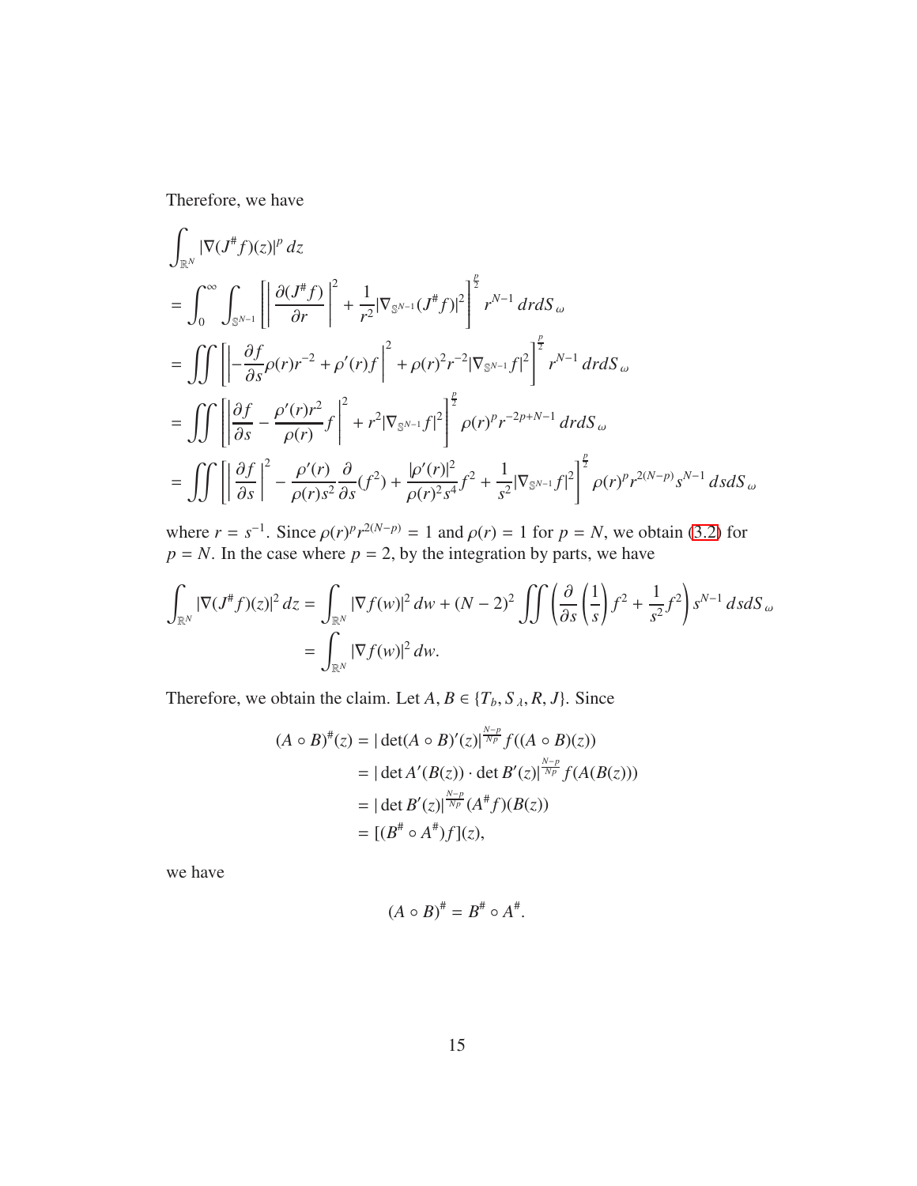Therefore, we have

$$
\begin{aligned}
&\int_{\mathbb{R}^N} |\nabla (J^\# f)(z)|^p \, dz \\
&= \int_0^\infty \int_{\mathbb{S}^{N-1}} \left[ \left| \frac{\partial (J^\# f)}{\partial r} \right|^2 + \frac{1}{r^2} |\nabla_{\mathbb{S}^{N-1}} (J^\# f)|^2 \right]^{\frac{p}{2}} r^{N-1} \, dr dS_\omega \\
&= \iint \left[ \left| -\frac{\partial f}{\partial s} \rho(r) r^{-2} + \rho'(r) f \right|^2 + \rho(r)^2 r^{-2} |\nabla_{\mathbb{S}^{N-1}} f|^2 \right]^{\frac{p}{2}} r^{N-1} \, dr dS_\omega \\
&= \iint \left[ \left| \frac{\partial f}{\partial s} - \frac{\rho'(r) r^2}{\rho(r)} f \right|^2 + r^2 |\nabla_{\mathbb{S}^{N-1}} f|^2 \right]^{\frac{p}{2}} \rho(r)^p r^{-2p+N-1} \, dr dS_\omega \\
&= \iint \left[ \left| \frac{\partial f}{\partial s} \right|^2 - \frac{\rho'(r)}{\rho(r) s^2} \frac{\partial}{\partial s}(f^2) + \frac{|\rho'(r)|^2}{\rho(r)^2 s^4} f^2 + \frac{1}{s^2} |\nabla_{\mathbb{S}^{N-1}} f|^2 \right]^{\frac{p}{2}} \rho(r)^p r^{2(N-p)} s^{N-1} \, ds dS_\omega
\end{aligned}
$$

where $r = s^{-1}$. Since $\rho(r)^p r^{2(N-p)} = 1$ and $\rho(r) = 1$ for $p = N$, we obtain (3.2) for $p = N$. In the case where $p = 2$, by the integration by parts, we have

$$
\begin{aligned}
\int_{\mathbb{R}^N} |\nabla (J^\# f)(z)|^2 \, dz &= \int_{\mathbb{R}^N} |\nabla f(w)|^2 \, dw + (N-2)^2 \iint \left( \frac{\partial}{\partial s} \left( \frac{1}{s} \right) f^2 + \frac{1}{s^2} f^2 \right) s^{N-1} \, ds dS_\omega \\
&= \int_{\mathbb{R}^N} |\nabla f(w)|^2 \, dw.
\end{aligned}
$$

Therefore, we obtain the claim. Let $A, B \in \{T_b, S_\lambda, R, J\}$. Since

$$
\begin{aligned}
(A \circ B)^\#(z) &= |\det(A \circ B)'(z)|^{\frac{N-p}{Np}} f((A \circ B)(z)) \\
&= |\det A'(B(z)) \cdot \det B'(z)|^{\frac{N-p}{Np}} f(A(B(z))) \\
&= |\det B'(z)|^{\frac{N-p}{Np}} (A^\# f)(B(z)) \\
&= [(B^\# \circ A^\#) f](z),
\end{aligned}
$$

we have

$$
(A \circ B)^\# = B^\# \circ A^\#.
$$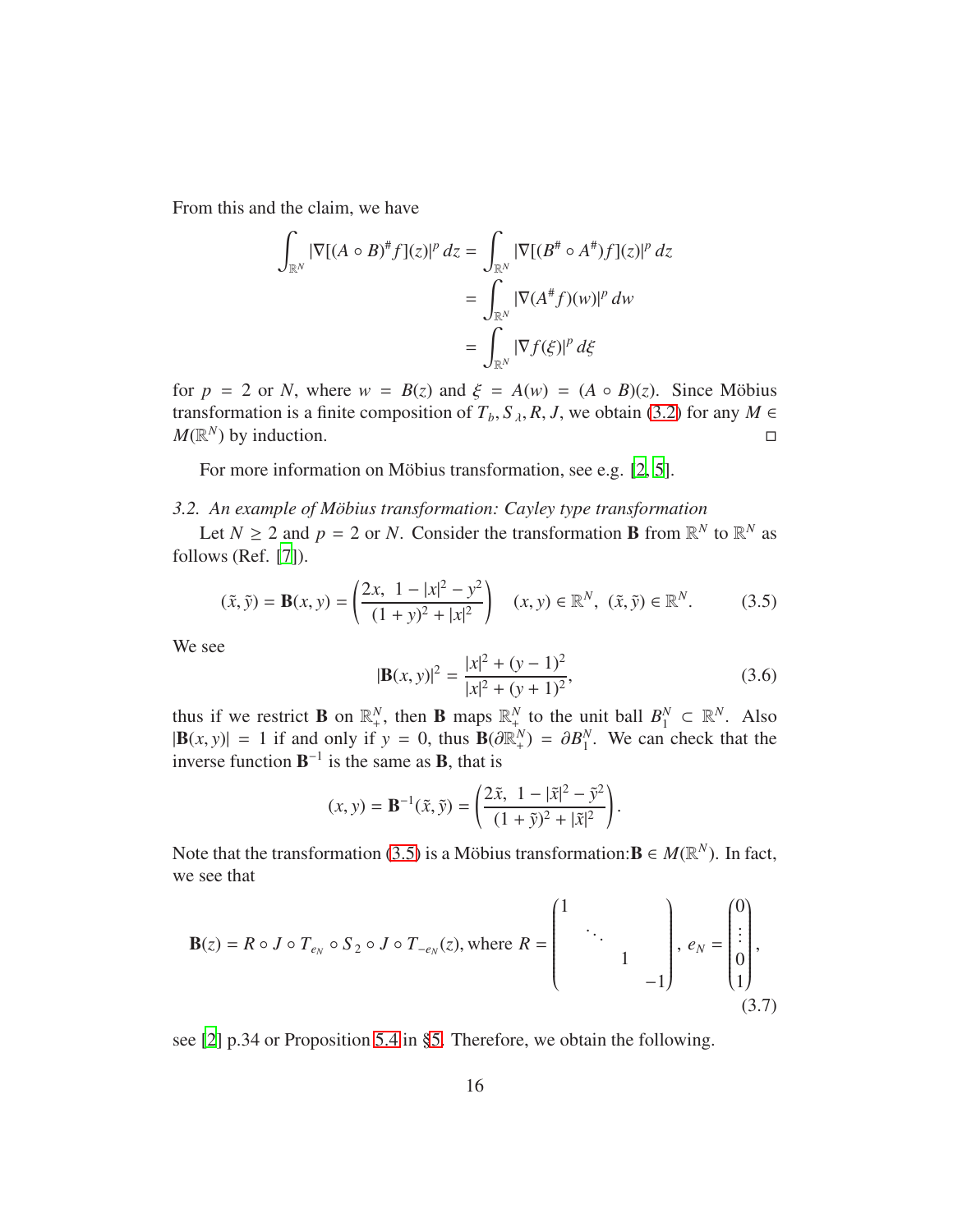From this and the claim, we have

$$
\begin{aligned}
\int_{\mathbb{R}^N} |\nabla[(A \circ B)^\# f](z)|^p \, dz &= \int_{\mathbb{R}^N} |\nabla[(B^\# \circ A^\#) f](z)|^p \, dz \\
&= \int_{\mathbb{R}^N} |\nabla(A^\# f)(w)|^p \, dw \\
&= \int_{\mathbb{R}^N} |\nabla f(\xi)|^p \, d\xi
\end{aligned}
$$

for $p = 2$ or $N$, where $w = B(z)$ and $\xi = A(w) = (A \circ B)(z)$. Since Möbius transformation is a finite composition of $T_b, S_\lambda, R, J$, we obtain (3.2) for any $M \in M(\mathbb{R}^N)$ by induction. $\square$

For more information on Möbius transformation, see e.g. [2, 5].

### 3.2. *An example of Möbius transformation: Cayley type transformation*

Let $N \geq 2$ and $p = 2$ or $N$. Consider the transformation $\mathbf{B}$ from $\mathbb{R}^N$ to $\mathbb{R}^N$ as follows (Ref. [7]).

$$
(\tilde{x}, \tilde{y}) = \mathbf{B}(x, y) = \left( \frac{2x, \ 1 - |x|^2 - y^2}{(1 + y)^2 + |x|^2} \right) \quad (x, y) \in \mathbb{R}^N, \ (\tilde{x}, \tilde{y}) \in \mathbb{R}^N. \tag{3.5}
$$

We see

$$
|\mathbf{B}(x, y)|^2 = \frac{|x|^2 + (y - 1)^2}{|x|^2 + (y + 1)^2}, \tag{3.6}
$$

thus if we restrict $\mathbf{B}$ on $\mathbb{R}^N_+$, then $\mathbf{B}$ maps $\mathbb{R}^N_+$ to the unit ball $B^N_1 \subset \mathbb{R}^N$. Also $|\mathbf{B}(x, y)| = 1$ if and only if $y = 0$, thus $\mathbf{B}(\partial \mathbb{R}^N_+) = \partial B^N_1$. We can check that the inverse function $\mathbf{B}^{-1}$ is the same as $\mathbf{B}$, that is

$$
(x, y) = \mathbf{B}^{-1}(\tilde{x}, \tilde{y}) = \left( \frac{2\tilde{x}, \ 1 - |\tilde{x}|^2 - \tilde{y}^2}{(1 + \tilde{y})^2 + |\tilde{x}|^2} \right).
$$

Note that the transformation (3.5) is a Möbius transformation:$\mathbf{B} \in M(\mathbb{R}^N)$. In fact, we see that

$$
\mathbf{B}(z) = R \circ J \circ T_{e_N} \circ S_2 \circ J \circ T_{-e_N}(z), \text{where } R = \begin{pmatrix} 1 & & & \\ & \ddots & & \\ & & 1 & \\ & & & -1 \end{pmatrix}, \ e_N = \begin{pmatrix} 0 \\ \vdots \\ 0 \\ 1 \end{pmatrix}, \tag{3.7}
$$

see [2] p.34 or Proposition 5.4 in §5. Therefore, we obtain the following.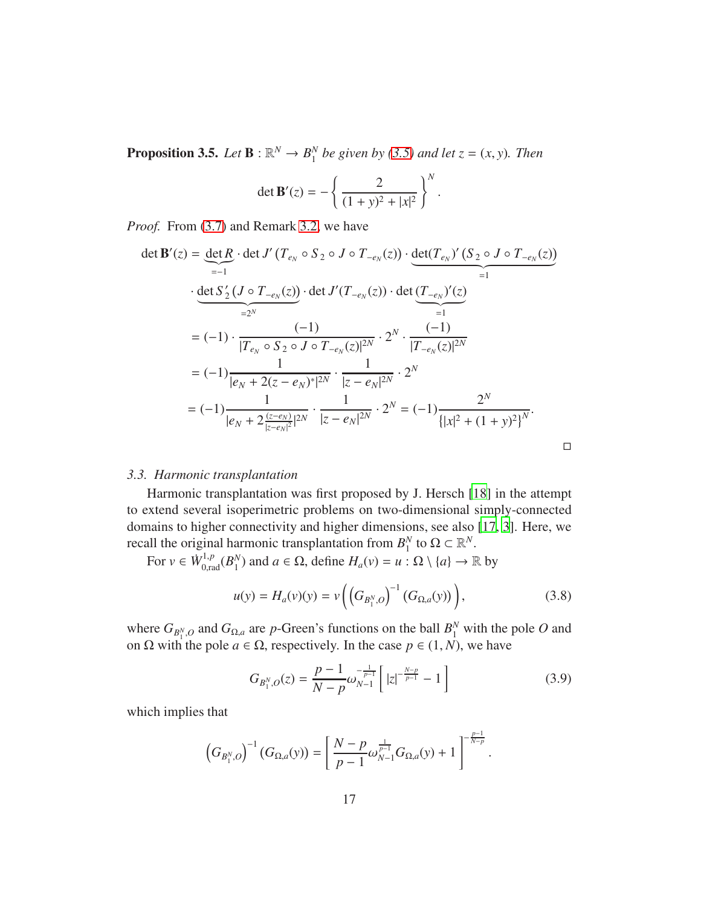**Proposition 3.5.** *Let $\mathbf{B} : \mathbb{R}^N \to B_1^N$ be given by (3.5) and let $z = (x, y)$. Then*

$$\det \mathbf{B}'(z) = -\left\{ \frac{2}{(1+y)^2 + |x|^2} \right\}^N .$$

*Proof.* From (3.7) and Remark 3.2, we have

$$\begin{aligned}
\det \mathbf{B}'(z) &= \underbrace{\det R}_{=-1} \cdot \det J'\left(T_{e_N} \circ S_2 \circ J \circ T_{-e_N}(z)\right) \cdot \underbrace{\det (T_{e_N})'\left(S_2 \circ J \circ T_{-e_N}(z)\right)}_{=1} \\
&\quad \cdot \underbrace{\det S_2'\left(J \circ T_{-e_N}(z)\right)}_{=2^N} \cdot \det J'(T_{-e_N}(z)) \cdot \det \underbrace{(T_{-e_N})'(z)}_{=1} \\
&= (-1) \cdot \frac{(-1)}{|T_{e_N} \circ S_2 \circ J \circ T_{-e_N}(z)|^{2N}} \cdot 2^N \cdot \frac{(-1)}{|T_{-e_N}(z)|^{2N}} \\
&= (-1) \frac{1}{|e_N + 2(z - e_N)^*|^{2N}} \cdot \frac{1}{|z - e_N|^{2N}} \cdot 2^N \\
&= (-1) \frac{1}{|e_N + 2\frac{(z-e_N)}{|z-e_N|^2}|^{2N}} \cdot \frac{1}{|z - e_N|^{2N}} \cdot 2^N = (-1) \frac{2^N}{\{|x|^2 + (1+y)^2\}^N}.
\end{aligned}$$

□

### 3.3. *Harmonic transplantation*

Harmonic transplantation was first proposed by J. Hersch [18] in the attempt to extend several isoperimetric problems on two-dimensional simply-connected domains to higher connectivity and higher dimensions, see also [17, 3]. Here, we recall the original harmonic transplantation from $B_1^N$ to $\Omega \subset \mathbb{R}^N$.

For $v \in \dot{W}^{1,p}_{0,\mathrm{rad}}(B_1^N)$ and $a \in \Omega$, define $H_a(v) = u : \Omega \setminus \{a\} \to \mathbb{R}$ by

$$u(y) = H_a(v)(y) = v\left( \left(G_{B_1^N, O}\right)^{-1} \left(G_{\Omega, a}(y)\right) \right), \tag{3.8}$$

where $G_{B_1^N, O}$ and $G_{\Omega, a}$ are $p$-Green's functions on the ball $B_1^N$ with the pole $O$ and on $\Omega$ with the pole $a \in \Omega$, respectively. In the case $p \in (1, N)$, we have

$$G_{B_1^N, O}(z) = \frac{p-1}{N-p} \omega_{N-1}^{-\frac{1}{p-1}} \left[ |z|^{-\frac{N-p}{p-1}} - 1 \right] \tag{3.9}$$

which implies that

$$\left(G_{B_1^N, O}\right)^{-1} \left(G_{\Omega, a}(y)\right) = \left[ \frac{N-p}{p-1} \omega_{N-1}^{\frac{1}{p-1}} G_{\Omega, a}(y) + 1 \right]^{-\frac{p-1}{N-p}} .$$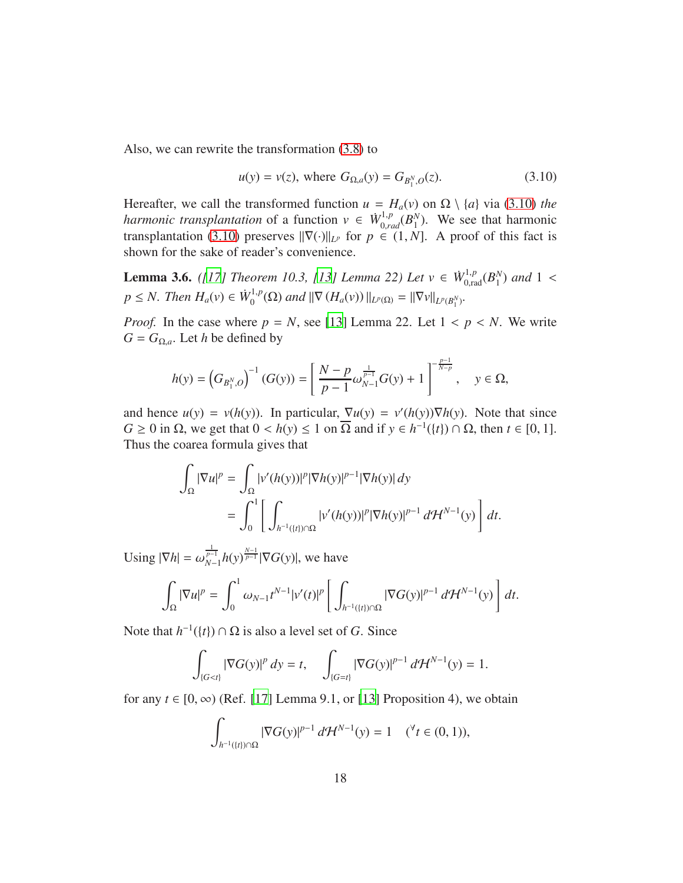Also, we can rewrite the transformation (3.8) to

$$u(y) = v(z), \text{ where } G_{\Omega,a}(y) = G_{B_1^N,O}(z). \tag{3.10}$$

Hereafter, we call the transformed function $u = H_a(v)$ on $\Omega \setminus \{a\}$ via (3.10) *the harmonic transplantation* of a function $v \in \dot{W}^{1,p}_{0,rad}(B_1^N)$. We see that harmonic transplantation (3.10) preserves $\|\nabla(\cdot)\|_{L^p}$ for $p \in (1, N]$. A proof of this fact is shown for the sake of reader's convenience.

**Lemma 3.6.** *([17] Theorem 10.3, [13] Lemma 22) Let $v \in \dot{W}^{1,p}_{0,\mathrm{rad}}(B_1^N)$ and $1 < p \le N$. Then $H_a(v) \in \dot{W}^{1,p}_0(\Omega)$ and $\|\nabla (H_a(v))\|_{L^p(\Omega)} = \|\nabla v\|_{L^p(B_1^N)}$.*

*Proof.* In the case where $p = N$, see [13] Lemma 22. Let $1 < p < N$. We write $G = G_{\Omega,a}$. Let $h$ be defined by

$$h(y) = \left(G_{B_1^N,O}\right)^{-1}(G(y)) = \left[\frac{N-p}{p-1}\omega_{N-1}^{\frac{1}{p-1}}G(y) + 1\right]^{-\frac{p-1}{N-p}}, \quad y \in \Omega,$$

and hence $u(y) = v(h(y))$. In particular, $\nabla u(y) = v'(h(y))\nabla h(y)$. Note that since $G \ge 0$ in $\Omega$, we get that $0 < h(y) \le 1$ on $\overline{\Omega}$ and if $y \in h^{-1}(\{t\}) \cap \Omega$, then $t \in [0, 1]$. Thus the coarea formula gives that

$$\begin{aligned}
\int_\Omega |\nabla u|^p &= \int_\Omega |v'(h(y))|^p |\nabla h(y)|^{p-1}|\nabla h(y)|\, dy \\
&= \int_0^1 \left[\int_{h^{-1}(\{t\})\cap\Omega} |v'(h(y))|^p |\nabla h(y)|^{p-1}\, d\mathcal{H}^{N-1}(y)\right] dt.
\end{aligned}$$

Using $|\nabla h| = \omega_{N-1}^{\frac{1}{p-1}} h(y)^{\frac{N-1}{p-1}} |\nabla G(y)|$, we have

$$\int_\Omega |\nabla u|^p = \int_0^1 \omega_{N-1} t^{N-1} |v'(t)|^p \left[\int_{h^{-1}(\{t\})\cap\Omega} |\nabla G(y)|^{p-1}\, d\mathcal{H}^{N-1}(y)\right] dt.$$

Note that $h^{-1}(\{t\}) \cap \Omega$ is also a level set of $G$. Since

$$\int_{\{G<t\}} |\nabla G(y)|^p\, dy = t, \qquad \int_{\{G=t\}} |\nabla G(y)|^{p-1}\, d\mathcal{H}^{N-1}(y) = 1.$$

for any $t \in [0, \infty)$ (Ref. [17] Lemma 9.1, or [13] Proposition 4), we obtain

$$\int_{h^{-1}(\{t\})\cap\Omega} |\nabla G(y)|^{p-1}\, d\mathcal{H}^{N-1}(y) = 1 \quad ({}^\forall t \in (0, 1)),$$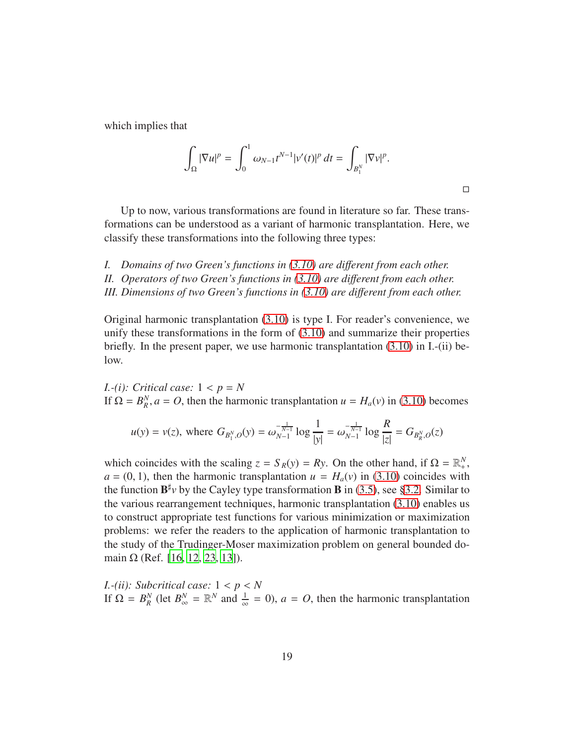which implies that

$$\int_\Omega |\nabla u|^p = \int_0^1 \omega_{N-1} t^{N-1} |v'(t)|^p \, dt = \int_{B_1^N} |\nabla v|^p.$$

□

Up to now, various transformations are found in literature so far. These transformations can be understood as a variant of harmonic transplantation. Here, we classify these transformations into the following three types:

*I. Domains of two Green's functions in (3.10) are different from each other.*
*II. Operators of two Green's functions in (3.10) are different from each other.*
*III. Dimensions of two Green's functions in (3.10) are different from each other.*

Original harmonic transplantation (3.10) is type I. For reader's convenience, we unify these transformations in the form of (3.10) and summarize their properties briefly. In the present paper, we use harmonic transplantation (3.10) in I.-(ii) below.

*I.-(i): Critical case:* $1 < p = N$
If $\Omega = B_R^N, a = O$, then the harmonic transplantation $u = H_a(v)$ in (3.10) becomes

$$u(y) = v(z), \text{ where } G_{B_1^N, O}(y) = \omega_{N-1}^{-\frac{1}{N-1}} \log \frac{1}{|y|} = \omega_{N-1}^{-\frac{1}{N-1}} \log \frac{R}{|z|} = G_{B_R^N, O}(z)$$

which coincides with the scaling $z = S_R(y) = Ry$. On the other hand, if $\Omega = \mathbb{R}_+^N$, $a = (0, 1)$, then the harmonic transplantation $u = H_a(v)$ in (3.10) coincides with the function $\mathbf{B}^\sharp v$ by the Cayley type transformation $\mathbf{B}$ in (3.5), see §3.2. Similar to the various rearrangement techniques, harmonic transplantation (3.10) enables us to construct appropriate test functions for various minimization or maximization problems: we refer the readers to the application of harmonic transplantation to the study of the Trudinger-Moser maximization problem on general bounded domain $\Omega$ (Ref. [16, 12, 23, 13]).

*I.-(ii): Subcritical case:* $1 < p < N$
If $\Omega = B_R^N$ (let $B_\infty^N = \mathbb{R}^N$ and $\frac{1}{\infty} = 0$), $a = O$, then the harmonic transplantation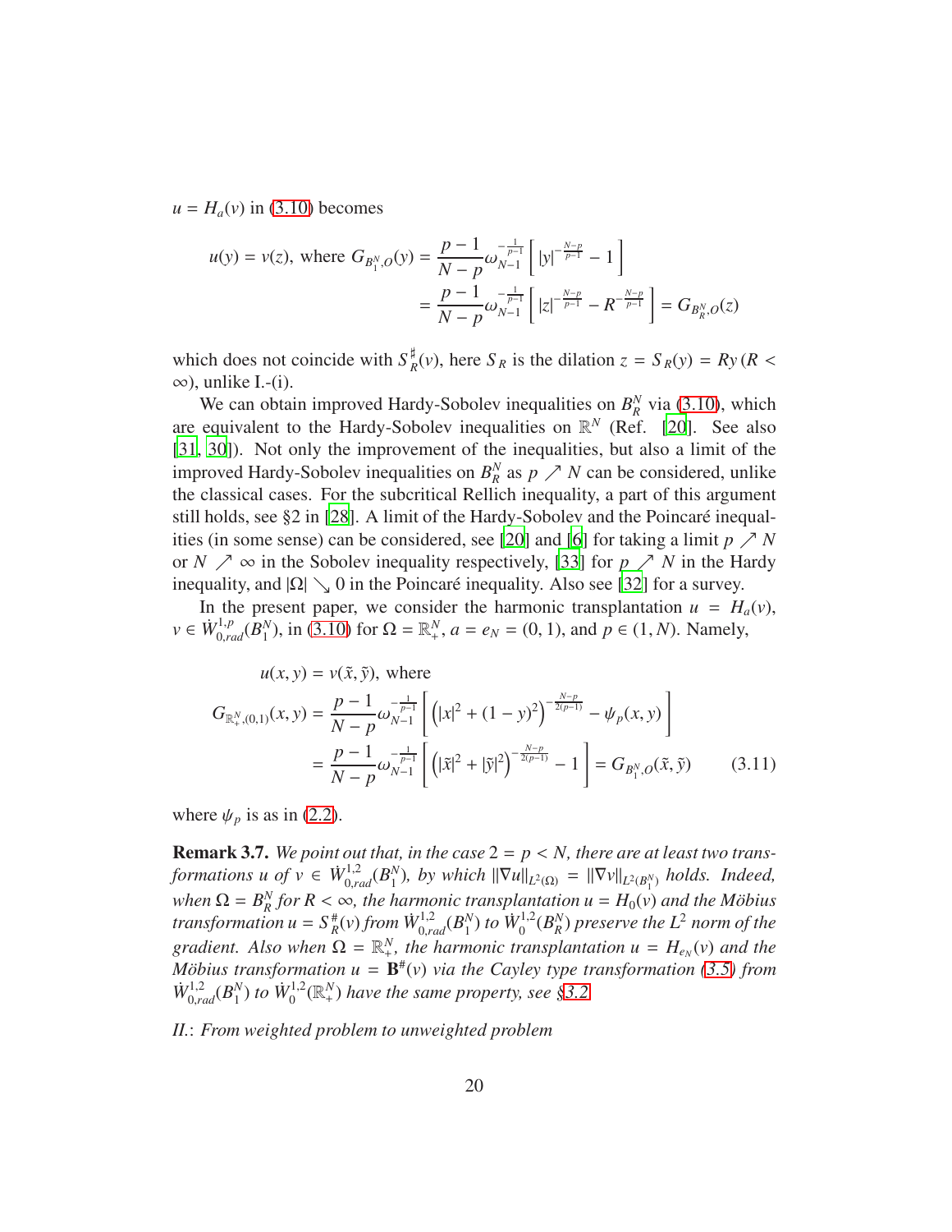$u = H_a(v)$ in (3.10) becomes

$$
\begin{aligned}
u(y) = v(z), \text{ where } G_{B_1^N,O}(y) &= \frac{p-1}{N-p}\omega_{N-1}^{-\frac{1}{p-1}}\left[\,|y|^{-\frac{N-p}{p-1}} - 1\,\right] \\
&= \frac{p-1}{N-p}\omega_{N-1}^{-\frac{1}{p-1}}\left[\,|z|^{-\frac{N-p}{p-1}} - R^{-\frac{N-p}{p-1}}\,\right] = G_{B_R^N,O}(z)
\end{aligned}
$$

which does not coincide with $S_R^\sharp(v)$, here $S_R$ is the dilation $z = S_R(y) = Ry$ $(R < \infty)$, unlike I.-(i).

We can obtain improved Hardy-Sobolev inequalities on $B_R^N$ via (3.10), which are equivalent to the Hardy-Sobolev inequalities on $\mathbb{R}^N$ (Ref. [20]. See also [31, 30]). Not only the improvement of the inequalities, but also a limit of the improved Hardy-Sobolev inequalities on $B_R^N$ as $p \nearrow N$ can be considered, unlike the classical cases. For the subcritical Rellich inequality, a part of this argument still holds, see §2 in [28]. A limit of the Hardy-Sobolev and the Poincaré inequalities (in some sense) can be considered, see [20] and [6] for taking a limit $p \nearrow N$ or $N \nearrow \infty$ in the Sobolev inequality respectively, [33] for $p \nearrow N$ in the Hardy inequality, and $|\Omega| \searrow 0$ in the Poincaré inequality. Also see [32] for a survey.

In the present paper, we consider the harmonic transplantation $u = H_a(v)$, $v \in \dot{W}_{0,rad}^{1,p}(B_1^N)$, in (3.10) for $\Omega = \mathbb{R}_+^N$, $a = e_N = (0, 1)$, and $p \in (1, N)$. Namely,

$$
\begin{aligned}
&u(x, y) = v(\tilde{x}, \tilde{y}), \text{ where} \\
&G_{\mathbb{R}_+^N,(0,1)}(x, y) = \frac{p-1}{N-p}\omega_{N-1}^{-\frac{1}{p-1}}\left[\left(|x|^2 + (1-y)^2\right)^{-\frac{N-p}{2(p-1)}} - \psi_p(x, y)\right] \\
&\qquad\qquad = \frac{p-1}{N-p}\omega_{N-1}^{-\frac{1}{p-1}}\left[\left(|\tilde{x}|^2 + |\tilde{y}|^2\right)^{-\frac{N-p}{2(p-1)}} - 1\right] = G_{B_1^N,O}(\tilde{x}, \tilde{y}) \qquad (3.11)
\end{aligned}
$$

where $\psi_p$ is as in (2.2).

**Remark 3.7.** *We point out that, in the case $2 = p < N$, there are at least two transformations $u$ of $v \in \dot{W}_{0,rad}^{1,2}(B_1^N)$, by which $\|\nabla u\|_{L^2(\Omega)} = \|\nabla v\|_{L^2(B_1^N)}$ holds. Indeed, when $\Omega = B_R^N$ for $R < \infty$, the harmonic transplantation $u = H_0(v)$ and the Möbius transformation $u = S_R^\#(v)$ from $\dot{W}_{0,rad}^{1,2}(B_1^N)$ to $\dot{W}_0^{1,2}(B_R^N)$ preserve the $L^2$ norm of the gradient. Also when $\Omega = \mathbb{R}_+^N$, the harmonic transplantation $u = H_{e_N}(v)$ and the Möbius transformation $u = \mathbf{B}^\#(v)$ via the Cayley type transformation (3.5) from $\dot{W}_{0,rad}^{1,2}(B_1^N)$ to $\dot{W}_0^{1,2}(\mathbb{R}_+^N)$ have the same property, see §3.2.*

*II.: From weighted problem to unweighted problem*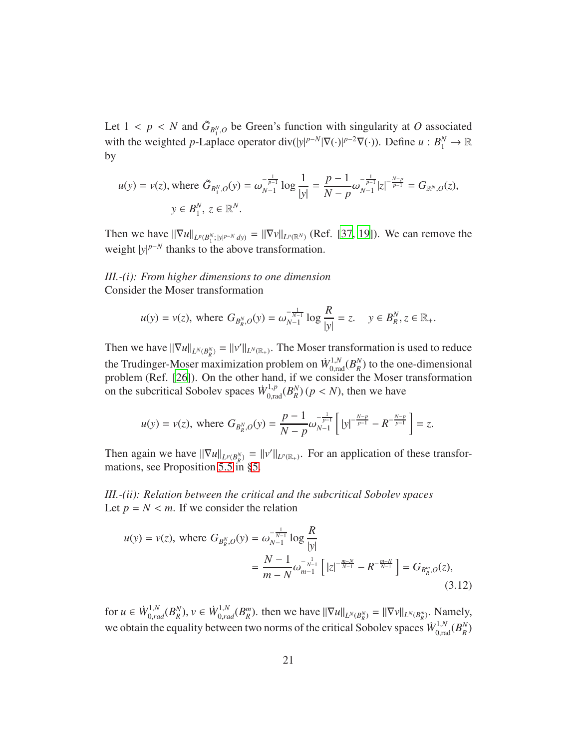Let $1 < p < N$ and $\tilde{G}_{B_1^N, O}$ be Green's function with singularity at $O$ associated with the weighted $p$-Laplace operator $\mathrm{div}(|y|^{p-N}|\nabla(\cdot)|^{p-2}\nabla(\cdot))$. Define $u : B_1^N \to \mathbb{R}$ by

$$u(y) = v(z), \text{ where } \tilde{G}_{B_1^N, O}(y) = \omega_{N-1}^{-\frac{1}{p-1}} \log \frac{1}{|y|} = \frac{p-1}{N-p} \omega_{N-1}^{-\frac{1}{p-1}} |z|^{-\frac{N-p}{p-1}} = G_{\mathbb{R}^N, O}(z),$$
$$y \in B_1^N,\ z \in \mathbb{R}^N.$$

Then we have $\|\nabla u\|_{L^p(B_1^N; |y|^{p-N} dy)} = \|\nabla v\|_{L^p(\mathbb{R}^N)}$ (Ref. [37, 19]). We can remove the weight $|y|^{p-N}$ thanks to the above transformation.

*III.-(i): From higher dimensions to one dimension*
Consider the Moser transformation

$$u(y) = v(z), \text{ where } G_{B_R^N, O}(y) = \omega_{N-1}^{-\frac{1}{N-1}} \log \frac{R}{|y|} = z. \quad y \in B_R^N, z \in \mathbb{R}_+.$$

Then we have $\|\nabla u\|_{L^N(B_R^N)} = \|v'\|_{L^N(\mathbb{R}_+)}$. The Moser transformation is used to reduce the Trudinger-Moser maximization problem on $\dot{W}^{1,N}_{0,\mathrm{rad}}(B_R^N)$ to the one-dimensional problem (Ref. [26]). On the other hand, if we consider the Moser transformation on the subcritical Sobolev spaces $\dot{W}^{1,p}_{0,\mathrm{rad}}(B_R^N)\, (p < N)$, then we have

$$u(y) = v(z), \text{ where } G_{B_R^N, O}(y) = \frac{p-1}{N-p} \omega_{N-1}^{-\frac{1}{p-1}} \left[ |y|^{-\frac{N-p}{p-1}} - R^{-\frac{N-p}{p-1}} \right] = z.$$

Then again we have $\|\nabla u\|_{L^p(B_R^N)} = \|v'\|_{L^p(\mathbb{R}_+)}$. For an application of these transformations, see Proposition 5.5 in §5.

*III.-(ii): Relation between the critical and the subcritical Sobolev spaces*
Let $p = N < m$. If we consider the relation

$$\begin{aligned} u(y) = v(z), \text{ where } G_{B_R^N, O}(y) &= \omega_{N-1}^{-\frac{1}{N-1}} \log \frac{R}{|y|} \\ &= \frac{N-1}{m-N} \omega_{m-1}^{-\frac{1}{N-1}} \left[ |z|^{-\frac{m-N}{N-1}} - R^{-\frac{m-N}{N-1}} \right] = G_{B_R^m, O}(z), \end{aligned} \tag{3.12}$$

for $u \in \dot{W}^{1,N}_{0,rad}(B_R^N)$, $v \in \dot{W}^{1,N}_{0,rad}(B_R^m)$. then we have $\|\nabla u\|_{L^N(B_R^N)} = \|\nabla v\|_{L^N(B_R^m)}$. Namely, we obtain the equality between two norms of the critical Sobolev spaces $\dot{W}^{1,N}_{0,\mathrm{rad}}(B_R^N)$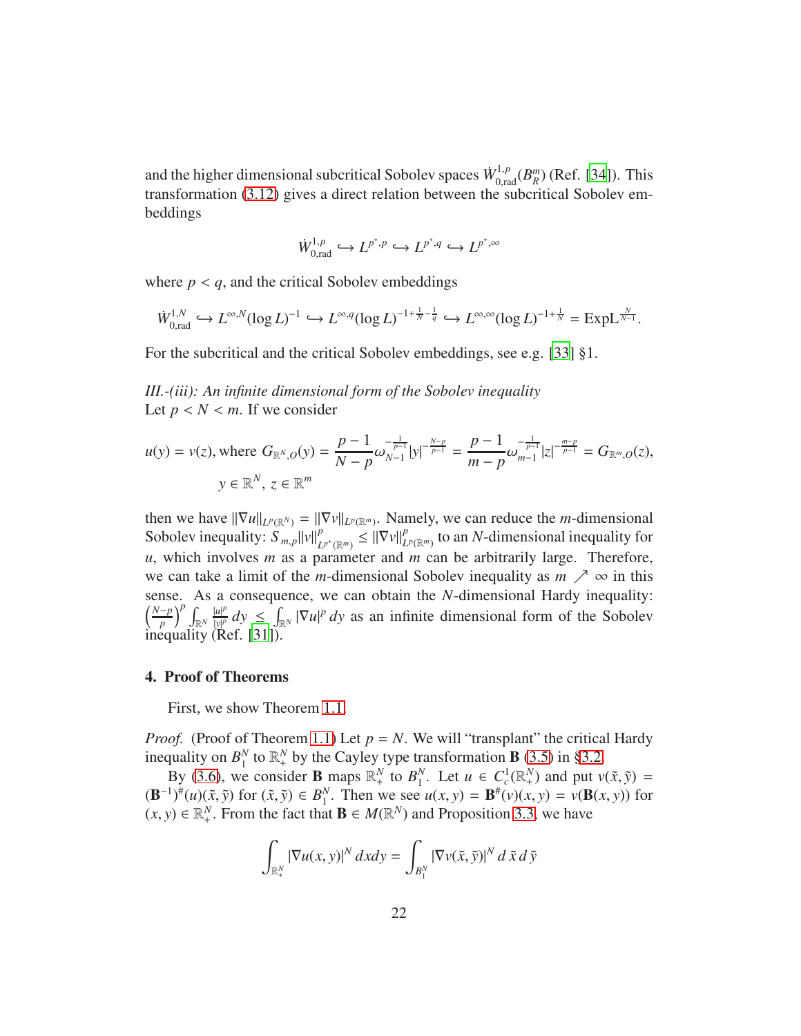and the higher dimensional subcritical Sobolev spaces $\dot{W}^{1,p}_{0,\mathrm{rad}}(B^m_R)$ (Ref. [34]). This transformation (3.12) gives a direct relation between the subcritical Sobolev embeddings

$$\dot{W}^{1,p}_{0,\mathrm{rad}} \hookrightarrow L^{p^*,p} \hookrightarrow L^{p^*,q} \hookrightarrow L^{p^*,\infty}$$

where $p < q$, and the critical Sobolev embeddings

$$\dot{W}^{1,N}_{0,\mathrm{rad}} \hookrightarrow L^{\infty,N}(\log L)^{-1} \hookrightarrow L^{\infty,q}(\log L)^{-1+\frac{1}{N}-\frac{1}{q}} \hookrightarrow L^{\infty,\infty}(\log L)^{-1+\frac{1}{N}} = \mathrm{ExpL}^{\frac{N}{N-1}}.$$

For the subcritical and the critical Sobolev embeddings, see e.g. [33] §1.

*III.-(iii): An infinite dimensional form of the Sobolev inequality*
Let $p < N < m$. If we consider

$$u(y) = v(z), \text{ where } G_{\mathbb{R}^N,O}(y) = \frac{p-1}{N-p}\omega_{N-1}^{-\frac{1}{p-1}}|y|^{-\frac{N-p}{p-1}} = \frac{p-1}{m-p}\omega_{m-1}^{-\frac{1}{p-1}}|z|^{-\frac{m-p}{p-1}} = G_{\mathbb{R}^m,O}(z),$$
$$y \in \mathbb{R}^N,\ z \in \mathbb{R}^m$$

then we have $\|\nabla u\|_{L^p(\mathbb{R}^N)} = \|\nabla v\|_{L^p(\mathbb{R}^m)}$. Namely, we can reduce the $m$-dimensional Sobolev inequality: $S_{m,p}\|v\|^p_{L^{p^*}(\mathbb{R}^m)} \le \|\nabla v\|^p_{L^p(\mathbb{R}^m)}$ to an $N$-dimensional inequality for $u$, which involves $m$ as a parameter and $m$ can be arbitrarily large. Therefore, we can take a limit of the $m$-dimensional Sobolev inequality as $m \nearrow \infty$ in this sense. As a consequence, we can obtain the $N$-dimensional Hardy inequality: $\left(\frac{N-p}{p}\right)^p \int_{\mathbb{R}^N} \frac{|u|^p}{|y|^p}\,dy \le \int_{\mathbb{R}^N} |\nabla u|^p\,dy$ as an infinite dimensional form of the Sobolev inequality (Ref. [31]).

## 4. Proof of Theorems

First, we show Theorem 1.1.

*Proof.* (Proof of Theorem 1.1) Let $p = N$. We will "transplant" the critical Hardy inequality on $B^N_1$ to $\mathbb{R}^N_+$ by the Cayley type transformation $\mathbf{B}$ (3.5) in §3.2.

By (3.6), we consider $\mathbf{B}$ maps $\mathbb{R}^N_+$ to $B^N_1$. Let $u \in C^1_c(\mathbb{R}^N_+)$ and put $v(\tilde{x},\tilde{y}) = (\mathbf{B}^{-1})^{\#}(u)(\tilde{x},\tilde{y})$ for $(\tilde{x},\tilde{y}) \in B^N_1$. Then we see $u(x,y) = \mathbf{B}^{\#}(v)(x,y) = v(\mathbf{B}(x,y))$ for $(x,y) \in \mathbb{R}^N_+$. From the fact that $\mathbf{B} \in M(\mathbb{R}^N)$ and Proposition 3.3, we have

$$\int_{\mathbb{R}^N_+} |\nabla u(x,y)|^N\,dxdy = \int_{B^N_1} |\nabla v(\tilde{x},\tilde{y})|^N\,d\tilde{x}\,d\tilde{y}$$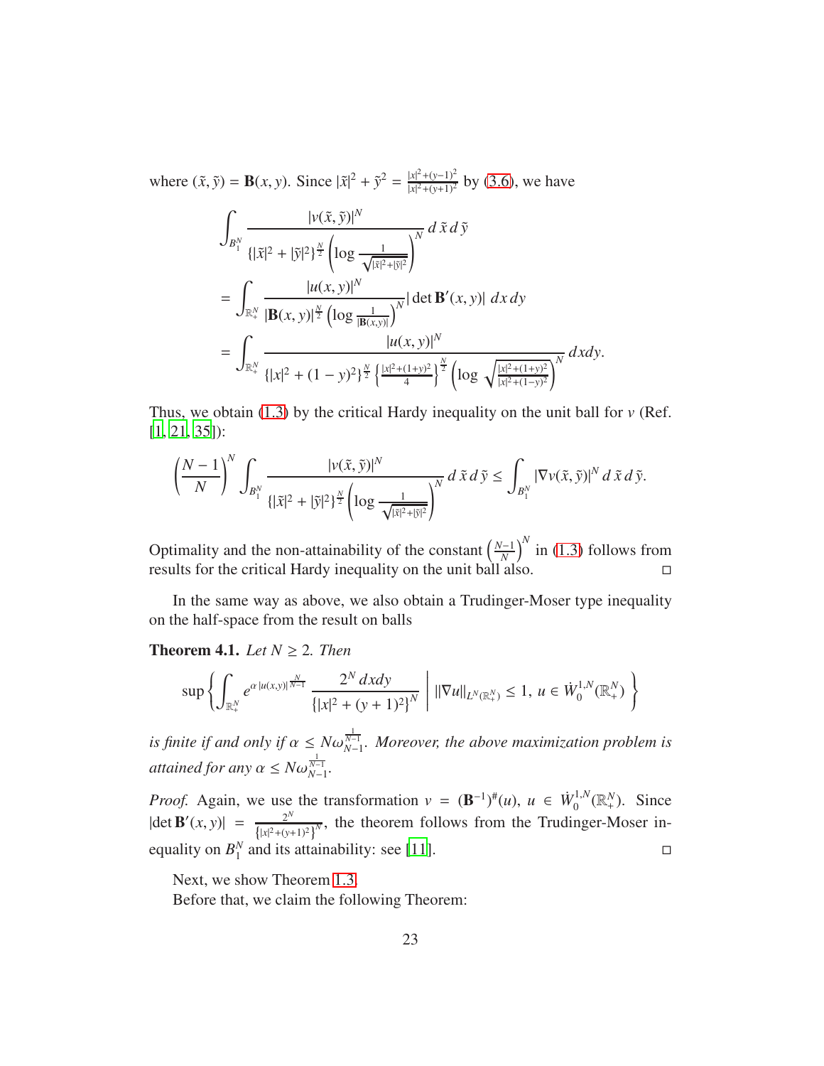where $(\tilde{x}, \tilde{y}) = \mathbf{B}(x, y)$. Since $|\tilde{x}|^2 + \tilde{y}^2 = \frac{|x|^2+(y-1)^2}{|x|^2+(y+1)^2}$ by (3.6), we have

$$
\begin{aligned}
&\int_{B_1^N} \frac{|v(\tilde{x}, \tilde{y})|^N}{\{|\tilde{x}|^2 + |\tilde{y}|^2\}^{\frac{N}{2}} \left(\log \frac{1}{\sqrt{|\tilde{x}|^2+|\tilde{y}|^2}}\right)^N} \, d\tilde{x} \, d\tilde{y} \\
&= \int_{\mathbb{R}_+^N} \frac{|u(x, y)|^N}{|\mathbf{B}(x, y)|^{\frac{N}{2}} \left(\log \frac{1}{|\mathbf{B}(x,y)|}\right)^N} |\det \mathbf{B}'(x, y)| \, dx \, dy \\
&= \int_{\mathbb{R}_+^N} \frac{|u(x, y)|^N}{\{|x|^2 + (1-y)^2\}^{\frac{N}{2}} \left\{\frac{|x|^2+(1+y)^2}{4}\right\}^{\frac{N}{2}} \left(\log \sqrt{\frac{|x|^2+(1+y)^2}{|x|^2+(1-y)^2}}\right)^N} \, dxdy.
\end{aligned}
$$

Thus, we obtain (1.3) by the critical Hardy inequality on the unit ball for $v$ (Ref. [1, 21, 35]):

$$
\left(\frac{N-1}{N}\right)^N \int_{B_1^N} \frac{|v(\tilde{x}, \tilde{y})|^N}{\{|\tilde{x}|^2 + |\tilde{y}|^2\}^{\frac{N}{2}} \left(\log \frac{1}{\sqrt{|\tilde{x}|^2+|\tilde{y}|^2}}\right)^N} \, d\tilde{x} \, d\tilde{y} \leq \int_{B_1^N} |\nabla v(\tilde{x}, \tilde{y})|^N \, d\tilde{x} \, d\tilde{y}.
$$

Optimality and the non-attainability of the constant $\left(\frac{N-1}{N}\right)^N$ in (1.3) follows from results for the critical Hardy inequality on the unit ball also. □

In the same way as above, we also obtain a Trudinger-Moser type inequality on the half-space from the result on balls

**Theorem 4.1.** *Let $N \geq 2$. Then*

$$
\sup \left\{ \int_{\mathbb{R}_+^N} e^{\alpha |u(x,y)|^{\frac{N}{N-1}}} \frac{2^N \, dxdy}{\{|x|^2 + (y+1)^2\}^N} \;\middle|\; \|\nabla u\|_{L^N(\mathbb{R}_+^N)} \leq 1, \, u \in \dot{W}_0^{1,N}(\mathbb{R}_+^N) \right\}
$$

*is finite if and only if $\alpha \leq N\omega_{N-1}^{\frac{1}{N-1}}$. Moreover, the above maximization problem is attained for any $\alpha \leq N\omega_{N-1}^{\frac{1}{N-1}}$.*

*Proof.* Again, we use the transformation $v = (\mathbf{B}^{-1})^{\#}(u)$, $u \in \dot{W}_0^{1,N}(\mathbb{R}_+^N)$. Since $|\det \mathbf{B}'(x, y)| = \frac{2^N}{\{|x|^2+(y+1)^2\}^N}$, the theorem follows from the Trudinger-Moser inequality on $B_1^N$ and its attainability: see [11]. □

Next, we show Theorem 1.3.

Before that, we claim the following Theorem: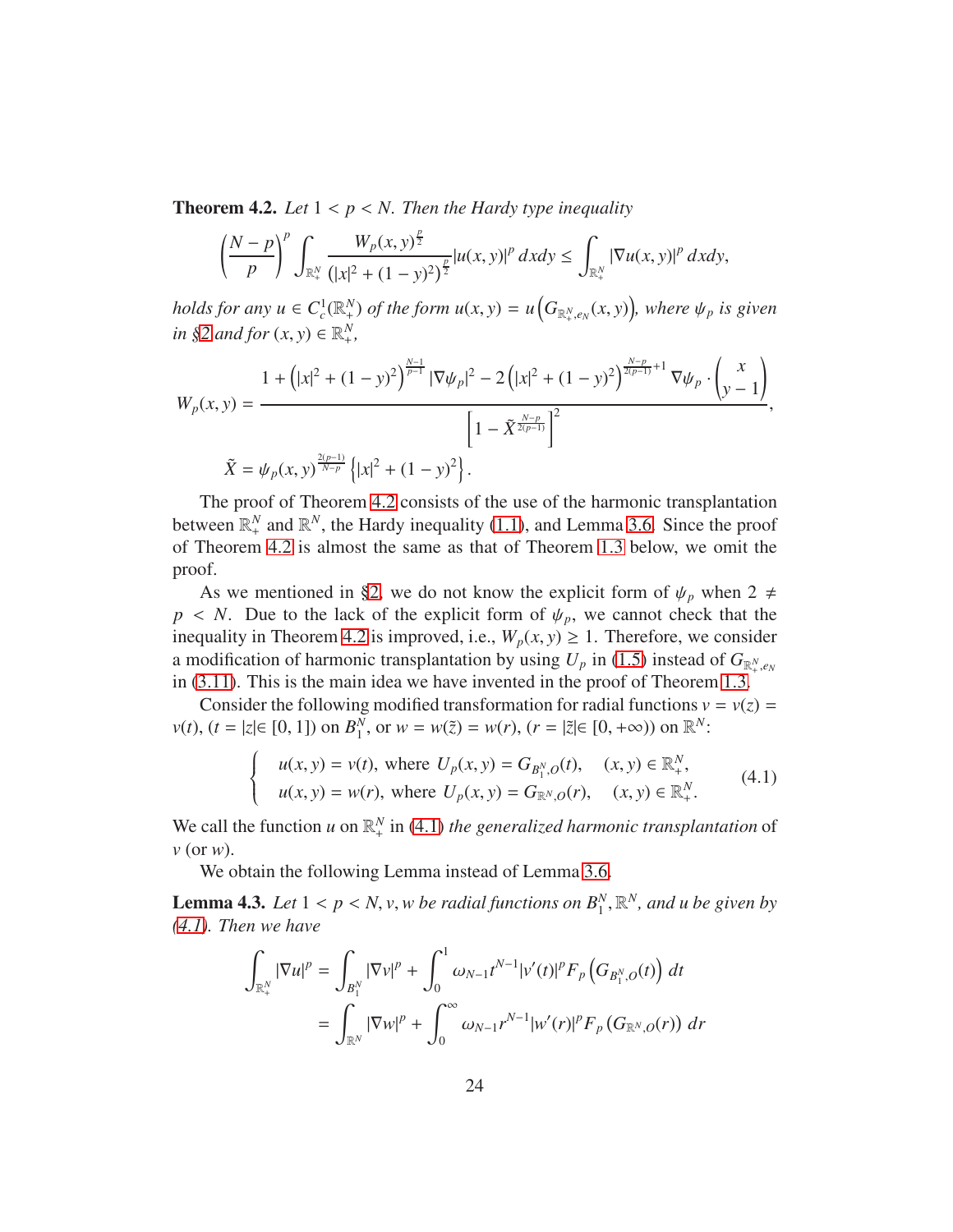**Theorem 4.2.** *Let $1 < p < N$. Then the Hardy type inequality*

$$\left(\frac{N-p}{p}\right)^p \int_{\mathbb{R}^N_+} \frac{W_p(x,y)^{\frac{p}{2}}}{\left(|x|^2+(1-y)^2\right)^{\frac{p}{2}}} |u(x,y)|^p \, dxdy \leq \int_{\mathbb{R}^N_+} |\nabla u(x,y)|^p \, dxdy,$$

*holds for any $u \in C^1_c(\mathbb{R}^N_+)$ of the form $u(x,y) = u\left(G_{\mathbb{R}^N_+, e_N}(x,y)\right)$, where $\psi_p$ is given in §2 and for $(x,y) \in \mathbb{R}^N_+$,*

$$W_p(x,y) = \frac{1 + \left(|x|^2+(1-y)^2\right)^{\frac{N-1}{p-1}} |\nabla \psi_p|^2 - 2\left(|x|^2+(1-y)^2\right)^{\frac{N-p}{2(p-1)}+1} \nabla \psi_p \cdot \begin{pmatrix} x \\ y-1 \end{pmatrix}}{\left[1 - \tilde{X}^{\frac{N-p}{2(p-1)}}\right]^2},$$

$$\tilde{X} = \psi_p(x,y)^{\frac{2(p-1)}{N-p}} \left\{|x|^2+(1-y)^2\right\}.$$

The proof of Theorem 4.2 consists of the use of the harmonic transplantation between $\mathbb{R}^N_+$ and $\mathbb{R}^N$, the Hardy inequality (1.1), and Lemma 3.6. Since the proof of Theorem 4.2 is almost the same as that of Theorem 1.3 below, we omit the proof.

As we mentioned in §2, we do not know the explicit form of $\psi_p$ when $2 \neq p < N$. Due to the lack of the explicit form of $\psi_p$, we cannot check that the inequality in Theorem 4.2 is improved, i.e., $W_p(x,y) \geq 1$. Therefore, we consider a modification of harmonic transplantation by using $U_p$ in (1.5) instead of $G_{\mathbb{R}^N_+, e_N}$ in (3.11). This is the main idea we have invented in the proof of Theorem 1.3.

Consider the following modified transformation for radial functions $v = v(z) = v(t)$, $(t = |z| \in [0,1])$ on $B^N_1$, or $w = w(\tilde{z}) = w(r)$, $(r = |\tilde{z}| \in [0,+\infty))$ on $\mathbb{R}^N$:

$$\begin{cases} u(x,y) = v(t), \text{ where } U_p(x,y) = G_{B^N_1, O}(t), & (x,y) \in \mathbb{R}^N_+, \\ u(x,y) = w(r), \text{ where } U_p(x,y) = G_{\mathbb{R}^N, O}(r), & (x,y) \in \mathbb{R}^N_+. \end{cases} \tag{4.1}$$

We call the function $u$ on $\mathbb{R}^N_+$ in (4.1) *the generalized harmonic transplantation* of $v$ (or $w$).

We obtain the following Lemma instead of Lemma 3.6.

**Lemma 4.3.** *Let $1 < p < N$, $v, w$ be radial functions on $B^N_1, \mathbb{R}^N$, and $u$ be given by (4.1). Then we have*

$$\begin{aligned} \int_{\mathbb{R}^N_+} |\nabla u|^p &= \int_{B^N_1} |\nabla v|^p + \int_0^1 \omega_{N-1} t^{N-1} |v'(t)|^p F_p\left(G_{B^N_1, O}(t)\right) dt \\ &= \int_{\mathbb{R}^N} |\nabla w|^p + \int_0^\infty \omega_{N-1} r^{N-1} |w'(r)|^p F_p\left(G_{\mathbb{R}^N, O}(r)\right) dr \end{aligned}$$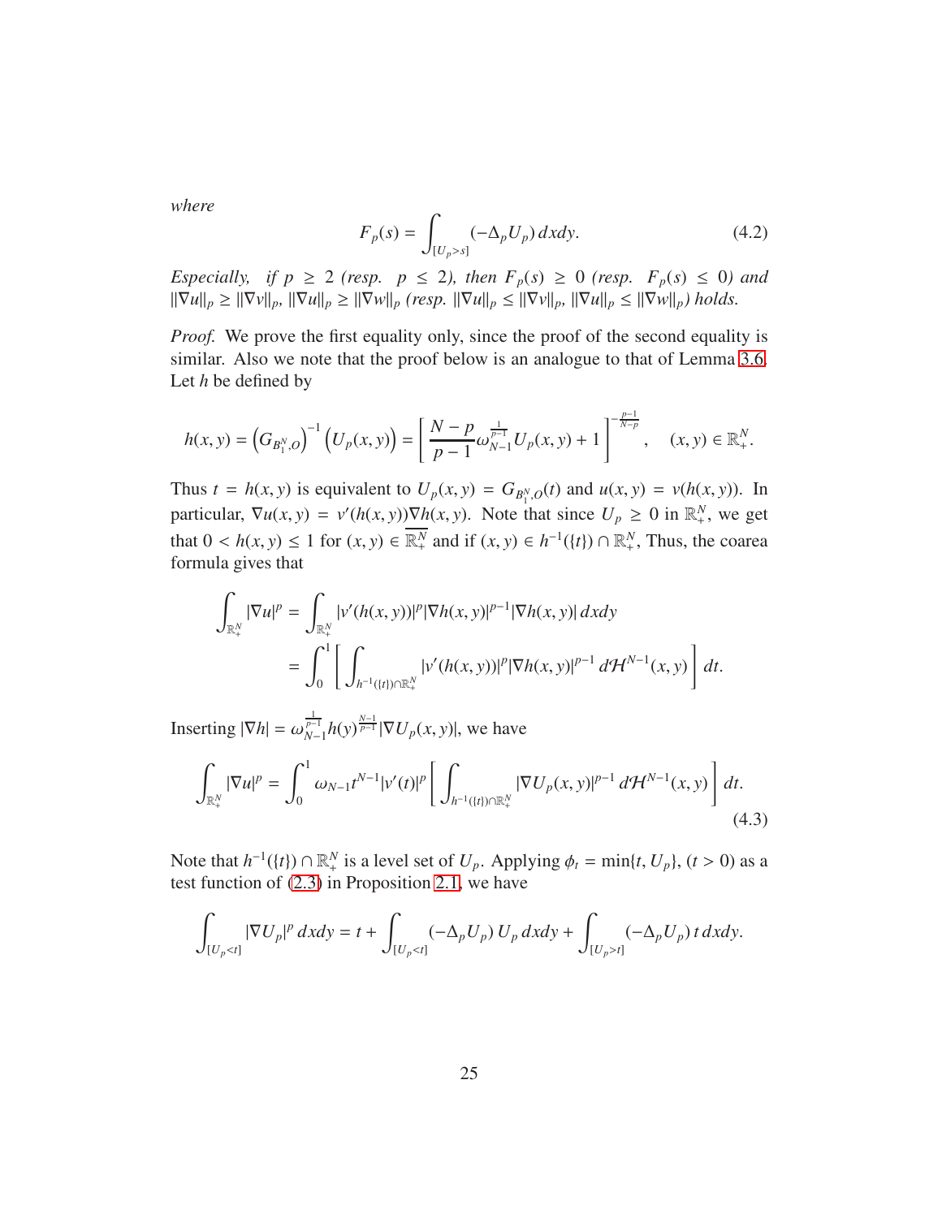*where*

$$F_p(s) = \int_{[U_p > s]} (-\Delta_p U_p)\, dxdy. \tag{4.2}$$

*Especially, if $p \geq 2$ (resp. $p \leq 2$), then $F_p(s) \geq 0$ (resp. $F_p(s) \leq 0$) and $\|\nabla u\|_p \geq \|\nabla v\|_p$, $\|\nabla u\|_p \geq \|\nabla w\|_p$ (resp. $\|\nabla u\|_p \leq \|\nabla v\|_p$, $\|\nabla u\|_p \leq \|\nabla w\|_p$) holds.*

*Proof.* We prove the first equality only, since the proof of the second equality is similar. Also we note that the proof below is an analogue to that of Lemma 3.6. Let $h$ be defined by

$$h(x,y) = \left(G_{B_1^N, O}\right)^{-1}\left(U_p(x,y)\right) = \left[\frac{N-p}{p-1}\omega_{N-1}^{\frac{1}{p-1}} U_p(x,y) + 1\right]^{-\frac{p-1}{N-p}}, \quad (x,y) \in \mathbb{R}^N_+.$$

Thus $t = h(x,y)$ is equivalent to $U_p(x,y) = G_{B_1^N, O}(t)$ and $u(x,y) = v(h(x,y))$. In particular, $\nabla u(x,y) = v'(h(x,y))\nabla h(x,y)$. Note that since $U_p \geq 0$ in $\mathbb{R}^N_+$, we get that $0 < h(x,y) \leq 1$ for $(x,y) \in \overline{\mathbb{R}^N_+}$ and if $(x,y) \in h^{-1}(\{t\}) \cap \mathbb{R}^N_+$, Thus, the coarea formula gives that

$$\begin{aligned}
\int_{\mathbb{R}^N_+} |\nabla u|^p &= \int_{\mathbb{R}^N_+} |v'(h(x,y))|^p |\nabla h(x,y)|^{p-1} |\nabla h(x,y)|\, dxdy \\
&= \int_0^1 \left[\int_{h^{-1}(\{t\})\cap\mathbb{R}^N_+} |v'(h(x,y))|^p |\nabla h(x,y)|^{p-1}\, d\mathcal{H}^{N-1}(x,y)\right] dt.
\end{aligned}$$

Inserting $|\nabla h| = \omega_{N-1}^{\frac{1}{p-1}} h(y)^{\frac{N-1}{p-1}} |\nabla U_p(x,y)|$, we have

$$\int_{\mathbb{R}^N_+} |\nabla u|^p = \int_0^1 \omega_{N-1} t^{N-1} |v'(t)|^p \left[\int_{h^{-1}(\{t\})\cap\mathbb{R}^N_+} |\nabla U_p(x,y)|^{p-1}\, d\mathcal{H}^{N-1}(x,y)\right] dt. \tag{4.3}$$

Note that $h^{-1}(\{t\}) \cap \mathbb{R}^N_+$ is a level set of $U_p$. Applying $\phi_t = \min\{t, U_p\}$, $(t > 0)$ as a test function of (2.3) in Proposition 2.1, we have

$$\int_{[U_p < t]} |\nabla U_p|^p\, dxdy = t + \int_{[U_p < t]} (-\Delta_p U_p)\, U_p\, dxdy + \int_{[U_p > t]} (-\Delta_p U_p)\, t\, dxdy.$$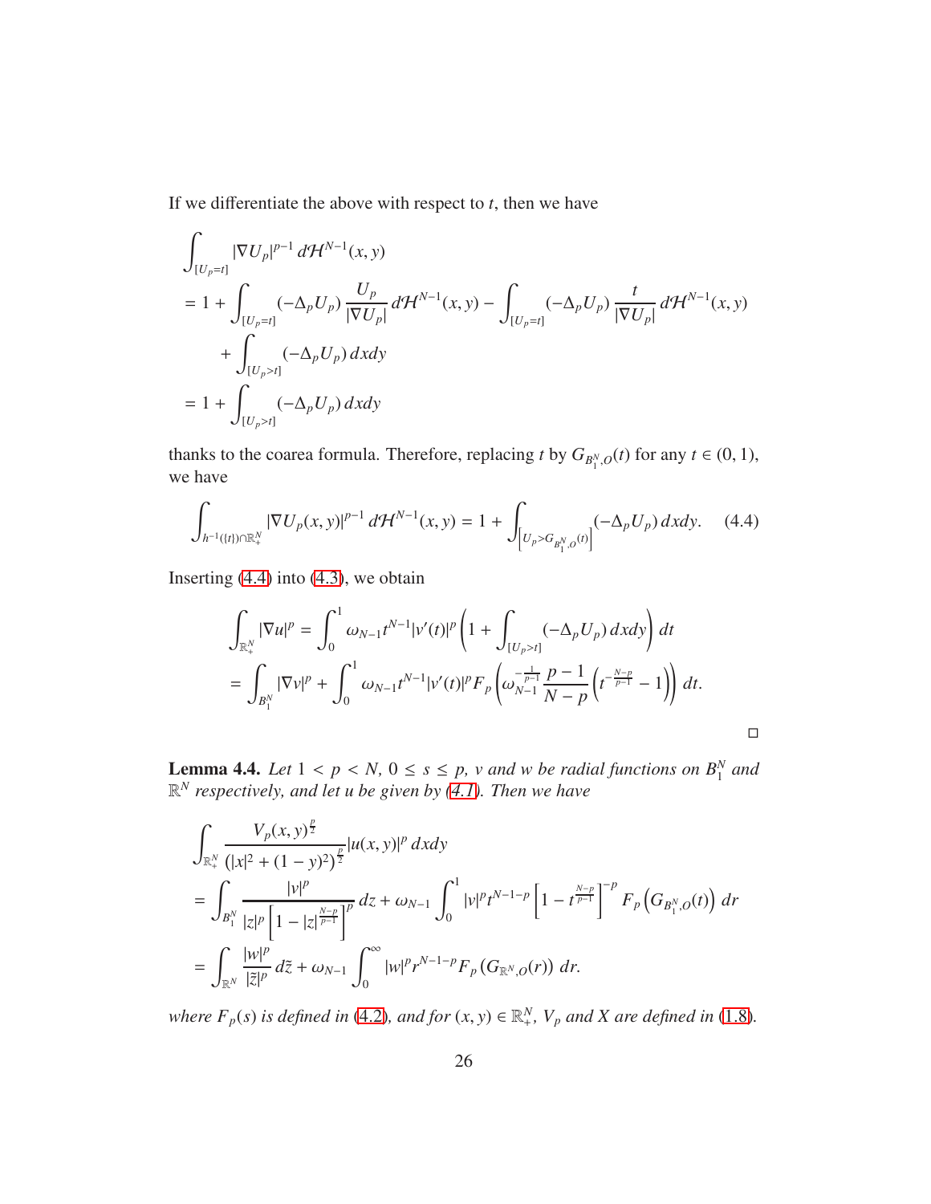If we differentiate the above with respect to $t$, then we have

$$
\begin{aligned}
&\int_{[U_p=t]} |\nabla U_p|^{p-1}\, d\mathcal{H}^{N-1}(x,y) \\
&= 1 + \int_{[U_p=t]} (-\Delta_p U_p)\, \frac{U_p}{|\nabla U_p|}\, d\mathcal{H}^{N-1}(x,y) - \int_{[U_p=t]} (-\Delta_p U_p)\, \frac{t}{|\nabla U_p|}\, d\mathcal{H}^{N-1}(x,y) \\
&\qquad + \int_{[U_p>t]} (-\Delta_p U_p)\, dxdy \\
&= 1 + \int_{[U_p>t]} (-\Delta_p U_p)\, dxdy
\end{aligned}
$$

thanks to the coarea formula. Therefore, replacing $t$ by $G_{B_1^N,O}(t)$ for any $t \in (0,1)$, we have

$$
\int_{h^{-1}(\{t\})\cap\mathbb{R}^N_+} |\nabla U_p(x,y)|^{p-1}\, d\mathcal{H}^{N-1}(x,y) = 1 + \int_{\left[U_p > G_{B_1^N,O}(t)\right]} (-\Delta_p U_p)\, dxdy. \tag{4.4}
$$

Inserting (4.4) into (4.3), we obtain

$$
\begin{aligned}
\int_{\mathbb{R}^N_+} |\nabla u|^p &= \int_0^1 \omega_{N-1} t^{N-1} |v'(t)|^p \left(1 + \int_{[U_p>t]} (-\Delta_p U_p)\, dxdy\right) dt \\
&= \int_{B_1^N} |\nabla v|^p + \int_0^1 \omega_{N-1} t^{N-1} |v'(t)|^p F_p\left(\omega_{N-1}^{-\frac{1}{p-1}} \frac{p-1}{N-p}\left(t^{-\frac{N-p}{p-1}} - 1\right)\right) dt.
\end{aligned}
$$

□

**Lemma 4.4.** *Let $1 < p < N$, $0 \le s \le p$, $v$ and $w$ be radial functions on $B_1^N$ and $\mathbb{R}^N$ respectively, and let $u$ be given by (4.1). Then we have*

$$
\begin{aligned}
&\int_{\mathbb{R}^N_+} \frac{V_p(x,y)^{\frac{p}{2}}}{(|x|^2 + (1-y)^2)^{\frac{p}{2}}} |u(x,y)|^p\, dxdy \\
&= \int_{B_1^N} \frac{|v|^p}{|z|^p \left[1 - |z|^{\frac{N-p}{p-1}}\right]^p}\, dz + \omega_{N-1} \int_0^1 |v|^p t^{N-1-p} \left[1 - t^{\frac{N-p}{p-1}}\right]^{-p} F_p\left(G_{B_1^N,O}(t)\right) dr \\
&= \int_{\mathbb{R}^N} \frac{|w|^p}{|\tilde{z}|^p}\, d\tilde{z} + \omega_{N-1} \int_0^\infty |w|^p r^{N-1-p} F_p\left(G_{\mathbb{R}^N,O}(r)\right) dr.
\end{aligned}
$$

*where $F_p(s)$ is defined in (4.2), and for $(x,y) \in \mathbb{R}^N_+$, $V_p$ and $X$ are defined in (1.8).*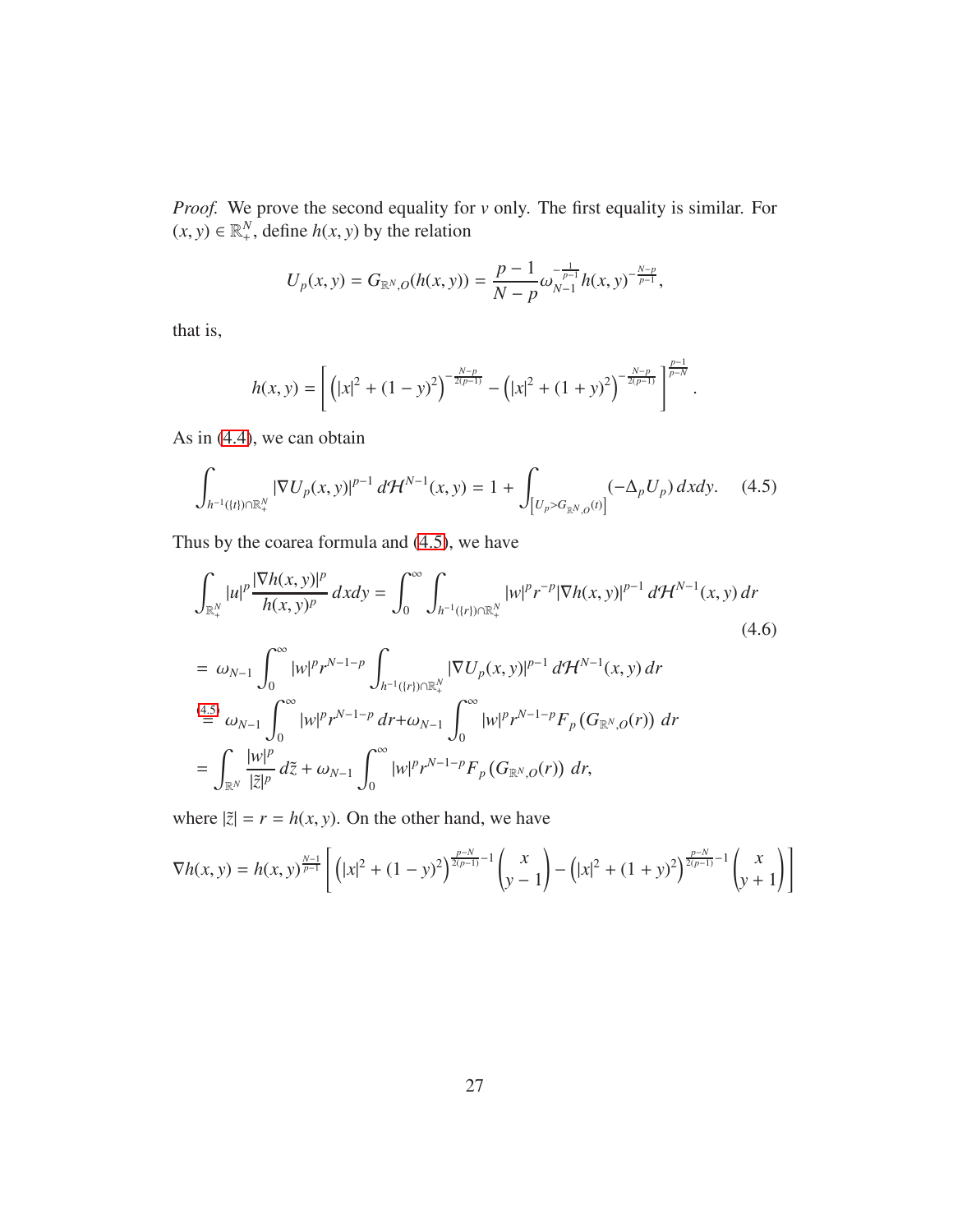*Proof.* We prove the second equality for $v$ only. The first equality is similar. For $(x,y) \in \mathbb{R}^N_+$, define $h(x,y)$ by the relation

$$U_p(x,y) = G_{\mathbb{R}^N,O}(h(x,y)) = \frac{p-1}{N-p}\omega_{N-1}^{-\frac{1}{p-1}} h(x,y)^{-\frac{N-p}{p-1}},$$

that is,

$$h(x,y) = \left[ \left(|x|^2 + (1-y)^2\right)^{-\frac{N-p}{2(p-1)}} - \left(|x|^2 + (1+y)^2\right)^{-\frac{N-p}{2(p-1)}} \right]^{\frac{p-1}{p-N}}.$$

As in (4.4), we can obtain

$$\int_{h^{-1}(\{t\})\cap\mathbb{R}^N_+} |\nabla U_p(x,y)|^{p-1}\, d\mathcal{H}^{N-1}(x,y) = 1 + \int_{\left[U_p > G_{\mathbb{R}^N,O}(t)\right]} (-\Delta_p U_p)\, dxdy. \tag{4.5}$$

Thus by the coarea formula and (4.5), we have

$$\int_{\mathbb{R}^N_+} |u|^p \frac{|\nabla h(x,y)|^p}{h(x,y)^p}\, dxdy = \int_0^\infty \int_{h^{-1}(\{r\})\cap\mathbb{R}^N_+} |w|^p r^{-p} |\nabla h(x,y)|^{p-1}\, d\mathcal{H}^{N-1}(x,y)\, dr \tag{4.6}$$

$$\begin{aligned}
&= \omega_{N-1} \int_0^\infty |w|^p r^{N-1-p} \int_{h^{-1}(\{r\})\cap\mathbb{R}^N_+} |\nabla U_p(x,y)|^{p-1}\, d\mathcal{H}^{N-1}(x,y)\, dr \\
&\overset{(4.5)}{=} \omega_{N-1} \int_0^\infty |w|^p r^{N-1-p}\, dr + \omega_{N-1} \int_0^\infty |w|^p r^{N-1-p} F_p\left(G_{\mathbb{R}^N,O}(r)\right)\, dr \\
&= \int_{\mathbb{R}^N} \frac{|w|^p}{|\tilde{z}|^p}\, d\tilde{z} + \omega_{N-1} \int_0^\infty |w|^p r^{N-1-p} F_p\left(G_{\mathbb{R}^N,O}(r)\right)\, dr,
\end{aligned}$$

where $|\tilde{z}| = r = h(x,y)$. On the other hand, we have

$$\nabla h(x,y) = h(x,y)^{\frac{N-1}{p-1}} \left[ \left(|x|^2 + (1-y)^2\right)^{\frac{p-N}{2(p-1)}-1} \begin{pmatrix} x \\ y-1 \end{pmatrix} - \left(|x|^2 + (1+y)^2\right)^{\frac{p-N}{2(p-1)}-1} \begin{pmatrix} x \\ y+1 \end{pmatrix} \right]$$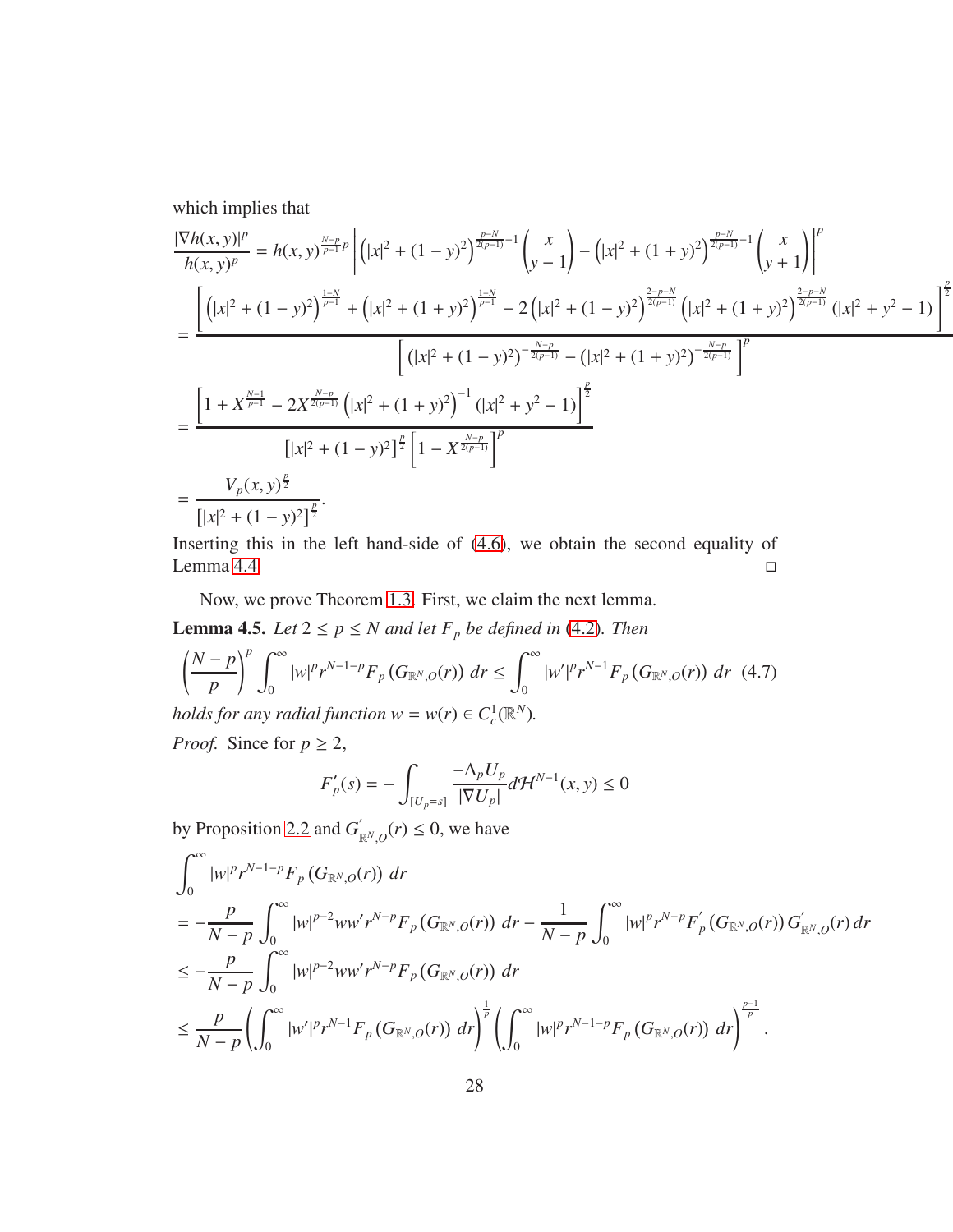which implies that

$$
\begin{aligned}
\frac{|\nabla h(x,y)|^p}{h(x,y)^p} &= h(x,y)^{\frac{N-p}{p-1}p} \left| \left(|x|^2+(1-y)^2\right)^{\frac{p-N}{2(p-1)}-1} \begin{pmatrix} x \\ y-1 \end{pmatrix} - \left(|x|^2+(1+y)^2\right)^{\frac{p-N}{2(p-1)}-1} \begin{pmatrix} x \\ y+1 \end{pmatrix} \right|^p \\
&= \frac{\left[ \left(\left(|x|^2+(1-y)^2\right)^{\frac{1-N}{p-1}} + \left(|x|^2+(1+y)^2\right)^{\frac{1-N}{p-1}} - 2\left(|x|^2+(1-y)^2\right)^{\frac{2-p-N}{2(p-1)}} \left(|x|^2+(1+y)^2\right)^{\frac{2-p-N}{2(p-1)}} (|x|^2+y^2-1)\right]^{\frac{p}{2}}}{\left[ (|x|^2+(1-y)^2)^{-\frac{N-p}{2(p-1)}} - (|x|^2+(1+y)^2)^{-\frac{N-p}{2(p-1)}} \right]^p} \\
&= \frac{\left[1 + X^{\frac{N-1}{p-1}} - 2X^{\frac{N-p}{2(p-1)}} \left(|x|^2+(1+y)^2\right)^{-1}(|x|^2+y^2-1)\right]^{\frac{p}{2}}}{\left[|x|^2+(1-y)^2\right]^{\frac{p}{2}} \left[1 - X^{\frac{N-p}{2(p-1)}}\right]^p} \\
&= \frac{V_p(x,y)^{\frac{p}{2}}}{\left[|x|^2+(1-y)^2\right]^{\frac{p}{2}}}.
\end{aligned}
$$

Inserting this in the left hand-side of (4.6), we obtain the second equality of Lemma 4.4. □

Now, we prove Theorem 1.3. First, we claim the next lemma.

**Lemma 4.5.** *Let $2 \le p \le N$ and let $F_p$ be defined in (4.2). Then*

$$
\left(\frac{N-p}{p}\right)^p \int_0^\infty |w|^p r^{N-1-p} F_p\left(G_{\mathbb{R}^N,O}(r)\right) dr \le \int_0^\infty |w'|^p r^{N-1} F_p\left(G_{\mathbb{R}^N,O}(r)\right) dr \quad (4.7)
$$

*holds for any radial function $w = w(r) \in C_c^1(\mathbb{R}^N)$.*

*Proof.* Since for $p \ge 2$,

$$
F_p'(s) = -\int_{[U_p=s]} \frac{-\Delta_p U_p}{|\nabla U_p|} d\mathcal{H}^{N-1}(x,y) \le 0
$$

by Proposition 2.2 and $G_{\mathbb{R}^N,O}'(r) \le 0$, we have

$$
\begin{aligned}
&\int_0^\infty |w|^p r^{N-1-p} F_p\left(G_{\mathbb{R}^N,O}(r)\right) dr \\
&= -\frac{p}{N-p} \int_0^\infty |w|^{p-2} w w' r^{N-p} F_p\left(G_{\mathbb{R}^N,O}(r)\right) dr - \frac{1}{N-p} \int_0^\infty |w|^p r^{N-p} F_p'\left(G_{\mathbb{R}^N,O}(r)\right) G_{\mathbb{R}^N,O}'(r)\, dr \\
&\le -\frac{p}{N-p} \int_0^\infty |w|^{p-2} w w' r^{N-p} F_p\left(G_{\mathbb{R}^N,O}(r)\right) dr \\
&\le \frac{p}{N-p} \left( \int_0^\infty |w'|^p r^{N-1} F_p\left(G_{\mathbb{R}^N,O}(r)\right) dr \right)^{\frac{1}{p}} \left( \int_0^\infty |w|^p r^{N-1-p} F_p\left(G_{\mathbb{R}^N,O}(r)\right) dr \right)^{\frac{p-1}{p}}.
\end{aligned}
$$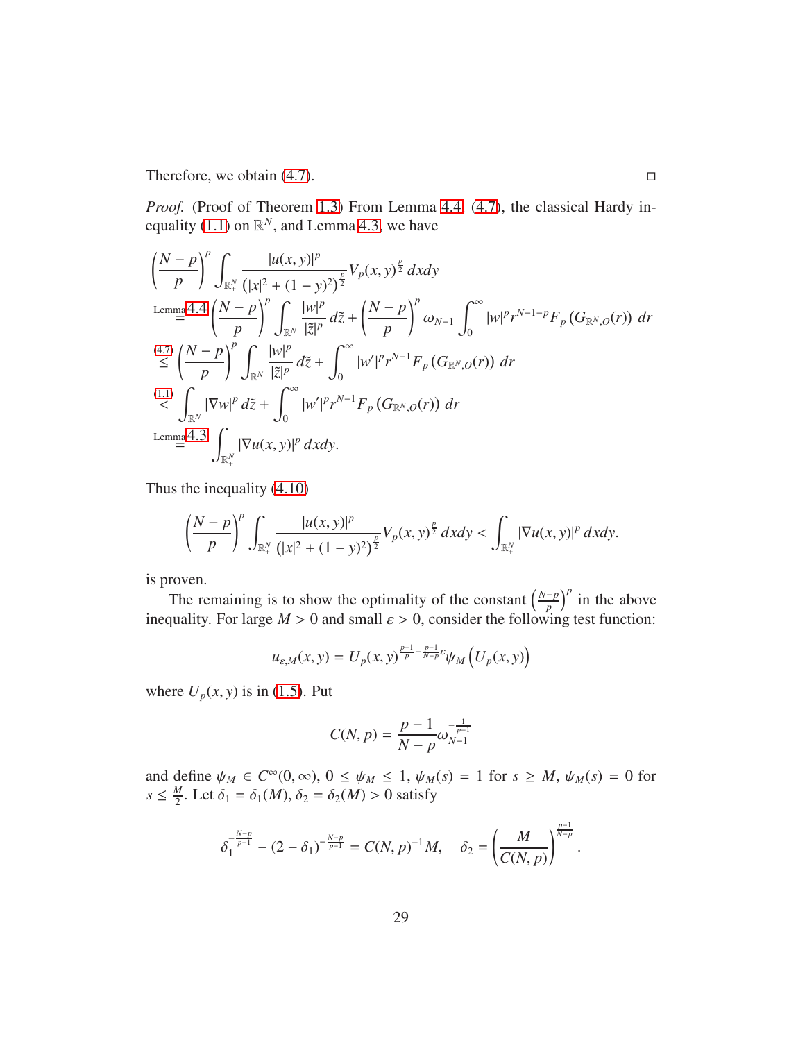Therefore, we obtain (4.7). $\square$

*Proof.* (Proof of Theorem 1.3) From Lemma 4.4, (4.7), the classical Hardy inequality (1.1) on $\mathbb{R}^N$, and Lemma 4.3, we have

$$
\begin{aligned}
&\left(\frac{N-p}{p}\right)^p \int_{\mathbb{R}^N_+} \frac{|u(x,y)|^p}{(|x|^2+(1-y)^2)^{\frac{p}{2}}} V_p(x,y)^{\frac{p}{2}}\, dxdy \\
&\overset{\text{Lemma 4.4}}{=} \left(\frac{N-p}{p}\right)^p \int_{\mathbb{R}^N} \frac{|w|^p}{|\tilde{z}|^p}\, d\tilde{z} + \left(\frac{N-p}{p}\right)^p \omega_{N-1} \int_0^\infty |w|^p r^{N-1-p} F_p\left(G_{\mathbb{R}^N,O}(r)\right)\, dr \\
&\overset{(4.7)}{\leq} \left(\frac{N-p}{p}\right)^p \int_{\mathbb{R}^N} \frac{|w|^p}{|\tilde{z}|^p}\, d\tilde{z} + \int_0^\infty |w'|^p r^{N-1} F_p\left(G_{\mathbb{R}^N,O}(r)\right)\, dr \\
&\overset{(1.1)}{<} \int_{\mathbb{R}^N} |\nabla w|^p\, d\tilde{z} + \int_0^\infty |w'|^p r^{N-1} F_p\left(G_{\mathbb{R}^N,O}(r)\right)\, dr \\
&\overset{\text{Lemma 4.3}}{=} \int_{\mathbb{R}^N_+} |\nabla u(x,y)|^p\, dxdy.
\end{aligned}
$$

Thus the inequality (4.10)

$$
\left(\frac{N-p}{p}\right)^p \int_{\mathbb{R}^N_+} \frac{|u(x,y)|^p}{(|x|^2+(1-y)^2)^{\frac{p}{2}}} V_p(x,y)^{\frac{p}{2}}\, dxdy < \int_{\mathbb{R}^N_+} |\nabla u(x,y)|^p\, dxdy.
$$

is proven.

The remaining is to show the optimality of the constant $\left(\frac{N-p}{p}\right)^p$ in the above inequality. For large $M > 0$ and small $\varepsilon > 0$, consider the following test function:

$$
u_{\varepsilon,M}(x,y) = U_p(x,y)^{\frac{p-1}{p} - \frac{p-1}{N-p}\varepsilon} \psi_M\left(U_p(x,y)\right)
$$

where $U_p(x,y)$ is in (1.5). Put

$$
C(N,p) = \frac{p-1}{N-p} \omega_{N-1}^{-\frac{1}{p-1}}
$$

and define $\psi_M \in C^\infty(0,\infty)$, $0 \leq \psi_M \leq 1$, $\psi_M(s) = 1$ for $s \geq M$, $\psi_M(s) = 0$ for $s \leq \frac{M}{2}$. Let $\delta_1 = \delta_1(M)$, $\delta_2 = \delta_2(M) > 0$ satisfy

$$
\delta_1^{-\frac{N-p}{p-1}} - (2-\delta_1)^{-\frac{N-p}{p-1}} = C(N,p)^{-1} M, \quad \delta_2 = \left(\frac{M}{C(N,p)}\right)^{\frac{p-1}{N-p}}.
$$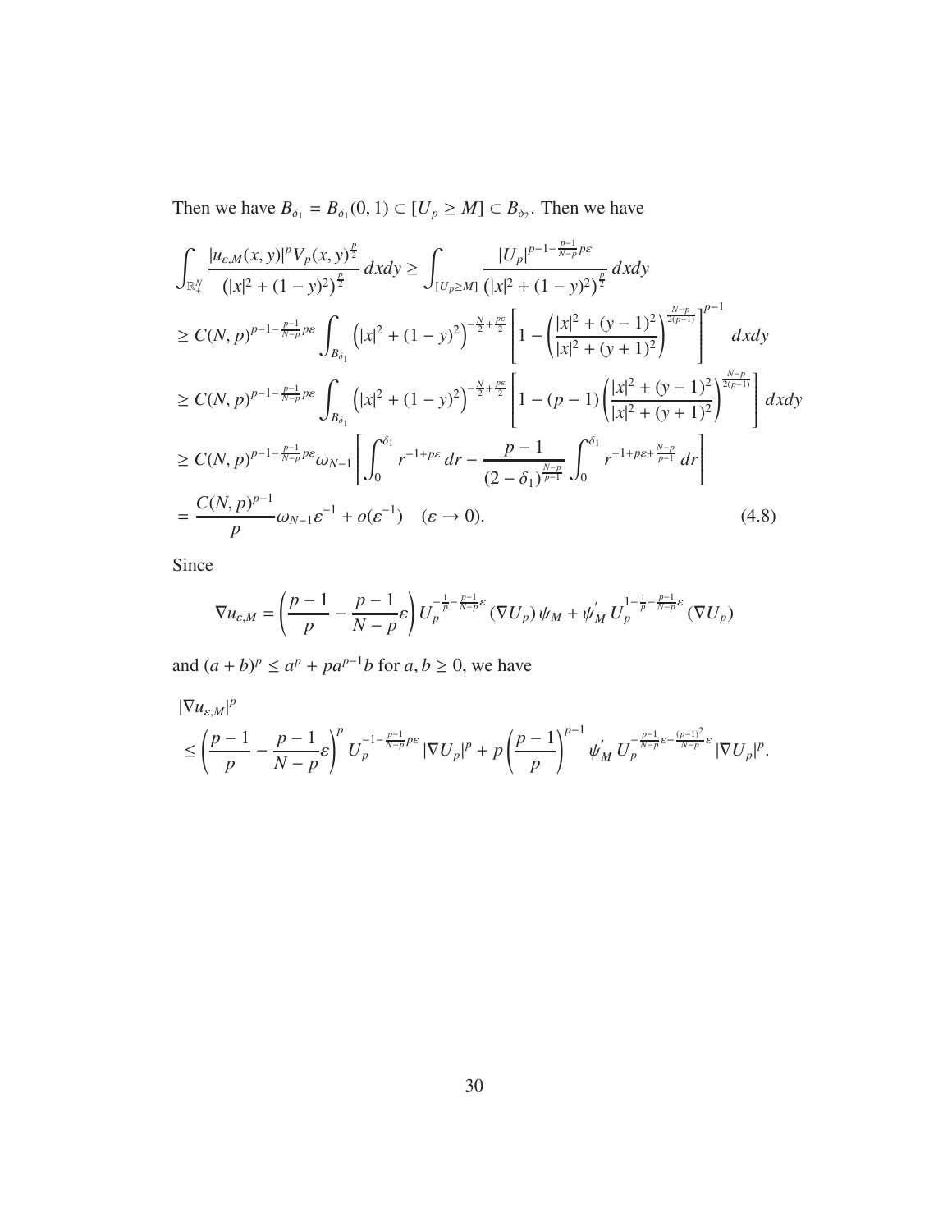Then we have $B_{\delta_1} = B_{\delta_1}(0,1) \subset [U_p \geq M] \subset B_{\delta_2}$. Then we have

$$
\begin{aligned}
&\int_{\mathbb{R}^N_+} \frac{|u_{\varepsilon,M}(x,y)|^p V_p(x,y)^{\frac{p}{2}}}{\left(|x|^2+(1-y)^2\right)^{\frac{p}{2}}}\,dxdy \geq \int_{[U_p\geq M]} \frac{|U_p|^{p-1-\frac{p-1}{N-p}p\varepsilon}}{\left(|x|^2+(1-y)^2\right)^{\frac{p}{2}}}\,dxdy \\
&\geq C(N,p)^{p-1-\frac{p-1}{N-p}p\varepsilon} \int_{B_{\delta_1}} \left(|x|^2+(1-y)^2\right)^{-\frac{N}{2}+\frac{p\varepsilon}{2}} \left[1-\left(\frac{|x|^2+(y-1)^2}{|x|^2+(y+1)^2}\right)^{\frac{N-p}{2(p-1)}}\right]^{p-1} dxdy \\
&\geq C(N,p)^{p-1-\frac{p-1}{N-p}p\varepsilon} \int_{B_{\delta_1}} \left(|x|^2+(1-y)^2\right)^{-\frac{N}{2}+\frac{p\varepsilon}{2}} \left[1-(p-1)\left(\frac{|x|^2+(y-1)^2}{|x|^2+(y+1)^2}\right)^{\frac{N-p}{2(p-1)}}\right] dxdy \\
&\geq C(N,p)^{p-1-\frac{p-1}{N-p}p\varepsilon}\omega_{N-1}\left[\int_0^{\delta_1} r^{-1+p\varepsilon}\,dr - \frac{p-1}{(2-\delta_1)^{\frac{N-p}{p-1}}}\int_0^{\delta_1} r^{-1+p\varepsilon+\frac{N-p}{p-1}}\,dr\right] \\
&= \frac{C(N,p)^{p-1}}{p}\omega_{N-1}\varepsilon^{-1} + o(\varepsilon^{-1}) \quad (\varepsilon \to 0). \qquad (4.8)
\end{aligned}
$$

Since

$$
\nabla u_{\varepsilon,M} = \left(\frac{p-1}{p} - \frac{p-1}{N-p}\varepsilon\right) U_p^{-\frac{1}{p}-\frac{p-1}{N-p}\varepsilon}\left(\nabla U_p\right)\psi_M + \psi_M^{'}\, U_p^{1-\frac{1}{p}-\frac{p-1}{N-p}\varepsilon}\left(\nabla U_p\right)
$$

and $(a+b)^p \leq a^p + pa^{p-1}b$ for $a,b \geq 0$, we have

$$
\begin{aligned}
&|\nabla u_{\varepsilon,M}|^p \\
&\leq \left(\frac{p-1}{p} - \frac{p-1}{N-p}\varepsilon\right)^p U_p^{-1-\frac{p-1}{N-p}p\varepsilon}|\nabla U_p|^p + p\left(\frac{p-1}{p}\right)^{p-1}\psi_M^{'}\, U_p^{-\frac{p-1}{N-p}\varepsilon-\frac{(p-1)^2}{N-p}\varepsilon}|\nabla U_p|^p.
\end{aligned}
$$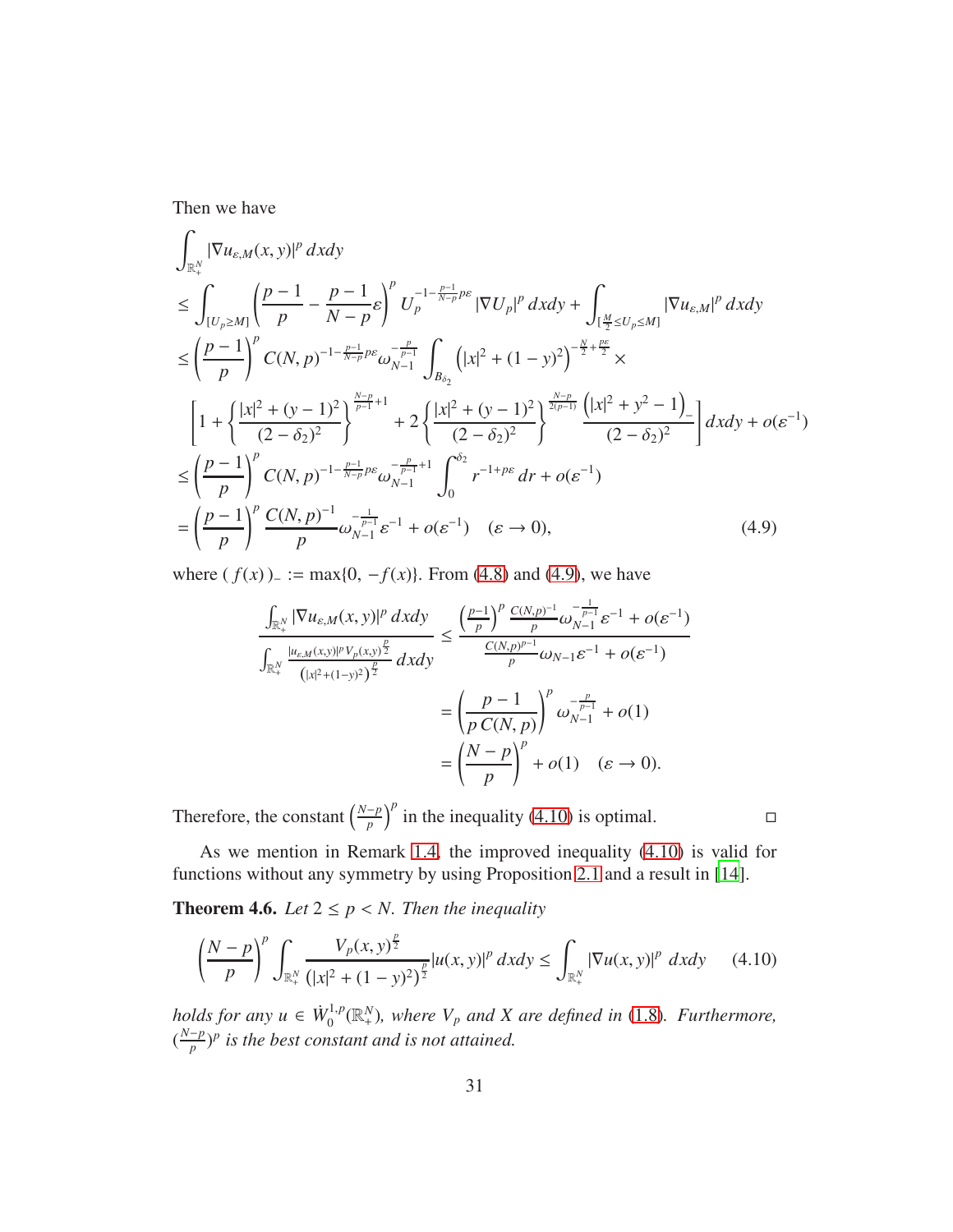Then we have

$$
\begin{aligned}
&\int_{\mathbb{R}^N_+} |\nabla u_{\varepsilon,M}(x,y)|^p \, dxdy \\
&\le \int_{[U_p \ge M]} \left( \frac{p-1}{p} - \frac{p-1}{N-p}\varepsilon \right)^p U_p^{-1-\frac{p-1}{N-p}p\varepsilon} |\nabla U_p|^p \, dxdy + \int_{[\frac{M}{2} \le U_p \le M]} |\nabla u_{\varepsilon,M}|^p \, dxdy \\
&\le \left( \frac{p-1}{p} \right)^p C(N,p)^{-1-\frac{p-1}{N-p}p\varepsilon} \omega_{N-1}^{-\frac{p}{p-1}} \int_{B_{\delta_2}} \left( |x|^2 + (1-y)^2 \right)^{-\frac{N}{2}+\frac{p\varepsilon}{2}} \times \\
&\quad \left[ 1 + \left\{ \frac{|x|^2 + (y-1)^2}{(2-\delta_2)^2} \right\}^{\frac{N-p}{p-1}+1} + 2 \left\{ \frac{|x|^2 + (y-1)^2}{(2-\delta_2)^2} \right\}^{\frac{N-p}{2(p-1)}} \frac{\left( |x|^2 + y^2 - 1 \right)_-}{(2-\delta_2)^2} \right] dxdy + o(\varepsilon^{-1}) \\
&\le \left( \frac{p-1}{p} \right)^p C(N,p)^{-1-\frac{p-1}{N-p}p\varepsilon} \omega_{N-1}^{-\frac{p}{p-1}+1} \int_0^{\delta_2} r^{-1+p\varepsilon} \, dr + o(\varepsilon^{-1}) \\
&= \left( \frac{p-1}{p} \right)^p \frac{C(N,p)^{-1}}{p} \omega_{N-1}^{-\frac{1}{p-1}} \varepsilon^{-1} + o(\varepsilon^{-1}) \quad (\varepsilon \to 0),
\end{aligned}
\tag{4.9}
$$

where $(\, f(x)\,)_- := \max\{0, -f(x)\}$. From (4.8) and (4.9), we have

$$
\begin{aligned}
\frac{\int_{\mathbb{R}^N_+} |\nabla u_{\varepsilon,M}(x,y)|^p \, dxdy}{\int_{\mathbb{R}^N_+} \frac{|u_{\varepsilon,M}(x,y)|^p V_p(x,y)^{\frac{p}{2}}}{\left(|x|^2+(1-y)^2\right)^{\frac{p}{2}}} \, dxdy} &\le \frac{\left(\frac{p-1}{p}\right)^p \frac{C(N,p)^{-1}}{p} \omega_{N-1}^{-\frac{1}{p-1}} \varepsilon^{-1} + o(\varepsilon^{-1})}{\frac{C(N,p)^{p-1}}{p} \omega_{N-1} \varepsilon^{-1} + o(\varepsilon^{-1})} \\
&= \left( \frac{p-1}{p\, C(N,p)} \right)^p \omega_{N-1}^{-\frac{p}{p-1}} + o(1) \\
&= \left( \frac{N-p}{p} \right)^p + o(1) \quad (\varepsilon \to 0).
\end{aligned}
$$

Therefore, the constant $\left(\frac{N-p}{p}\right)^p$ in the inequality (4.10) is optimal. □

As we mention in Remark 1.4, the improved inequality (4.10) is valid for functions without any symmetry by using Proposition 2.1 and a result in [14].

**Theorem 4.6.** *Let $2 \le p < N$. Then the inequality*

$$
\left( \frac{N-p}{p} \right)^p \int_{\mathbb{R}^N_+} \frac{V_p(x,y)^{\frac{p}{2}}}{\left(|x|^2 + (1-y)^2\right)^{\frac{p}{2}}} |u(x,y)|^p \, dxdy \le \int_{\mathbb{R}^N_+} |\nabla u(x,y)|^p \, dxdy \tag{4.10}
$$

*holds for any $u \in \dot{W}^{1,p}_0(\mathbb{R}^N_+)$, where $V_p$ and $X$ are defined in (1.8). Furthermore, $(\frac{N-p}{p})^p$ is the best constant and is not attained.*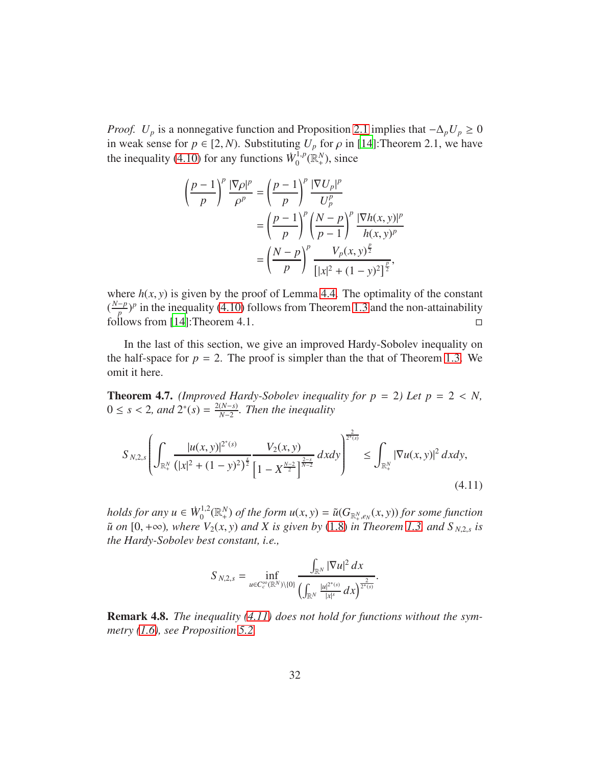*Proof.* $U_p$ is a nonnegative function and Proposition 2.1 implies that $-\Delta_p U_p \geq 0$ in weak sense for $p \in [2, N)$. Substituting $U_p$ for $\rho$ in [14]:Theorem 2.1, we have the inequality (4.10) for any functions $\dot{W}_0^{1,p}(\mathbb{R}^N_+)$, since

$$
\begin{aligned}
\left(\frac{p-1}{p}\right)^p \frac{|\nabla \rho|^p}{\rho^p} &= \left(\frac{p-1}{p}\right)^p \frac{|\nabla U_p|^p}{U_p^p} \\
&= \left(\frac{p-1}{p}\right)^p \left(\frac{N-p}{p-1}\right)^p \frac{|\nabla h(x,y)|^p}{h(x,y)^p} \\
&= \left(\frac{N-p}{p}\right)^p \frac{V_p(x,y)^{\frac{p}{2}}}{\left[|x|^2 + (1-y)^2\right]^{\frac{p}{2}}},
\end{aligned}
$$

where $h(x, y)$ is given by the proof of Lemma 4.4. The optimality of the constant $(\frac{N-p}{p})^p$ in the inequality (4.10) follows from Theorem 1.3 and the non-attainability follows from [14]:Theorem 4.1. □

In the last of this section, we give an improved Hardy-Sobolev inequality on the half-space for $p = 2$. The proof is simpler than the that of Theorem 1.3. We omit it here.

**Theorem 4.7.** *(Improved Hardy-Sobolev inequality for $p = 2$) Let $p = 2 < N$, $0 \leq s < 2$, and $2^*(s) = \frac{2(N-s)}{N-2}$. Then the inequality*

$$
S_{N,2,s} \left( \int_{\mathbb{R}^N_+} \frac{|u(x,y)|^{2^*(s)}}{(|x|^2 + (1-y)^2)^{\frac{s}{2}}} \frac{V_2(x,y)}{\left[1 - X^{\frac{N-2}{2}}\right]^{\frac{2-s}{N-2}}} \, dxdy \right)^{\frac{2}{2^*(s)}} \leq \int_{\mathbb{R}^N_+} |\nabla u(x,y)|^2 \, dxdy, \tag{4.11}
$$

*holds for any $u \in \dot{W}_0^{1,2}(\mathbb{R}^N_+)$ of the form $u(x, y) = \tilde{u}(G_{\mathbb{R}^N_+, e_N}(x, y))$ for some function $\tilde{u}$ on $[0, +\infty)$, where $V_2(x, y)$ and $X$ is given by (1.8) in Theorem 1.3, and $S_{N,2,s}$ is the Hardy-Sobolev best constant, i.e.,*

$$
S_{N,2,s} = \inf_{u \in C_c^\infty(\mathbb{R}^N)\setminus\{0\}} \frac{\int_{\mathbb{R}^N} |\nabla u|^2 \, dx}{\left(\int_{\mathbb{R}^N} \frac{|u|^{2^*(s)}}{|x|^s} \, dx\right)^{\frac{2}{2^*(s)}}}.
$$

**Remark 4.8.** *The inequality (4.11) does not hold for functions without the symmetry (1.6), see Proposition 5.2.*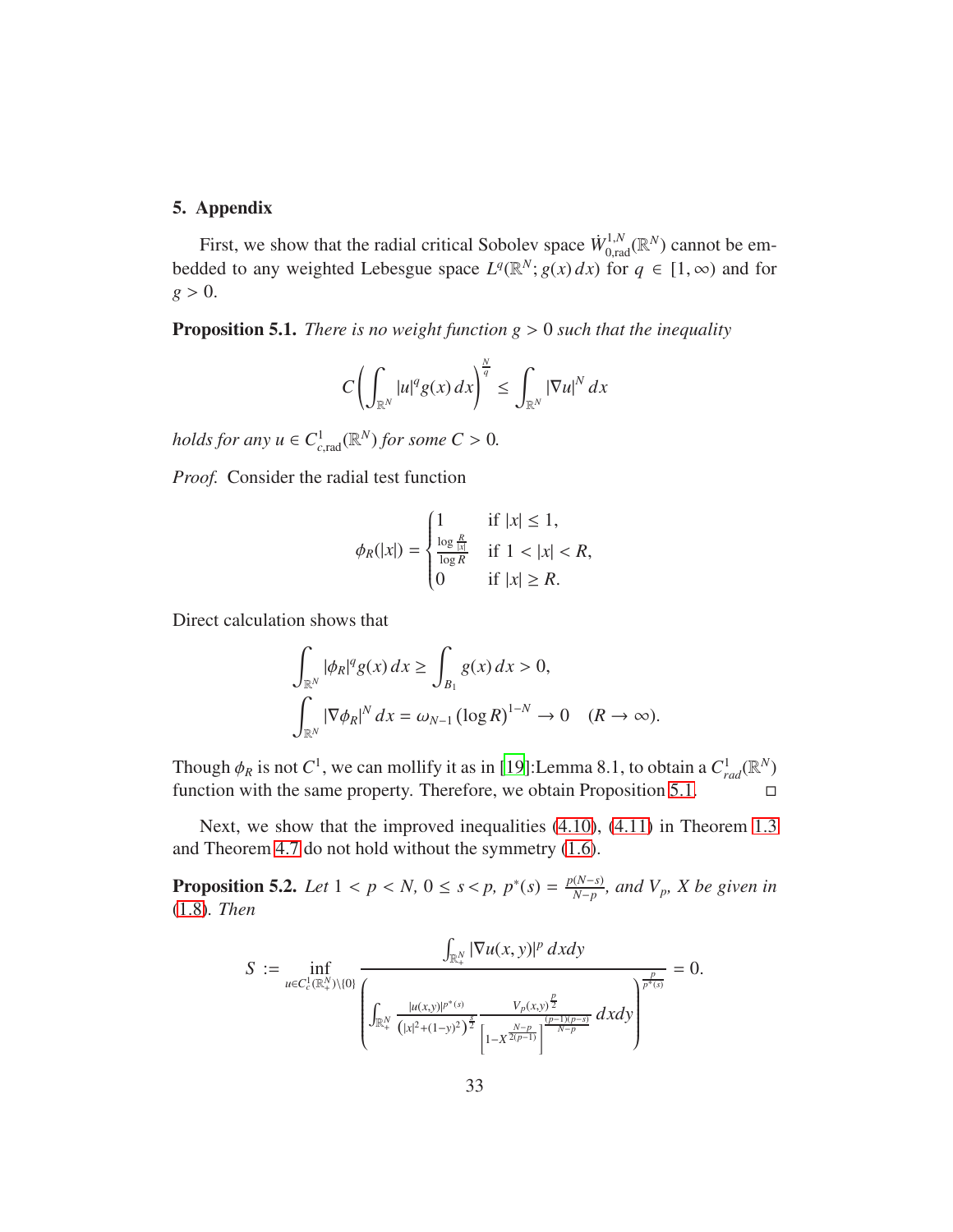## 5. Appendix

First, we show that the radial critical Sobolev space $\dot{W}^{1,N}_{0,\mathrm{rad}}(\mathbb{R}^N)$ cannot be embedded to any weighted Lebesgue space $L^q(\mathbb{R}^N; g(x)\,dx)$ for $q \in [1, \infty)$ and for $g > 0$.

**Proposition 5.1.** *There is no weight function $g > 0$ such that the inequality*

$$C \left( \int_{\mathbb{R}^N} |u|^q g(x)\, dx \right)^{\frac{N}{q}} \leq \int_{\mathbb{R}^N} |\nabla u|^N \, dx$$

*holds for any $u \in C^1_{c,\mathrm{rad}}(\mathbb{R}^N)$ for some $C > 0$.*

*Proof.* Consider the radial test function

$$\phi_R(|x|) = \begin{cases} 1 & \text{if } |x| \leq 1, \\ \frac{\log \frac{R}{|x|}}{\log R} & \text{if } 1 < |x| < R, \\ 0 & \text{if } |x| \geq R. \end{cases}$$

Direct calculation shows that

$$\int_{\mathbb{R}^N} |\phi_R|^q g(x)\, dx \geq \int_{B_1} g(x)\, dx > 0,$$
$$\int_{\mathbb{R}^N} |\nabla \phi_R|^N \, dx = \omega_{N-1} \left( \log R \right)^{1-N} \to 0 \quad (R \to \infty).$$

Though $\phi_R$ is not $C^1$, we can mollify it as in [19]:Lemma 8.1, to obtain a $C^1_{rad}(\mathbb{R}^N)$ function with the same property. Therefore, we obtain Proposition 5.1. $\square$

Next, we show that the improved inequalities (4.10), (4.11) in Theorem 1.3 and Theorem 4.7 do not hold without the symmetry (1.6).

**Proposition 5.2.** *Let $1 < p < N$, $0 \leq s < p$, $p^*(s) = \frac{p(N-s)}{N-p}$, and $V_p$, $X$ be given in (1.8). Then*

$$S := \inf_{u \in C^1_c(\mathbb{R}^N_+) \setminus \{0\}} \frac{\int_{\mathbb{R}^N_+} |\nabla u(x,y)|^p \, dxdy}{\left( \int_{\mathbb{R}^N_+} \frac{|u(x,y)|^{p^*(s)}}{\left(|x|^2 + (1-y)^2\right)^{\frac{s}{2}}} \frac{V_p(x,y)^{\frac{p}{2}}}{\left[ 1 - X^{\frac{N-p}{2(p-1)}} \right]^{\frac{(p-1)(p-s)}{N-p}}} \, dxdy \right)^{\frac{p}{p^*(s)}}} = 0.$$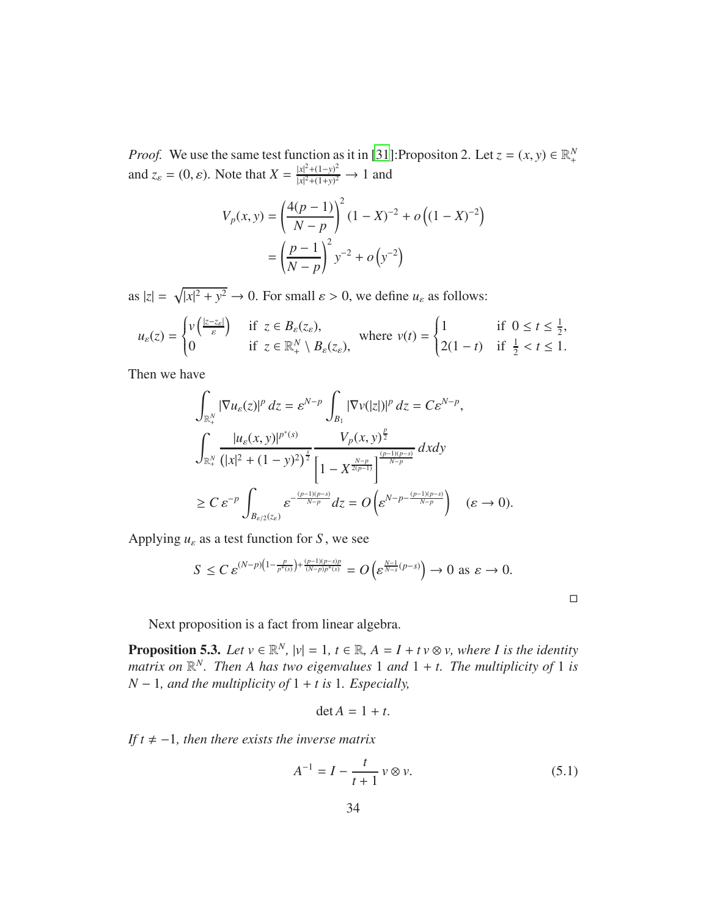*Proof.* We use the same test function as it in [31]:Propositon 2. Let $z = (x, y) \in \mathbb{R}^N_+$ and $z_\varepsilon = (0, \varepsilon)$. Note that $X = \frac{|x|^2+(1-y)^2}{|x|^2+(1+y)^2} \to 1$ and

$$
\begin{aligned}
V_p(x,y) &= \left(\frac{4(p-1)}{N-p}\right)^2 (1-X)^{-2} + o\left((1-X)^{-2}\right) \\
&= \left(\frac{p-1}{N-p}\right)^2 y^{-2} + o\left(y^{-2}\right)
\end{aligned}
$$

as $|z| = \sqrt{|x|^2+y^2} \to 0$. For small $\varepsilon > 0$, we define $u_\varepsilon$ as follows:

$$
u_\varepsilon(z) = \begin{cases} v\left(\frac{|z-z_\varepsilon|}{\varepsilon}\right) & \text{if } z \in B_\varepsilon(z_\varepsilon), \\ 0 & \text{if } z \in \mathbb{R}^N_+ \setminus B_\varepsilon(z_\varepsilon), \end{cases} \quad \text{where } v(t) = \begin{cases} 1 & \text{if } 0 \le t \le \frac{1}{2}, \\ 2(1-t) & \text{if } \frac{1}{2} < t \le 1. \end{cases}
$$

Then we have

$$
\begin{aligned}
&\int_{\mathbb{R}^N_+} |\nabla u_\varepsilon(z)|^p \, dz = \varepsilon^{N-p} \int_{B_1} |\nabla v(|z|)|^p \, dz = C\varepsilon^{N-p}, \\
&\int_{\mathbb{R}^N_+} \frac{|u_\varepsilon(x,y)|^{p^*(s)}}{\left(|x|^2+(1-y)^2\right)^{\frac{s}{2}}} \frac{V_p(x,y)^{\frac{p}{2}}}{\left[1 - X^{\frac{N-p}{2(p-1)}}\right]^{\frac{(p-1)(p-s)}{N-p}}} \, dxdy \\
&\ge C\,\varepsilon^{-p} \int_{B_{\varepsilon/2}(z_\varepsilon)} \varepsilon^{-\frac{(p-1)(p-s)}{N-p}} dz = O\left(\varepsilon^{N-p-\frac{(p-1)(p-s)}{N-p}}\right) \quad (\varepsilon \to 0).
\end{aligned}
$$

Applying $u_\varepsilon$ as a test function for $S$, we see

$$
S \le C\,\varepsilon^{(N-p)\left(1-\frac{p}{p^*(s)}\right)+\frac{(p-1)(p-s)p}{(N-p)p^*(s)}} = O\left(\varepsilon^{\frac{N-1}{N-s}(p-s)}\right) \to 0 \text{ as } \varepsilon \to 0.
$$

□

Next proposition is a fact from linear algebra.

**Proposition 5.3.** *Let $v \in \mathbb{R}^N$, $|v| = 1$, $t \in \mathbb{R}$, $A = I + t\, v \otimes v$, where $I$ is the identity matrix on $\mathbb{R}^N$. Then $A$ has two eigenvalues $1$ and $1+t$. The multiplicity of $1$ is $N-1$, and the multiplicity of $1+t$ is $1$. Especially,*

$$
\det A = 1 + t.
$$

*If $t \neq -1$, then there exists the inverse matrix*

$$
A^{-1} = I - \frac{t}{t+1}\, v \otimes v. \tag{5.1}
$$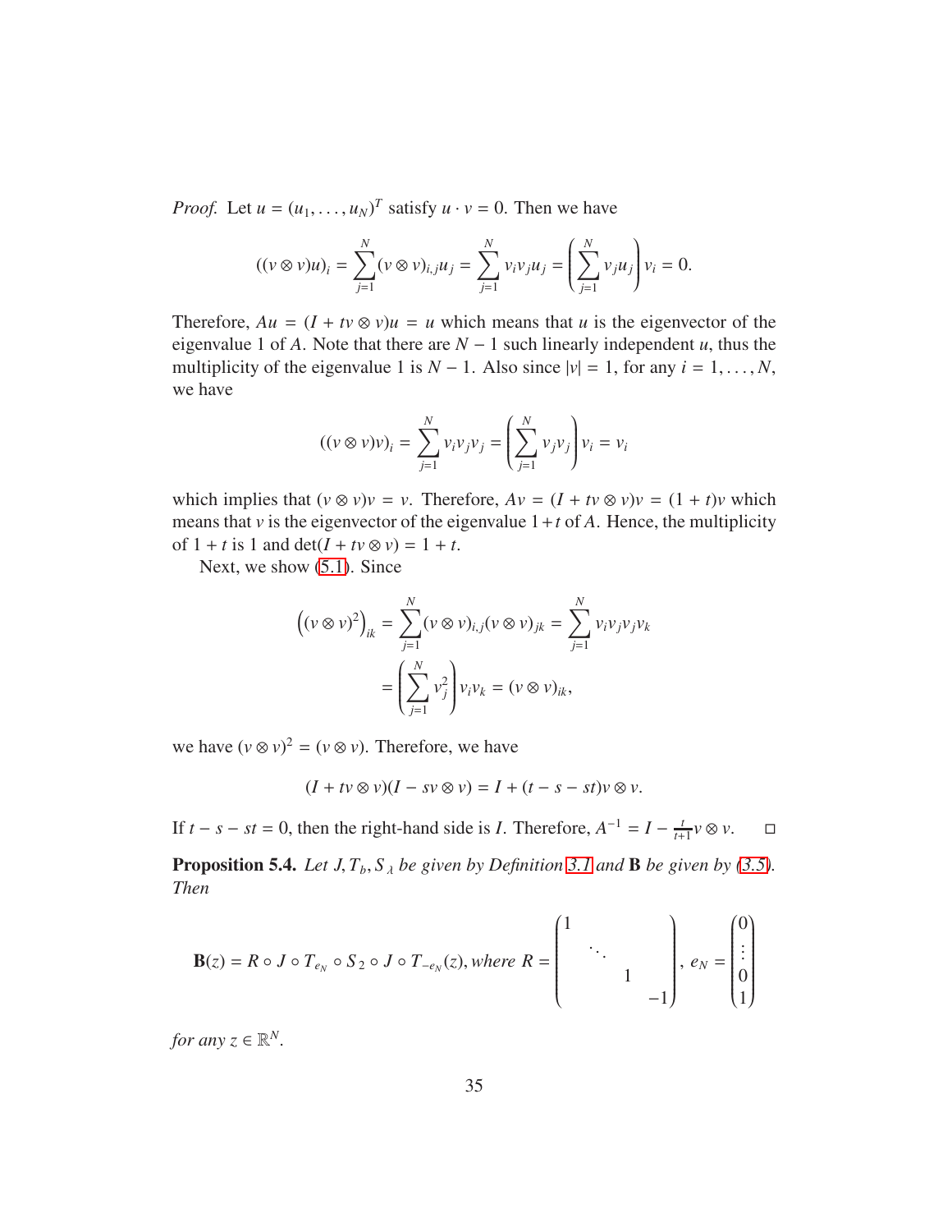*Proof.* Let $u = (u_1, \ldots, u_N)^T$ satisfy $u \cdot v = 0$. Then we have

$$((v \otimes v)u)_i = \sum_{j=1}^{N} (v \otimes v)_{i,j} u_j = \sum_{j=1}^{N} v_i v_j u_j = \left( \sum_{j=1}^{N} v_j u_j \right) v_i = 0.$$

Therefore, $Au = (I + tv \otimes v)u = u$ which means that $u$ is the eigenvector of the eigenvalue 1 of $A$. Note that there are $N-1$ such linearly independent $u$, thus the multiplicity of the eigenvalue 1 is $N-1$. Also since $|v| = 1$, for any $i = 1, \ldots, N$, we have

$$((v \otimes v)v)_i = \sum_{j=1}^{N} v_i v_j v_j = \left( \sum_{j=1}^{N} v_j v_j \right) v_i = v_i$$

which implies that $(v \otimes v)v = v$. Therefore, $Av = (I + tv \otimes v)v = (1+t)v$ which means that $v$ is the eigenvector of the eigenvalue $1+t$ of $A$. Hence, the multiplicity of $1+t$ is 1 and $\det(I + tv \otimes v) = 1 + t$.

Next, we show (5.1). Since

$$\begin{aligned}
\left((v \otimes v)^2\right)_{ik} &= \sum_{j=1}^{N} (v \otimes v)_{i,j} (v \otimes v)_{jk} = \sum_{j=1}^{N} v_i v_j v_j v_k \\
&= \left( \sum_{j=1}^{N} v_j^2 \right) v_i v_k = (v \otimes v)_{ik},
\end{aligned}$$

we have $(v \otimes v)^2 = (v \otimes v)$. Therefore, we have

$$(I + tv \otimes v)(I - sv \otimes v) = I + (t - s - st)v \otimes v.$$

If $t - s - st = 0$, then the right-hand side is $I$. Therefore, $A^{-1} = I - \frac{t}{t+1} v \otimes v$. □

**Proposition 5.4.** *Let $J, T_b, S_\lambda$ be given by Definition 3.1 and* $\mathbf{B}$ *be given by (3.5). Then*

$$\mathbf{B}(z) = R \circ J \circ T_{e_N} \circ S_2 \circ J \circ T_{-e_N}(z), \text{ where } R = \begin{pmatrix} 1 & & & \\ & \ddots & & \\ & & 1 & \\ & & & -1 \end{pmatrix}, \; e_N = \begin{pmatrix} 0 \\ \vdots \\ 0 \\ 1 \end{pmatrix}$$

*for any $z \in \mathbb{R}^N$.*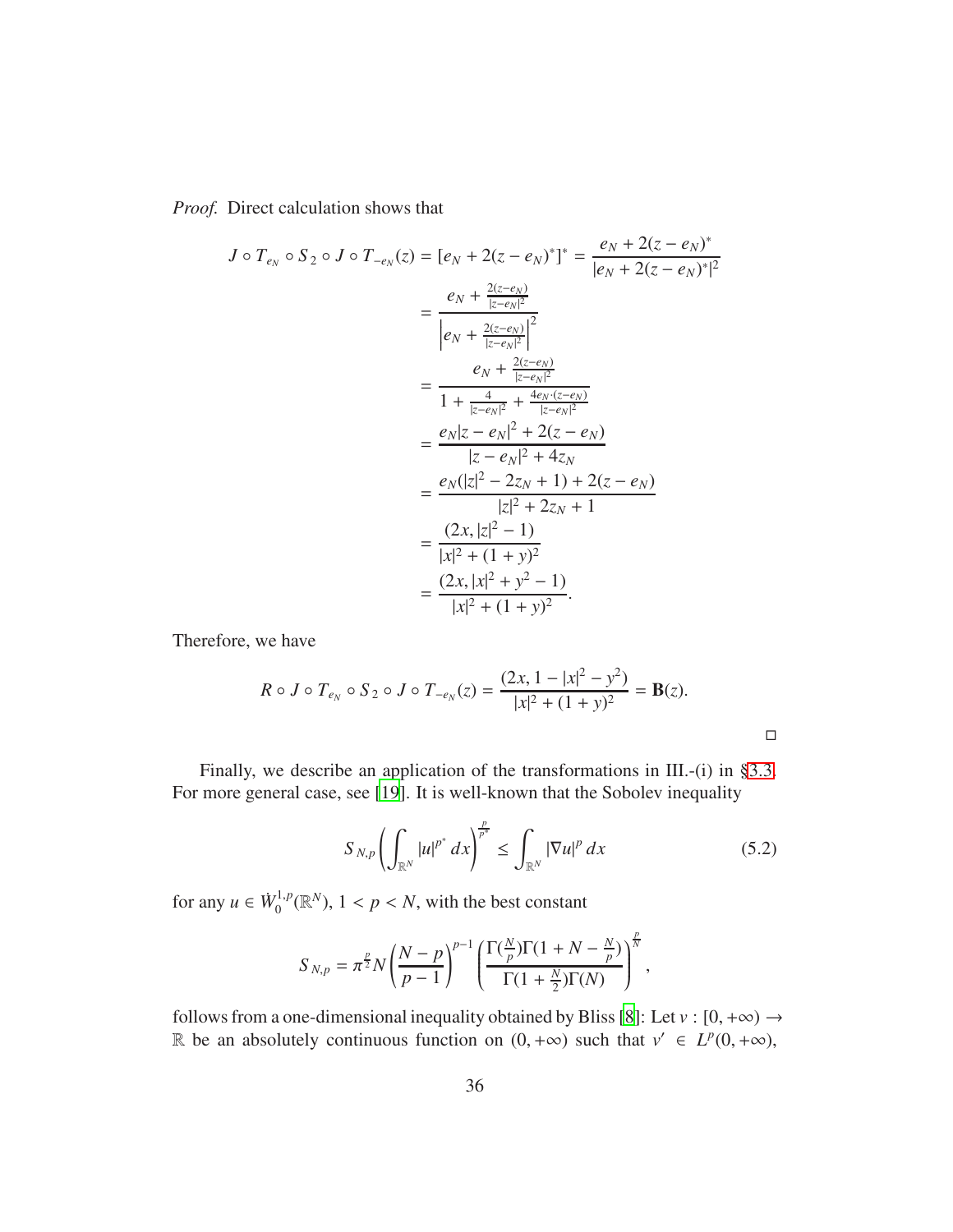*Proof.* Direct calculation shows that

$$
\begin{aligned}
J \circ T_{e_N} \circ S_2 \circ J \circ T_{-e_N}(z) &= [e_N + 2(z - e_N)^*]^* = \frac{e_N + 2(z - e_N)^*}{|e_N + 2(z - e_N)^*|^2} \\
&= \frac{e_N + \frac{2(z-e_N)}{|z-e_N|^2}}{\left| e_N + \frac{2(z-e_N)}{|z-e_N|^2} \right|^2} \\
&= \frac{e_N + \frac{2(z-e_N)}{|z-e_N|^2}}{1 + \frac{4}{|z-e_N|^2} + \frac{4e_N\cdot(z-e_N)}{|z-e_N|^2}} \\
&= \frac{e_N |z - e_N|^2 + 2(z - e_N)}{|z - e_N|^2 + 4z_N} \\
&= \frac{e_N(|z|^2 - 2z_N + 1) + 2(z - e_N)}{|z|^2 + 2z_N + 1} \\
&= \frac{(2x, |z|^2 - 1)}{|x|^2 + (1 + y)^2} \\
&= \frac{(2x, |x|^2 + y^2 - 1)}{|x|^2 + (1 + y)^2}.
\end{aligned}
$$

Therefore, we have

$$
R \circ J \circ T_{e_N} \circ S_2 \circ J \circ T_{-e_N}(z) = \frac{(2x, 1 - |x|^2 - y^2)}{|x|^2 + (1 + y)^2} = \mathbf{B}(z).
$$

□

Finally, we describe an application of the transformations in III.-(i) in §3.3. For more general case, see [19]. It is well-known that the Sobolev inequality

$$
S_{N,p} \left( \int_{\mathbb{R}^N} |u|^{p^*} \, dx \right)^{\frac{p}{p^*}} \le \int_{\mathbb{R}^N} |\nabla u|^p \, dx \tag{5.2}
$$

for any $u \in \dot{W}_0^{1,p}(\mathbb{R}^N)$, $1 < p < N$, with the best constant

$$
S_{N,p} = \pi^{\frac{p}{2}} N \left( \frac{N - p}{p - 1} \right)^{p-1} \left( \frac{\Gamma(\frac{N}{p}) \Gamma(1 + N - \frac{N}{p})}{\Gamma(1 + \frac{N}{2}) \Gamma(N)} \right)^{\frac{p}{N}},
$$

follows from a one-dimensional inequality obtained by Bliss [8]: Let $v : [0, +\infty) \to \mathbb{R}$ be an absolutely continuous function on $(0, +\infty)$ such that $v' \in L^p(0, +\infty)$,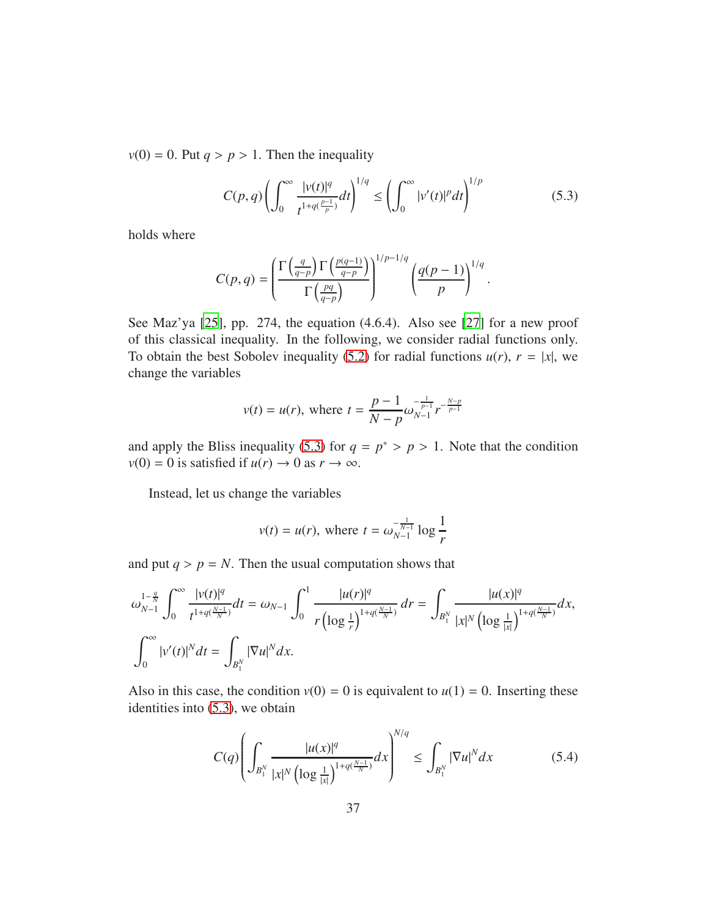$v(0) = 0$. Put $q > p > 1$. Then the inequality

$$C(p,q)\left(\int_0^\infty \frac{|v(t)|^q}{t^{1+q(\frac{p-1}{p})}}dt\right)^{1/q} \leq \left(\int_0^\infty |v'(t)|^p dt\right)^{1/p} \tag{5.3}$$

holds where

$$C(p,q) = \left(\frac{\Gamma\left(\frac{q}{q-p}\right)\Gamma\left(\frac{p(q-1)}{q-p}\right)}{\Gamma\left(\frac{pq}{q-p}\right)}\right)^{1/p-1/q}\left(\frac{q(p-1)}{p}\right)^{1/q}.$$

See Maz'ya [25], pp. 274, the equation (4.6.4). Also see [27] for a new proof of this classical inequality. In the following, we consider radial functions only. To obtain the best Sobolev inequality (5.2) for radial functions $u(r)$, $r = |x|$, we change the variables

$$v(t) = u(r), \text{ where } t = \frac{p-1}{N-p}\omega_{N-1}^{-\frac{1}{p-1}} r^{-\frac{N-p}{p-1}}$$

and apply the Bliss inequality (5.3) for $q = p^* > p > 1$. Note that the condition $v(0) = 0$ is satisfied if $u(r) \to 0$ as $r \to \infty$.

Instead, let us change the variables

$$v(t) = u(r), \text{ where } t = \omega_{N-1}^{-\frac{1}{N-1}} \log \frac{1}{r}$$

and put $q > p = N$. Then the usual computation shows that

$$\omega_{N-1}^{1-\frac{q}{N}} \int_0^\infty \frac{|v(t)|^q}{t^{1+q(\frac{N-1}{N})}}dt = \omega_{N-1}\int_0^1 \frac{|u(r)|^q}{r\left(\log\frac{1}{r}\right)^{1+q(\frac{N-1}{N})}}\,dr = \int_{B_1^N} \frac{|u(x)|^q}{|x|^N\left(\log\frac{1}{|x|}\right)^{1+q(\frac{N-1}{N})}}dx,$$

$$\int_0^\infty |v'(t)|^N dt = \int_{B_1^N} |\nabla u|^N dx.$$

Also in this case, the condition $v(0) = 0$ is equivalent to $u(1) = 0$. Inserting these identities into (5.3), we obtain

$$C(q)\left(\int_{B_1^N} \frac{|u(x)|^q}{|x|^N\left(\log\frac{1}{|x|}\right)^{1+q(\frac{N-1}{N})}}dx\right)^{N/q} \leq \int_{B_1^N} |\nabla u|^N dx \tag{5.4}$$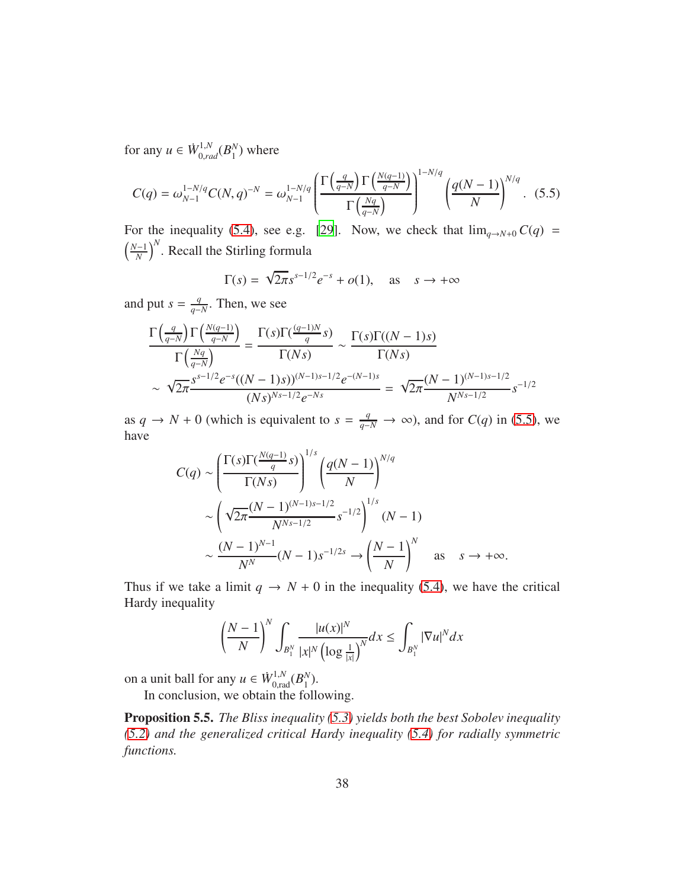for any $u \in \dot{W}^{1,N}_{0,rad}(B_1^N)$ where

$$C(q) = \omega_{N-1}^{1-N/q} C(N,q)^{-N} = \omega_{N-1}^{1-N/q} \left( \frac{\Gamma\left(\frac{q}{q-N}\right)\Gamma\left(\frac{N(q-1)}{q-N}\right)}{\Gamma\left(\frac{Nq}{q-N}\right)} \right)^{1-N/q} \left(\frac{q(N-1)}{N}\right)^{N/q}. \quad (5.5)$$

For the inequality (5.4), see e.g. [29]. Now, we check that $\lim_{q \to N+0} C(q) = \left(\frac{N-1}{N}\right)^N$. Recall the Stirling formula

$$\Gamma(s) = \sqrt{2\pi} s^{s-1/2} e^{-s} + o(1), \quad \text{as} \quad s \to +\infty$$

and put $s = \frac{q}{q-N}$. Then, we see

$$\frac{\Gamma\left(\frac{q}{q-N}\right)\Gamma\left(\frac{N(q-1)}{q-N}\right)}{\Gamma\left(\frac{Nq}{q-N}\right)} = \frac{\Gamma(s)\Gamma(\frac{(q-1)N}{q}s)}{\Gamma(Ns)} \sim \frac{\Gamma(s)\Gamma((N-1)s)}{\Gamma(Ns)}$$
$$\sim \sqrt{2\pi} \frac{s^{s-1/2}e^{-s}((N-1)s))^{(N-1)s-1/2}e^{-(N-1)s}}{(Ns)^{Ns-1/2}e^{-Ns}} = \sqrt{2\pi}\frac{(N-1)^{(N-1)s-1/2}}{N^{Ns-1/2}} s^{-1/2}$$

as $q \to N+0$ (which is equivalent to $s = \frac{q}{q-N} \to \infty$), and for $C(q)$ in (5.5), we have

$$\begin{aligned}
C(q) &\sim \left(\frac{\Gamma(s)\Gamma(\frac{N(q-1)}{q}s)}{\Gamma(Ns)}\right)^{1/s} \left(\frac{q(N-1)}{N}\right)^{N/q} \\
&\sim \left(\sqrt{2\pi}\frac{(N-1)^{(N-1)s-1/2}}{N^{Ns-1/2}} s^{-1/2}\right)^{1/s} (N-1) \\
&\sim \frac{(N-1)^{N-1}}{N^N}(N-1)s^{-1/2s} \to \left(\frac{N-1}{N}\right)^N \quad \text{as} \quad s \to +\infty.
\end{aligned}$$

Thus if we take a limit $q \to N+0$ in the inequality (5.4), we have the critical Hardy inequality

$$\left(\frac{N-1}{N}\right)^N \int_{B_1^N} \frac{|u(x)|^N}{|x|^N \left(\log \frac{1}{|x|}\right)^N} dx \le \int_{B_1^N} |\nabla u|^N dx$$

on a unit ball for any $u \in \dot{W}^{1,N}_{0,\mathrm{rad}}(B_1^N)$.

In conclusion, we obtain the following.

**Proposition 5.5.** *The Bliss inequality (5.3) yields both the best Sobolev inequality (5.2) and the generalized critical Hardy inequality (5.4) for radially symmetric functions.*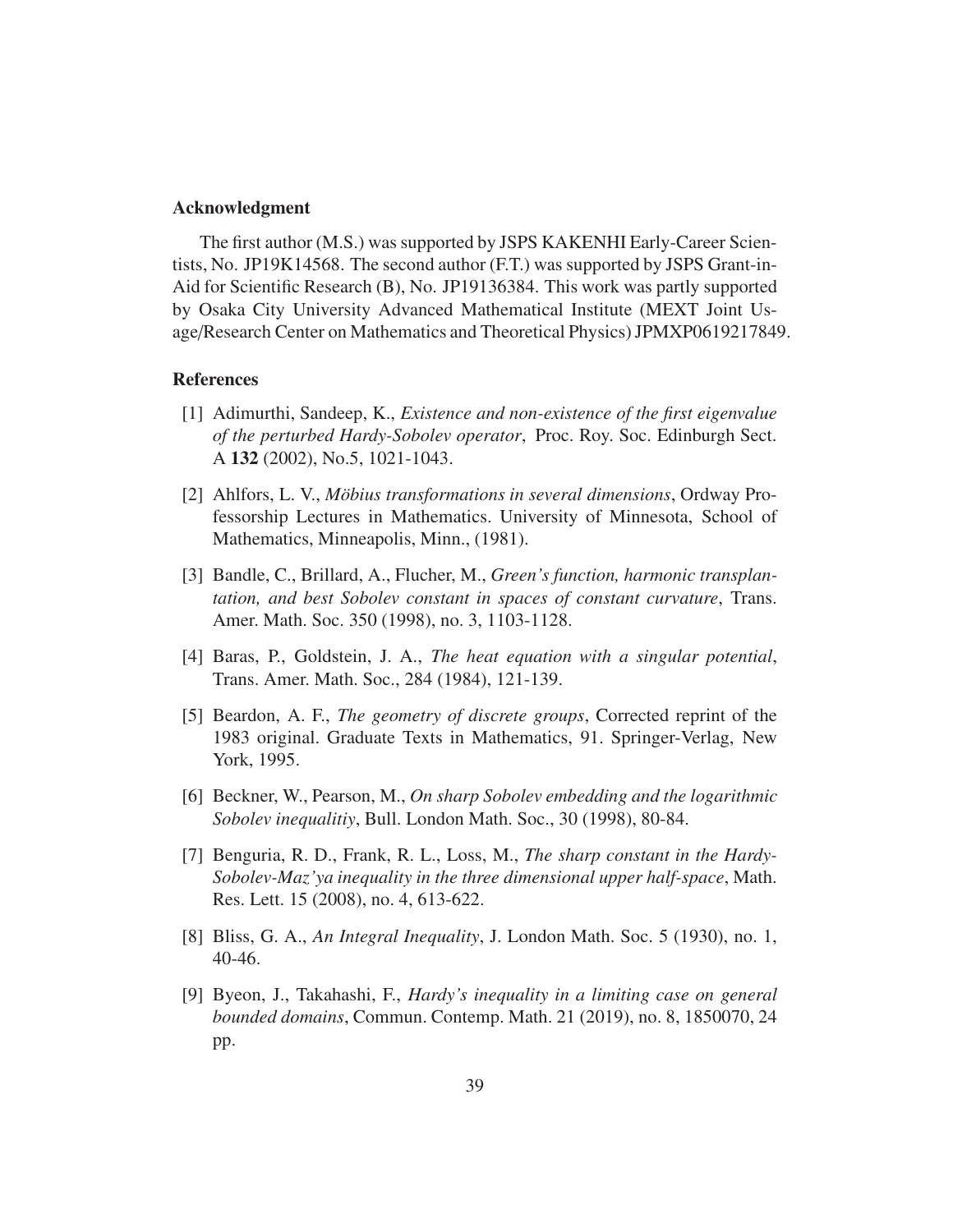## Acknowledgment

The first author (M.S.) was supported by JSPS KAKENHI Early-Career Scientists, No. JP19K14568. The second author (F.T.) was supported by JSPS Grant-in-Aid for Scientific Research (B), No. JP19136384. This work was partly supported by Osaka City University Advanced Mathematical Institute (MEXT Joint Usage/Research Center on Mathematics and Theoretical Physics) JPMXP0619217849.

## References

[1] Adimurthi, Sandeep, K., *Existence and non-existence of the first eigenvalue of the perturbed Hardy-Sobolev operator*, Proc. Roy. Soc. Edinburgh Sect. A **132** (2002), No.5, 1021-1043.

[2] Ahlfors, L. V., *Möbius transformations in several dimensions*, Ordway Professorship Lectures in Mathematics. University of Minnesota, School of Mathematics, Minneapolis, Minn., (1981).

[3] Bandle, C., Brillard, A., Flucher, M., *Green's function, harmonic transplantation, and best Sobolev constant in spaces of constant curvature*, Trans. Amer. Math. Soc. 350 (1998), no. 3, 1103-1128.

[4] Baras, P., Goldstein, J. A., *The heat equation with a singular potential*, Trans. Amer. Math. Soc., 284 (1984), 121-139.

[5] Beardon, A. F., *The geometry of discrete groups*, Corrected reprint of the 1983 original. Graduate Texts in Mathematics, 91. Springer-Verlag, New York, 1995.

[6] Beckner, W., Pearson, M., *On sharp Sobolev embedding and the logarithmic Sobolev inequalitiy*, Bull. London Math. Soc., 30 (1998), 80-84.

[7] Benguria, R. D., Frank, R. L., Loss, M., *The sharp constant in the Hardy-Sobolev-Maz'ya inequality in the three dimensional upper half-space*, Math. Res. Lett. 15 (2008), no. 4, 613-622.

[8] Bliss, G. A., *An Integral Inequality*, J. London Math. Soc. 5 (1930), no. 1, 40-46.

[9] Byeon, J., Takahashi, F., *Hardy's inequality in a limiting case on general bounded domains*, Commun. Contemp. Math. 21 (2019), no. 8, 1850070, 24 pp.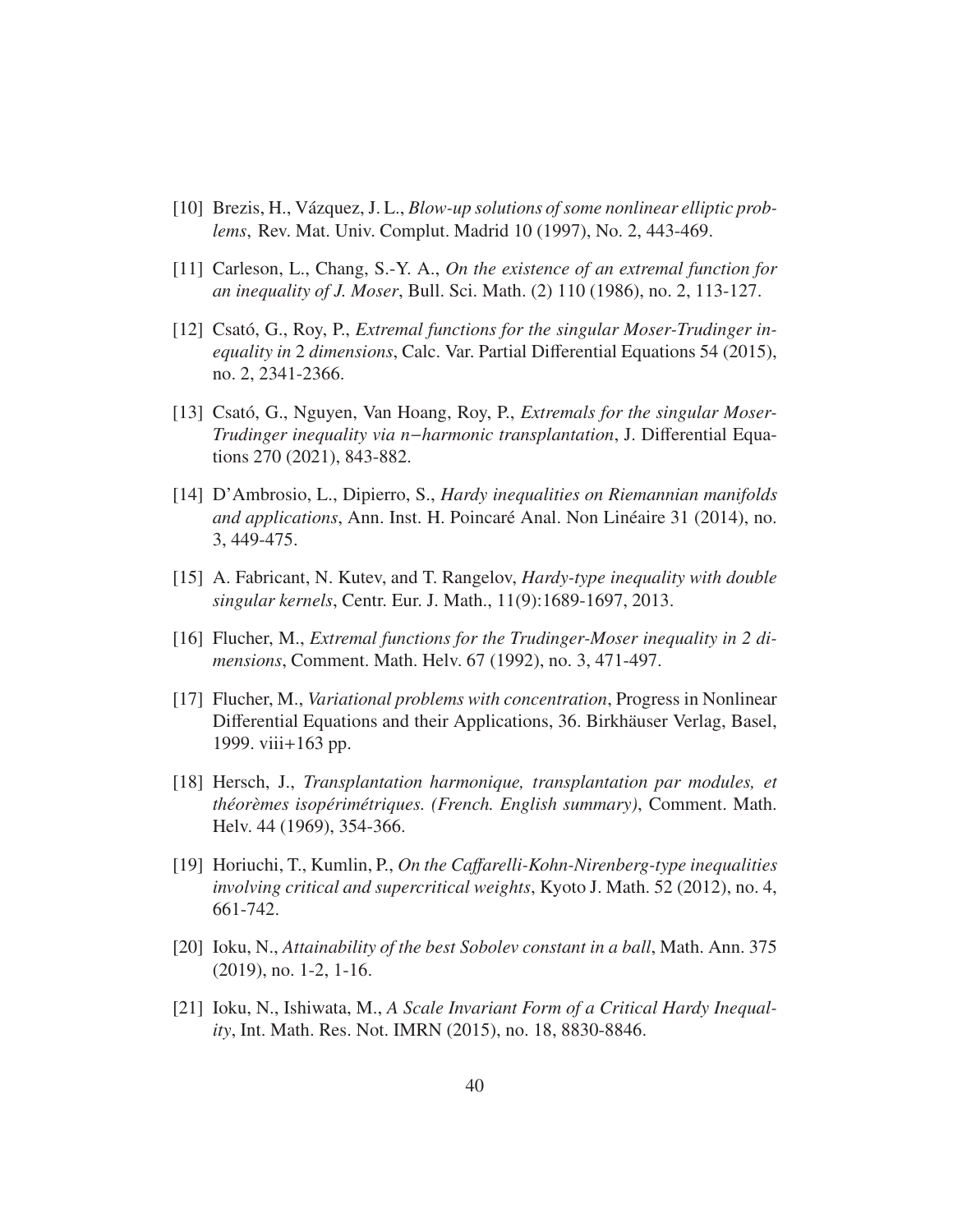[10] Brezis, H., Vázquez, J. L., *Blow-up solutions of some nonlinear elliptic problems*, Rev. Mat. Univ. Complut. Madrid 10 (1997), No. 2, 443-469.

[11] Carleson, L., Chang, S.-Y. A., *On the existence of an extremal function for an inequality of J. Moser*, Bull. Sci. Math. (2) 110 (1986), no. 2, 113-127.

[12] Csató, G., Roy, P., *Extremal functions for the singular Moser-Trudinger inequality in* 2 *dimensions*, Calc. Var. Partial Differential Equations 54 (2015), no. 2, 2341-2366.

[13] Csató, G., Nguyen, Van Hoang, Roy, P., *Extremals for the singular Moser-Trudinger inequality via $n-$harmonic transplantation*, J. Differential Equations 270 (2021), 843-882.

[14] D'Ambrosio, L., Dipierro, S., *Hardy inequalities on Riemannian manifolds and applications*, Ann. Inst. H. Poincaré Anal. Non Linéaire 31 (2014), no. 3, 449-475.

[15] A. Fabricant, N. Kutev, and T. Rangelov, *Hardy-type inequality with double singular kernels*, Centr. Eur. J. Math., 11(9):1689-1697, 2013.

[16] Flucher, M., *Extremal functions for the Trudinger-Moser inequality in 2 dimensions*, Comment. Math. Helv. 67 (1992), no. 3, 471-497.

[17] Flucher, M., *Variational problems with concentration*, Progress in Nonlinear Differential Equations and their Applications, 36. Birkhäuser Verlag, Basel, 1999. viii+163 pp.

[18] Hersch, J., *Transplantation harmonique, transplantation par modules, et théorèmes isopérimétriques. (French. English summary)*, Comment. Math. Helv. 44 (1969), 354-366.

[19] Horiuchi, T., Kumlin, P., *On the Caffarelli-Kohn-Nirenberg-type inequalities involving critical and supercritical weights*, Kyoto J. Math. 52 (2012), no. 4, 661-742.

[20] Ioku, N., *Attainability of the best Sobolev constant in a ball*, Math. Ann. 375 (2019), no. 1-2, 1-16.

[21] Ioku, N., Ishiwata, M., *A Scale Invariant Form of a Critical Hardy Inequality*, Int. Math. Res. Not. IMRN (2015), no. 18, 8830-8846.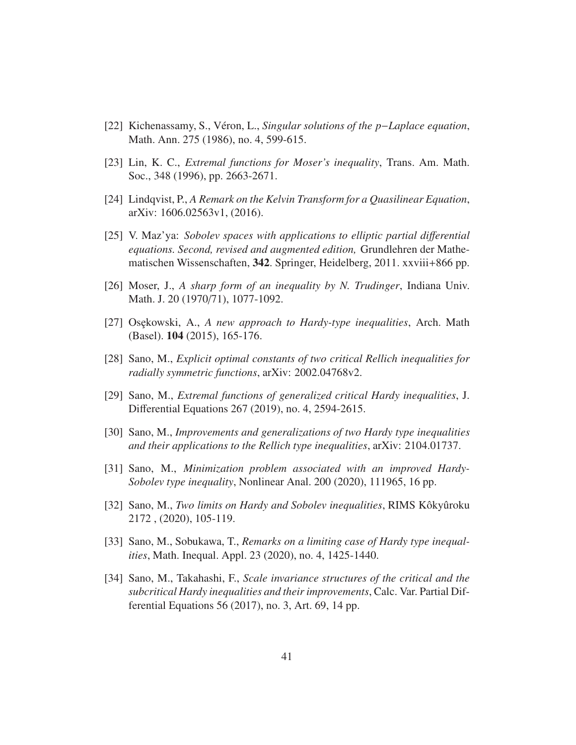[22] Kichenassamy, S., Véron, L., *Singular solutions of the $p-$Laplace equation*, Math. Ann. 275 (1986), no. 4, 599-615.

[23] Lin, K. C., *Extremal functions for Moser's inequality*, Trans. Am. Math. Soc., 348 (1996), pp. 2663-2671.

[24] Lindqvist, P., *A Remark on the Kelvin Transform for a Quasilinear Equation*, arXiv: 1606.02563v1, (2016).

[25] V. Maz'ya: *Sobolev spaces with applications to elliptic partial differential equations. Second, revised and augmented edition,* Grundlehren der Mathematischen Wissenschaften, **342**. Springer, Heidelberg, 2011. xxviii+866 pp.

[26] Moser, J., *A sharp form of an inequality by N. Trudinger*, Indiana Univ. Math. J. 20 (1970/71), 1077-1092.

[27] Osękowski, A., *A new approach to Hardy-type inequalities*, Arch. Math (Basel). **104** (2015), 165-176.

[28] Sano, M., *Explicit optimal constants of two critical Rellich inequalities for radially symmetric functions*, arXiv: 2002.04768v2.

[29] Sano, M., *Extremal functions of generalized critical Hardy inequalities*, J. Differential Equations 267 (2019), no. 4, 2594-2615.

[30] Sano, M., *Improvements and generalizations of two Hardy type inequalities and their applications to the Rellich type inequalities*, arXiv: 2104.01737.

[31] Sano, M., *Minimization problem associated with an improved Hardy-Sobolev type inequality*, Nonlinear Anal. 200 (2020), 111965, 16 pp.

[32] Sano, M., *Two limits on Hardy and Sobolev inequalities*, RIMS Kôkyûroku 2172 , (2020), 105-119.

[33] Sano, M., Sobukawa, T., *Remarks on a limiting case of Hardy type inequalities*, Math. Inequal. Appl. 23 (2020), no. 4, 1425-1440.

[34] Sano, M., Takahashi, F., *Scale invariance structures of the critical and the subcritical Hardy inequalities and their improvements*, Calc. Var. Partial Differential Equations 56 (2017), no. 3, Art. 69, 14 pp.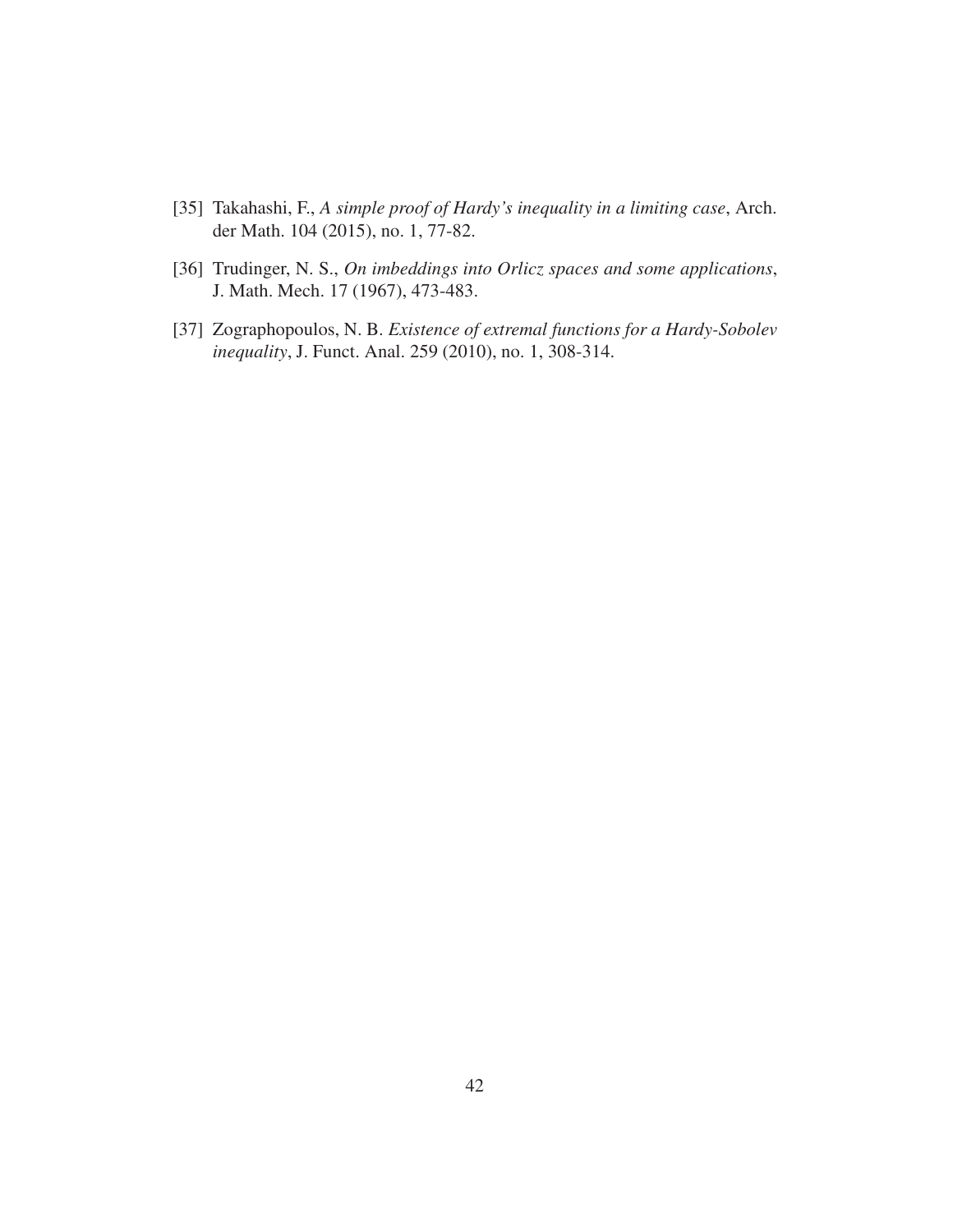[35] Takahashi, F., *A simple proof of Hardy's inequality in a limiting case*, Arch. der Math. 104 (2015), no. 1, 77-82.

[36] Trudinger, N. S., *On imbeddings into Orlicz spaces and some applications*, J. Math. Mech. 17 (1967), 473-483.

[37] Zographopoulos, N. B. *Existence of extremal functions for a Hardy-Sobolev inequality*, J. Funct. Anal. 259 (2010), no. 1, 308-314.